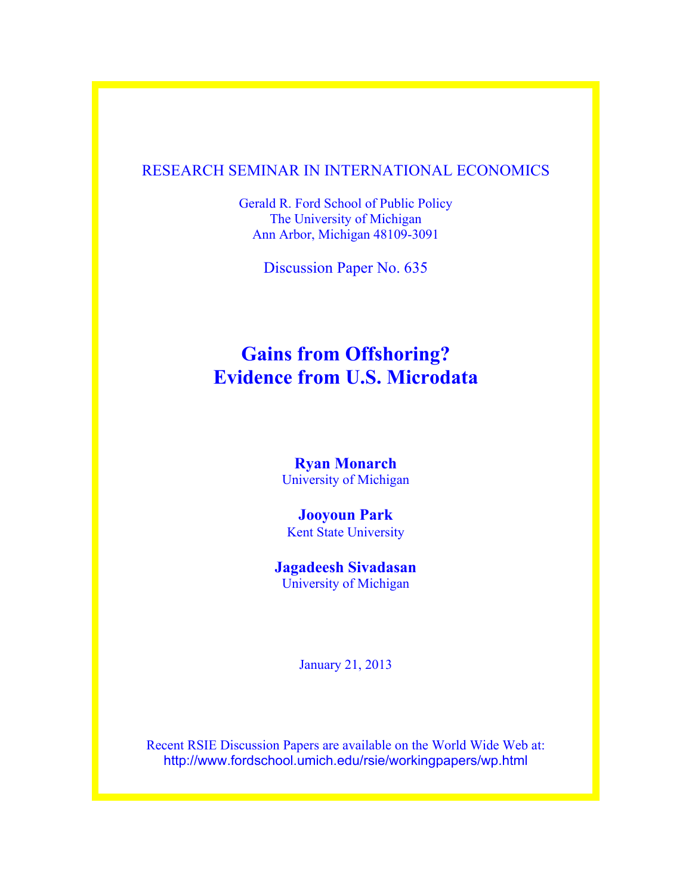RESEARCH SEMINAR IN INTERNATIONAL ECONOMICS

Gerald R. Ford School of Public Policy
The University of Michigan
Ann Arbor, Michigan 48109-3091

Discussion Paper No. 635

# Gains from Offshoring? Evidence from U.S. Microdata

**Ryan Monarch**
University of Michigan

**Jooyoun Park**
Kent State University

**Jagadeesh Sivadasan**
University of Michigan

January 21, 2013

Recent RSIE Discussion Papers are available on the World Wide Web at:
http://www.fordschool.umich.edu/rsie/workingpapers/wp.html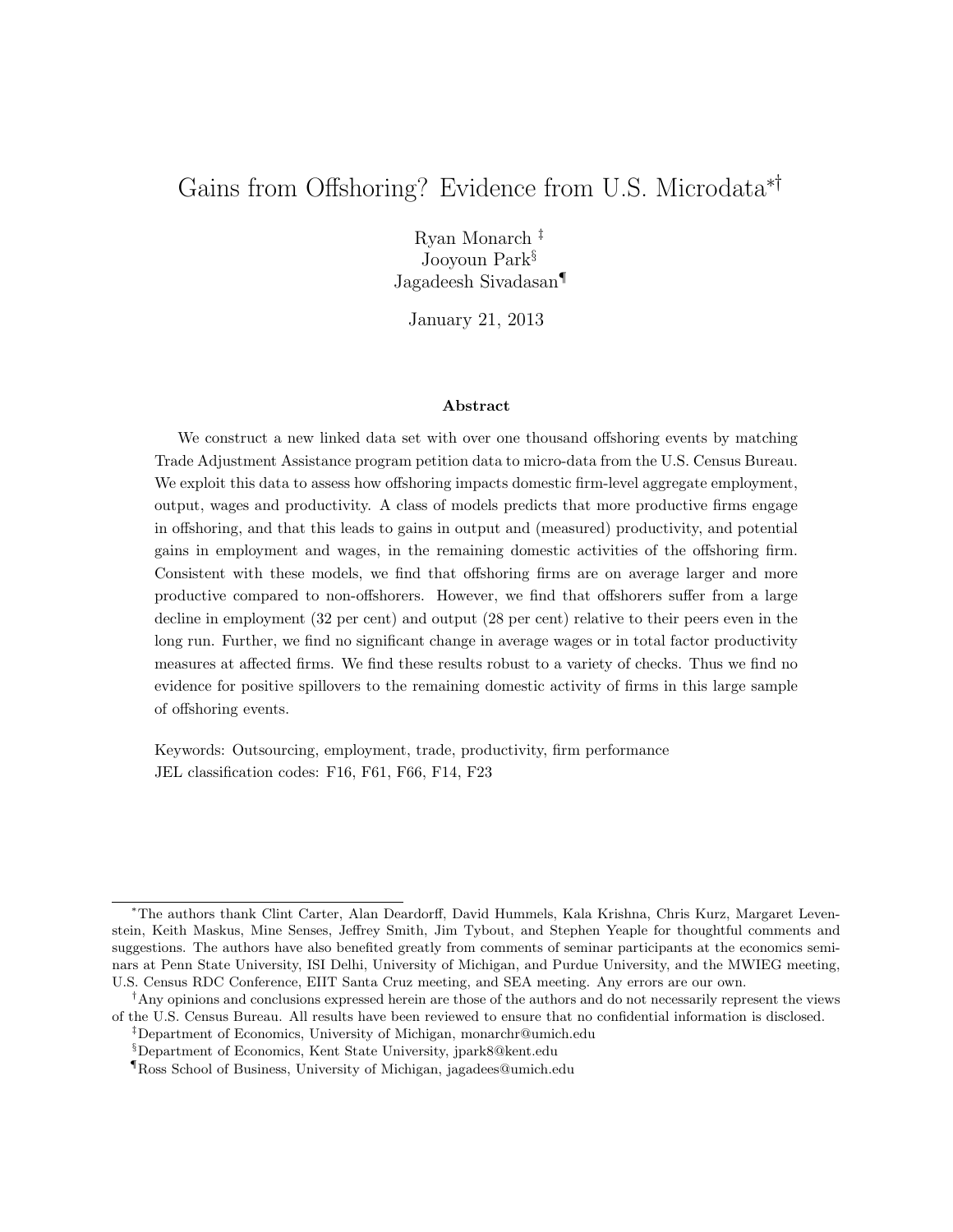# Gains from Offshoring? Evidence from U.S. Microdata*†

Ryan Monarch ‡
Jooyoun Park§
Jagadeesh Sivadasan¶

January 21, 2013

### Abstract

We construct a new linked data set with over one thousand offshoring events by matching Trade Adjustment Assistance program petition data to micro-data from the U.S. Census Bureau. We exploit this data to assess how offshoring impacts domestic firm-level aggregate employment, output, wages and productivity. A class of models predicts that more productive firms engage in offshoring, and that this leads to gains in output and (measured) productivity, and potential gains in employment and wages, in the remaining domestic activities of the offshoring firm. Consistent with these models, we find that offshoring firms are on average larger and more productive compared to non-offshorers. However, we find that offshorers suffer from a large decline in employment (32 per cent) and output (28 per cent) relative to their peers even in the long run. Further, we find no significant change in average wages or in total factor productivity measures at affected firms. We find these results robust to a variety of checks. Thus we find no evidence for positive spillovers to the remaining domestic activity of firms in this large sample of offshoring events.

Keywords: Outsourcing, employment, trade, productivity, firm performance
JEL classification codes: F16, F61, F66, F14, F23

---

*The authors thank Clint Carter, Alan Deardorff, David Hummels, Kala Krishna, Chris Kurz, Margaret Levenstein, Keith Maskus, Mine Senses, Jeffrey Smith, Jim Tybout, and Stephen Yeaple for thoughtful comments and suggestions. The authors have also benefited greatly from comments of seminar participants at the economics seminars at Penn State University, ISI Delhi, University of Michigan, and Purdue University, and the MWIEG meeting, U.S. Census RDC Conference, EIIT Santa Cruz meeting, and SEA meeting. Any errors are our own.

†Any opinions and conclusions expressed herein are those of the authors and do not necessarily represent the views of the U.S. Census Bureau. All results have been reviewed to ensure that no confidential information is disclosed.

‡Department of Economics, University of Michigan, monarchr@umich.edu

§Department of Economics, Kent State University, jpark8@kent.edu

¶Ross School of Business, University of Michigan, jagadees@umich.edu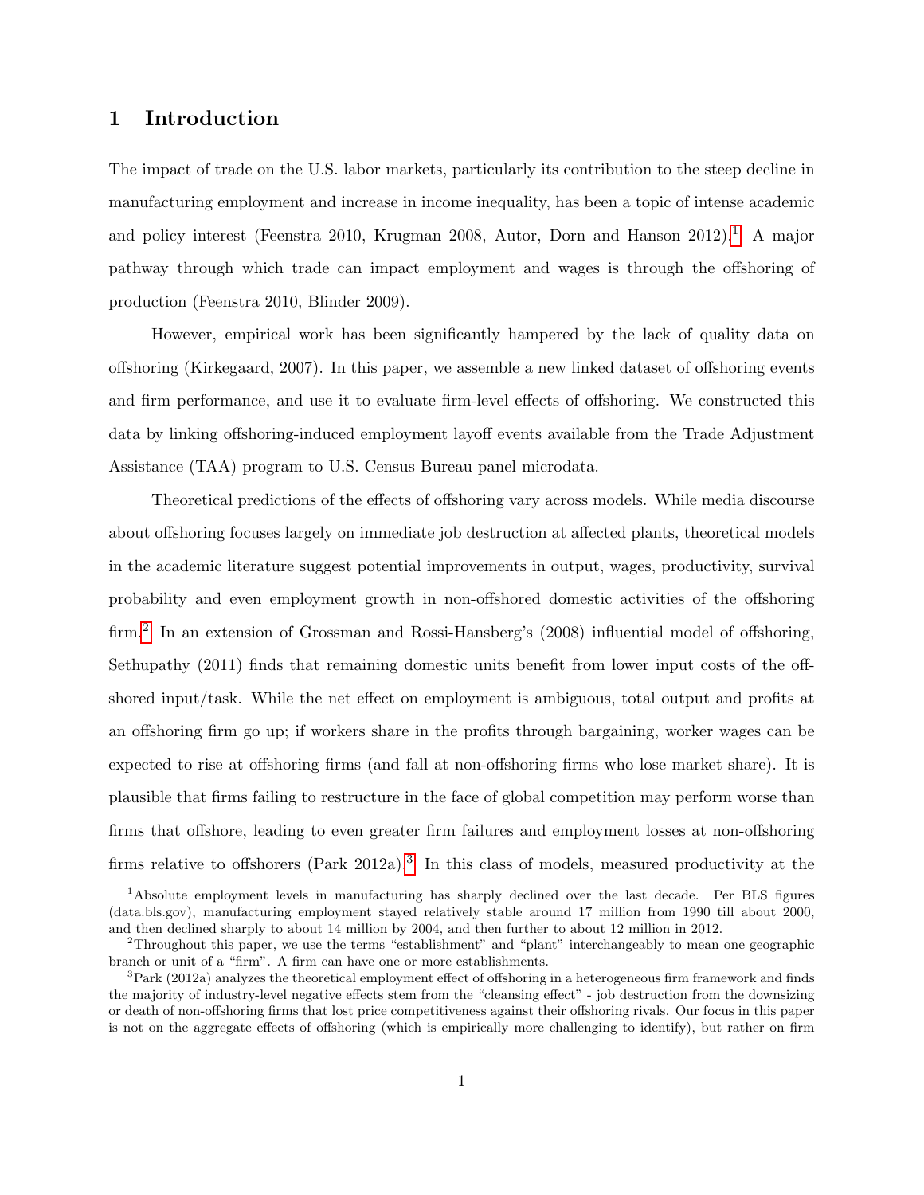# 1 Introduction

The impact of trade on the U.S. labor markets, particularly its contribution to the steep decline in manufacturing employment and increase in income inequality, has been a topic of intense academic and policy interest (Feenstra 2010, Krugman 2008, Autor, Dorn and Hanson 2012).[1] A major pathway through which trade can impact employment and wages is through the offshoring of production (Feenstra 2010, Blinder 2009).

However, empirical work has been significantly hampered by the lack of quality data on offshoring (Kirkegaard, 2007). In this paper, we assemble a new linked dataset of offshoring events and firm performance, and use it to evaluate firm-level effects of offshoring. We constructed this data by linking offshoring-induced employment layoff events available from the Trade Adjustment Assistance (TAA) program to U.S. Census Bureau panel microdata.

Theoretical predictions of the effects of offshoring vary across models. While media discourse about offshoring focuses largely on immediate job destruction at affected plants, theoretical models in the academic literature suggest potential improvements in output, wages, productivity, survival probability and even employment growth in non-offshored domestic activities of the offshoring firm.[2] In an extension of Grossman and Rossi-Hansberg's (2008) influential model of offshoring, Sethupathy (2011) finds that remaining domestic units benefit from lower input costs of the offshored input/task. While the net effect on employment is ambiguous, total output and profits at an offshoring firm go up; if workers share in the profits through bargaining, worker wages can be expected to rise at offshoring firms (and fall at non-offshoring firms who lose market share). It is plausible that firms failing to restructure in the face of global competition may perform worse than firms that offshore, leading to even greater firm failures and employment losses at non-offshoring firms relative to offshorers (Park 2012a).[3] In this class of models, measured productivity at the

[1] Absolute employment levels in manufacturing has sharply declined over the last decade. Per BLS figures (data.bls.gov), manufacturing employment stayed relatively stable around 17 million from 1990 till about 2000, and then declined sharply to about 14 million by 2004, and then further to about 12 million in 2012.

[2] Throughout this paper, we use the terms "establishment" and "plant" interchangeably to mean one geographic branch or unit of a "firm". A firm can have one or more establishments.

[3] Park (2012a) analyzes the theoretical employment effect of offshoring in a heterogeneous firm framework and finds the majority of industry-level negative effects stem from the "cleansing effect" - job destruction from the downsizing or death of non-offshoring firms that lost price competitiveness against their offshoring rivals. Our focus in this paper is not on the aggregate effects of offshoring (which is empirically more challenging to identify), but rather on firm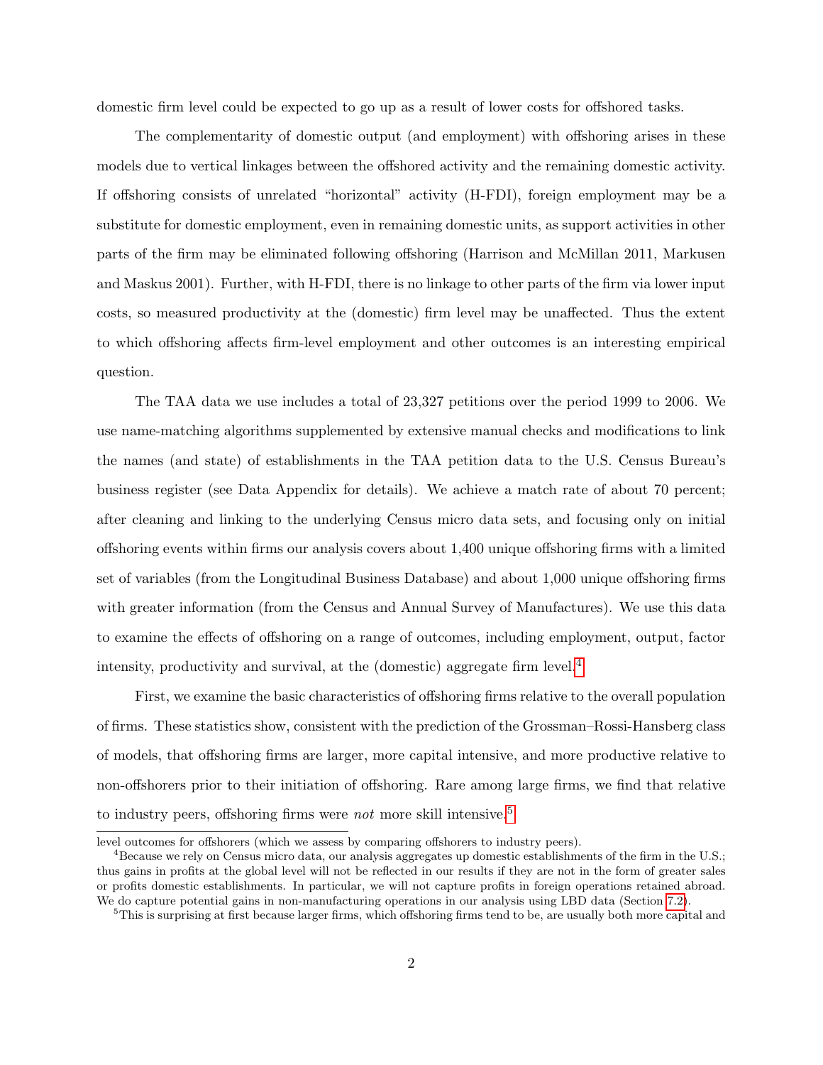domestic firm level could be expected to go up as a result of lower costs for offshored tasks.

The complementarity of domestic output (and employment) with offshoring arises in these models due to vertical linkages between the offshored activity and the remaining domestic activity. If offshoring consists of unrelated "horizontal" activity (H-FDI), foreign employment may be a substitute for domestic employment, even in remaining domestic units, as support activities in other parts of the firm may be eliminated following offshoring (Harrison and McMillan 2011, Markusen and Maskus 2001). Further, with H-FDI, there is no linkage to other parts of the firm via lower input costs, so measured productivity at the (domestic) firm level may be unaffected. Thus the extent to which offshoring affects firm-level employment and other outcomes is an interesting empirical question.

The TAA data we use includes a total of 23,327 petitions over the period 1999 to 2006. We use name-matching algorithms supplemented by extensive manual checks and modifications to link the names (and state) of establishments in the TAA petition data to the U.S. Census Bureau's business register (see Data Appendix for details). We achieve a match rate of about 70 percent; after cleaning and linking to the underlying Census micro data sets, and focusing only on initial offshoring events within firms our analysis covers about 1,400 unique offshoring firms with a limited set of variables (from the Longitudinal Business Database) and about 1,000 unique offshoring firms with greater information (from the Census and Annual Survey of Manufactures). We use this data to examine the effects of offshoring on a range of outcomes, including employment, output, factor intensity, productivity and survival, at the (domestic) aggregate firm level.[4]

First, we examine the basic characteristics of offshoring firms relative to the overall population of firms. These statistics show, consistent with the prediction of the Grossman–Rossi-Hansberg class of models, that offshoring firms are larger, more capital intensive, and more productive relative to non-offshorers prior to their initiation of offshoring. Rare among large firms, we find that relative to industry peers, offshoring firms were *not* more skill intensive.[5]

---

level outcomes for offshorers (which we assess by comparing offshorers to industry peers).

[4]Because we rely on Census micro data, our analysis aggregates up domestic establishments of the firm in the U.S.; thus gains in profits at the global level will not be reflected in our results if they are not in the form of greater sales or profits domestic establishments. In particular, we will not capture profits in foreign operations retained abroad. We do capture potential gains in non-manufacturing operations in our analysis using LBD data (Section 7.2).

[5]This is surprising at first because larger firms, which offshoring firms tend to be, are usually both more capital and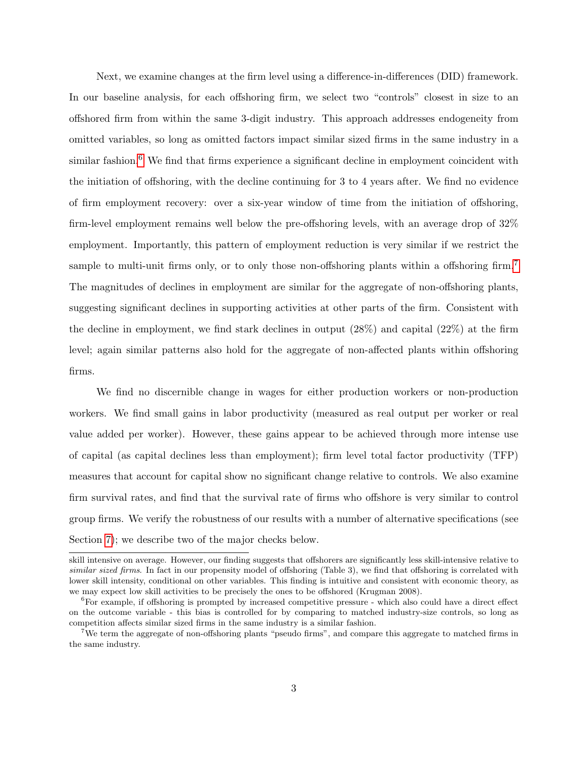Next, we examine changes at the firm level using a difference-in-differences (DID) framework. In our baseline analysis, for each offshoring firm, we select two "controls" closest in size to an offshored firm from within the same 3-digit industry. This approach addresses endogeneity from omitted variables, so long as omitted factors impact similar sized firms in the same industry in a similar fashion.[6] We find that firms experience a significant decline in employment coincident with the initiation of offshoring, with the decline continuing for 3 to 4 years after. We find no evidence of firm employment recovery: over a six-year window of time from the initiation of offshoring, firm-level employment remains well below the pre-offshoring levels, with an average drop of 32% employment. Importantly, this pattern of employment reduction is very similar if we restrict the sample to multi-unit firms only, or to only those non-offshoring plants within a offshoring firm.[7] The magnitudes of declines in employment are similar for the aggregate of non-offshoring plants, suggesting significant declines in supporting activities at other parts of the firm. Consistent with the decline in employment, we find stark declines in output (28%) and capital (22%) at the firm level; again similar patterns also hold for the aggregate of non-affected plants within offshoring firms.

We find no discernible change in wages for either production workers or non-production workers. We find small gains in labor productivity (measured as real output per worker or real value added per worker). However, these gains appear to be achieved through more intense use of capital (as capital declines less than employment); firm level total factor productivity (TFP) measures that account for capital show no significant change relative to controls. We also examine firm survival rates, and find that the survival rate of firms who offshore is very similar to control group firms. We verify the robustness of our results with a number of alternative specifications (see Section 7); we describe two of the major checks below.

---

skill intensive on average. However, our finding suggests that offshorers are significantly less skill-intensive relative to *similar sized firms*. In fact in our propensity model of offshoring (Table 3), we find that offshoring is correlated with lower skill intensity, conditional on other variables. This finding is intuitive and consistent with economic theory, as we may expect low skill activities to be precisely the ones to be offshored (Krugman 2008).

[6] For example, if offshoring is prompted by increased competitive pressure - which also could have a direct effect on the outcome variable - this bias is controlled for by comparing to matched industry-size controls, so long as competition affects similar sized firms in the same industry is a similar fashion.

[7] We term the aggregate of non-offshoring plants "pseudo firms", and compare this aggregate to matched firms in the same industry.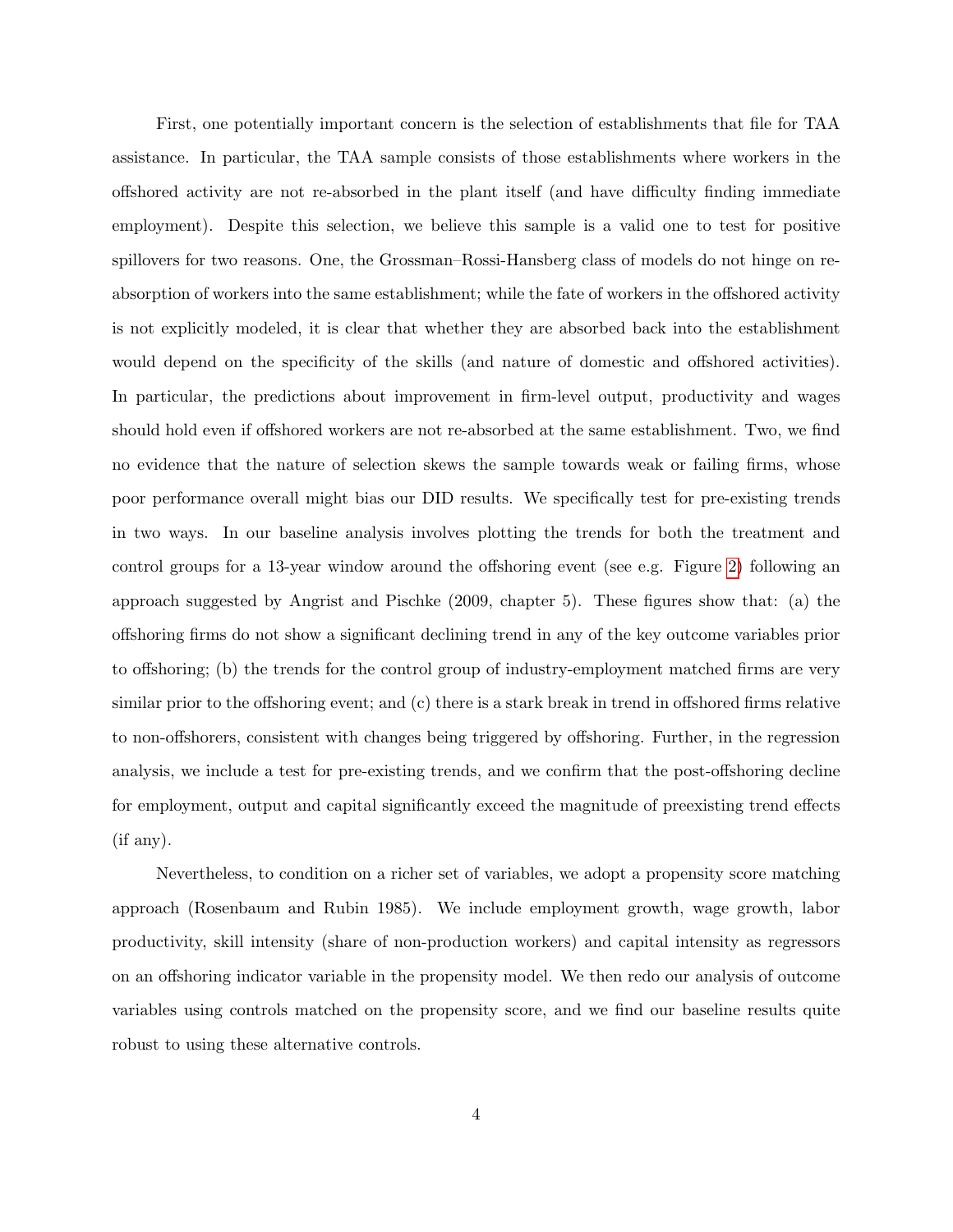First, one potentially important concern is the selection of establishments that file for TAA assistance. In particular, the TAA sample consists of those establishments where workers in the offshored activity are not re-absorbed in the plant itself (and have difficulty finding immediate employment). Despite this selection, we believe this sample is a valid one to test for positive spillovers for two reasons. One, the Grossman–Rossi-Hansberg class of models do not hinge on re-absorption of workers into the same establishment; while the fate of workers in the offshored activity is not explicitly modeled, it is clear that whether they are absorbed back into the establishment would depend on the specificity of the skills (and nature of domestic and offshored activities). In particular, the predictions about improvement in firm-level output, productivity and wages should hold even if offshored workers are not re-absorbed at the same establishment. Two, we find no evidence that the nature of selection skews the sample towards weak or failing firms, whose poor performance overall might bias our DID results. We specifically test for pre-existing trends in two ways. In our baseline analysis involves plotting the trends for both the treatment and control groups for a 13-year window around the offshoring event (see e.g. Figure 2) following an approach suggested by Angrist and Pischke (2009, chapter 5). These figures show that: (a) the offshoring firms do not show a significant declining trend in any of the key outcome variables prior to offshoring; (b) the trends for the control group of industry-employment matched firms are very similar prior to the offshoring event; and (c) there is a stark break in trend in offshored firms relative to non-offshorers, consistent with changes being triggered by offshoring. Further, in the regression analysis, we include a test for pre-existing trends, and we confirm that the post-offshoring decline for employment, output and capital significantly exceed the magnitude of preexisting trend effects (if any).

Nevertheless, to condition on a richer set of variables, we adopt a propensity score matching approach (Rosenbaum and Rubin 1985). We include employment growth, wage growth, labor productivity, skill intensity (share of non-production workers) and capital intensity as regressors on an offshoring indicator variable in the propensity model. We then redo our analysis of outcome variables using controls matched on the propensity score, and we find our baseline results quite robust to using these alternative controls.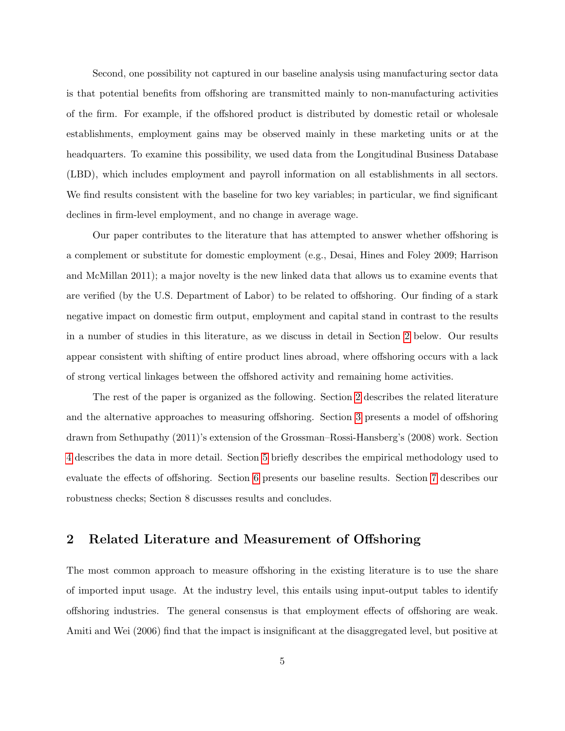Second, one possibility not captured in our baseline analysis using manufacturing sector data is that potential benefits from offshoring are transmitted mainly to non-manufacturing activities of the firm. For example, if the offshored product is distributed by domestic retail or wholesale establishments, employment gains may be observed mainly in these marketing units or at the headquarters. To examine this possibility, we used data from the Longitudinal Business Database (LBD), which includes employment and payroll information on all establishments in all sectors. We find results consistent with the baseline for two key variables; in particular, we find significant declines in firm-level employment, and no change in average wage.

Our paper contributes to the literature that has attempted to answer whether offshoring is a complement or substitute for domestic employment (e.g., Desai, Hines and Foley 2009; Harrison and McMillan 2011); a major novelty is the new linked data that allows us to examine events that are verified (by the U.S. Department of Labor) to be related to offshoring. Our finding of a stark negative impact on domestic firm output, employment and capital stand in contrast to the results in a number of studies in this literature, as we discuss in detail in Section 2 below. Our results appear consistent with shifting of entire product lines abroad, where offshoring occurs with a lack of strong vertical linkages between the offshored activity and remaining home activities.

The rest of the paper is organized as the following. Section 2 describes the related literature and the alternative approaches to measuring offshoring. Section 3 presents a model of offshoring drawn from Sethupathy (2011)'s extension of the Grossman–Rossi-Hansberg's (2008) work. Section 4 describes the data in more detail. Section 5 briefly describes the empirical methodology used to evaluate the effects of offshoring. Section 6 presents our baseline results. Section 7 describes our robustness checks; Section 8 discusses results and concludes.

## 2 Related Literature and Measurement of Offshoring

The most common approach to measure offshoring in the existing literature is to use the share of imported input usage. At the industry level, this entails using input-output tables to identify offshoring industries. The general consensus is that employment effects of offshoring are weak. Amiti and Wei (2006) find that the impact is insignificant at the disaggregated level, but positive at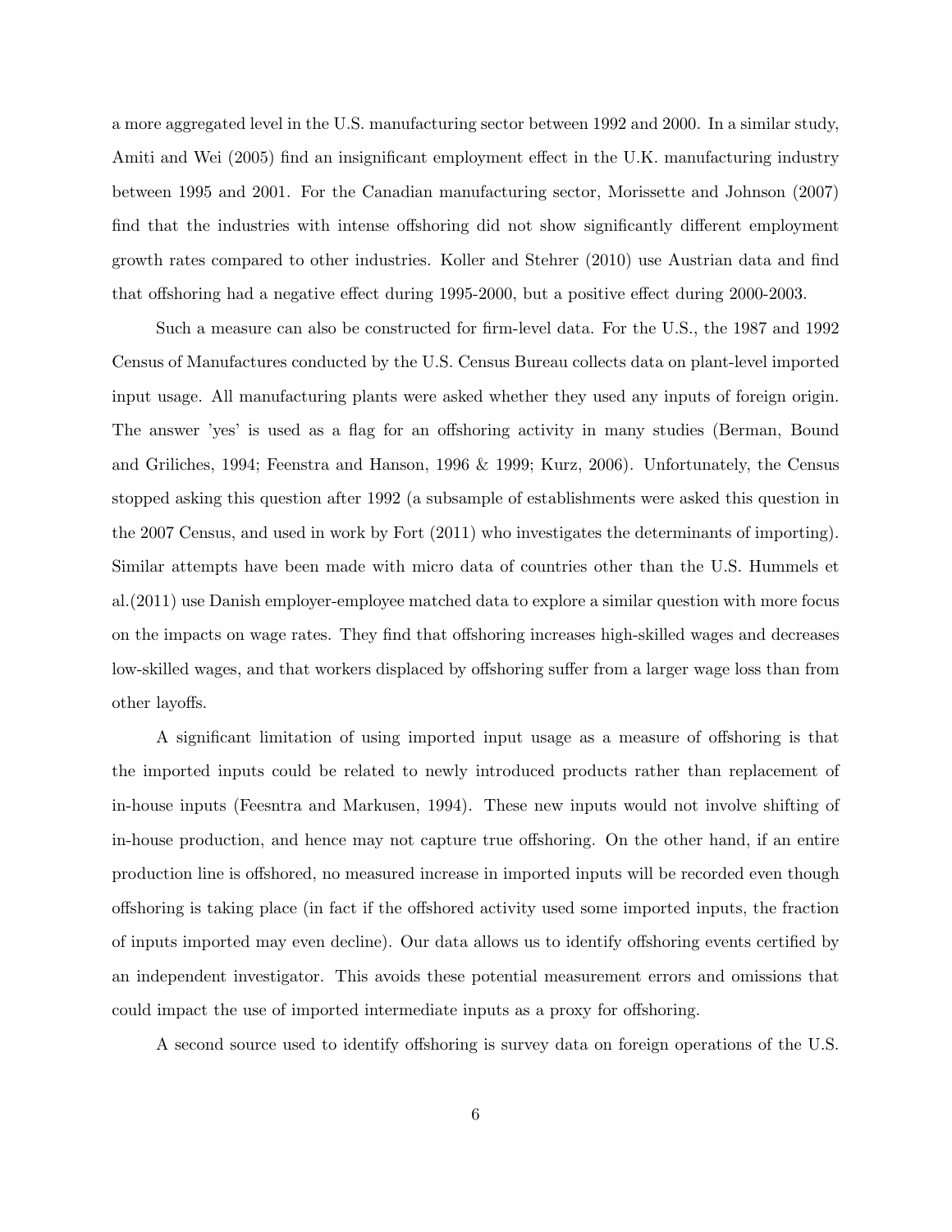a more aggregated level in the U.S. manufacturing sector between 1992 and 2000. In a similar study, Amiti and Wei (2005) find an insignificant employment effect in the U.K. manufacturing industry between 1995 and 2001. For the Canadian manufacturing sector, Morissette and Johnson (2007) find that the industries with intense offshoring did not show significantly different employment growth rates compared to other industries. Koller and Stehrer (2010) use Austrian data and find that offshoring had a negative effect during 1995-2000, but a positive effect during 2000-2003.

Such a measure can also be constructed for firm-level data. For the U.S., the 1987 and 1992 Census of Manufactures conducted by the U.S. Census Bureau collects data on plant-level imported input usage. All manufacturing plants were asked whether they used any inputs of foreign origin. The answer 'yes' is used as a flag for an offshoring activity in many studies (Berman, Bound and Griliches, 1994; Feenstra and Hanson, 1996 & 1999; Kurz, 2006). Unfortunately, the Census stopped asking this question after 1992 (a subsample of establishments were asked this question in the 2007 Census, and used in work by Fort (2011) who investigates the determinants of importing). Similar attempts have been made with micro data of countries other than the U.S. Hummels et al.(2011) use Danish employer-employee matched data to explore a similar question with more focus on the impacts on wage rates. They find that offshoring increases high-skilled wages and decreases low-skilled wages, and that workers displaced by offshoring suffer from a larger wage loss than from other layoffs.

A significant limitation of using imported input usage as a measure of offshoring is that the imported inputs could be related to newly introduced products rather than replacement of in-house inputs (Feesntra and Markusen, 1994). These new inputs would not involve shifting of in-house production, and hence may not capture true offshoring. On the other hand, if an entire production line is offshored, no measured increase in imported inputs will be recorded even though offshoring is taking place (in fact if the offshored activity used some imported inputs, the fraction of inputs imported may even decline). Our data allows us to identify offshoring events certified by an independent investigator. This avoids these potential measurement errors and omissions that could impact the use of imported intermediate inputs as a proxy for offshoring.

A second source used to identify offshoring is survey data on foreign operations of the U.S.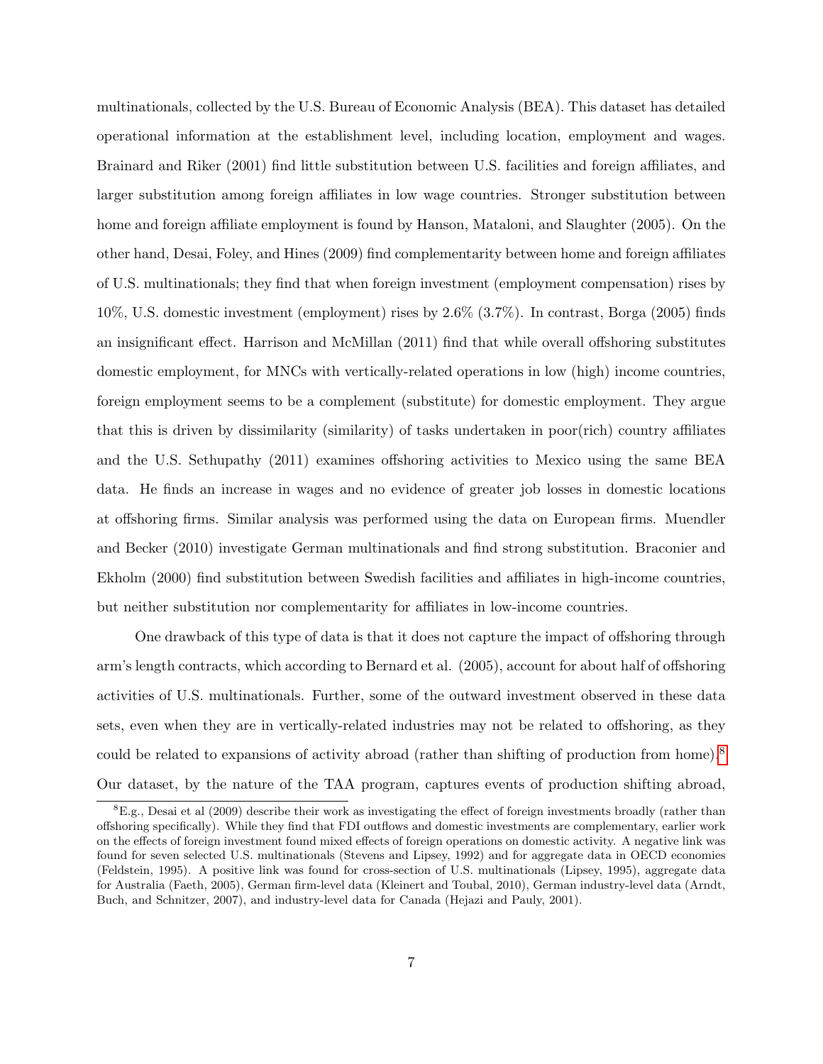multinationals, collected by the U.S. Bureau of Economic Analysis (BEA). This dataset has detailed operational information at the establishment level, including location, employment and wages. Brainard and Riker (2001) find little substitution between U.S. facilities and foreign affiliates, and larger substitution among foreign affiliates in low wage countries. Stronger substitution between home and foreign affiliate employment is found by Hanson, Mataloni, and Slaughter (2005). On the other hand, Desai, Foley, and Hines (2009) find complementarity between home and foreign affiliates of U.S. multinationals; they find that when foreign investment (employment compensation) rises by 10%, U.S. domestic investment (employment) rises by 2.6% (3.7%). In contrast, Borga (2005) finds an insignificant effect. Harrison and McMillan (2011) find that while overall offshoring substitutes domestic employment, for MNCs with vertically-related operations in low (high) income countries, foreign employment seems to be a complement (substitute) for domestic employment. They argue that this is driven by dissimilarity (similarity) of tasks undertaken in poor(rich) country affiliates and the U.S. Sethupathy (2011) examines offshoring activities to Mexico using the same BEA data. He finds an increase in wages and no evidence of greater job losses in domestic locations at offshoring firms. Similar analysis was performed using the data on European firms. Muendler and Becker (2010) investigate German multinationals and find strong substitution. Braconier and Ekholm (2000) find substitution between Swedish facilities and affiliates in high-income countries, but neither substitution nor complementarity for affiliates in low-income countries.

One drawback of this type of data is that it does not capture the impact of offshoring through arm's length contracts, which according to Bernard et al. (2005), account for about half of offshoring activities of U.S. multinationals. Further, some of the outward investment observed in these data sets, even when they are in vertically-related industries may not be related to offshoring, as they could be related to expansions of activity abroad (rather than shifting of production from home).[8] Our dataset, by the nature of the TAA program, captures events of production shifting abroad,

[8] E.g., Desai et al (2009) describe their work as investigating the effect of foreign investments broadly (rather than offshoring specifically). While they find that FDI outflows and domestic investments are complementary, earlier work on the effects of foreign investment found mixed effects of foreign operations on domestic activity. A negative link was found for seven selected U.S. multinationals (Stevens and Lipsey, 1992) and for aggregate data in OECD economies (Feldstein, 1995). A positive link was found for cross-section of U.S. multinationals (Lipsey, 1995), aggregate data for Australia (Faeth, 2005), German firm-level data (Kleinert and Toubal, 2010), German industry-level data (Arndt, Buch, and Schnitzer, 2007), and industry-level data for Canada (Hejazi and Pauly, 2001).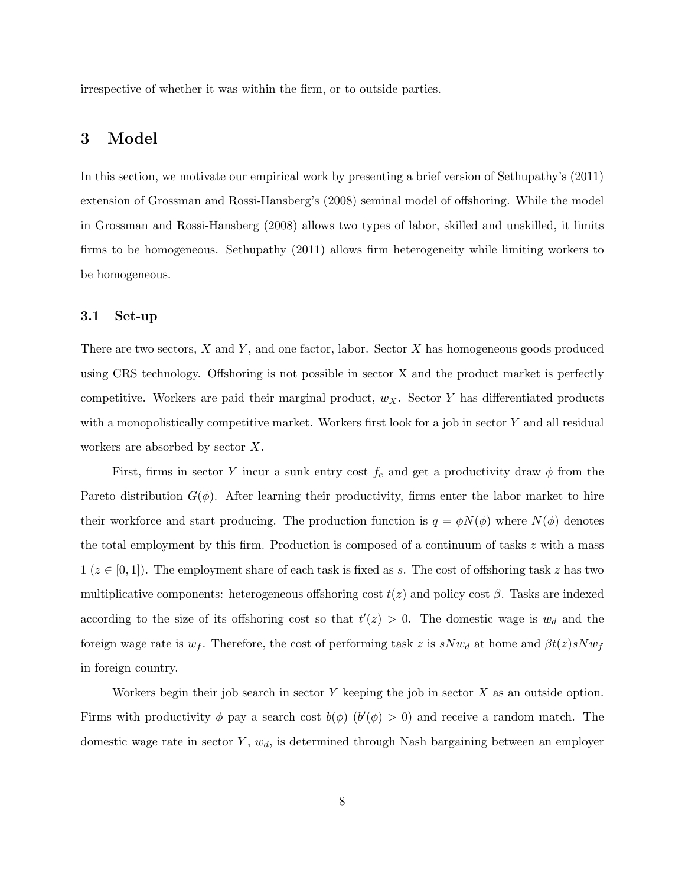irrespective of whether it was within the firm, or to outside parties.

## 3 Model

In this section, we motivate our empirical work by presenting a brief version of Sethupathy's (2011) extension of Grossman and Rossi-Hansberg's (2008) seminal model of offshoring. While the model in Grossman and Rossi-Hansberg (2008) allows two types of labor, skilled and unskilled, it limits firms to be homogeneous. Sethupathy (2011) allows firm heterogeneity while limiting workers to be homogeneous.

### 3.1 Set-up

There are two sectors, $X$ and $Y$, and one factor, labor. Sector $X$ has homogeneous goods produced using CRS technology. Offshoring is not possible in sector X and the product market is perfectly competitive. Workers are paid their marginal product, $w_X$. Sector $Y$ has differentiated products with a monopolistically competitive market. Workers first look for a job in sector $Y$ and all residual workers are absorbed by sector $X$.

First, firms in sector $Y$ incur a sunk entry cost $f_e$ and get a productivity draw $\phi$ from the Pareto distribution $G(\phi)$. After learning their productivity, firms enter the labor market to hire their workforce and start producing. The production function is $q = \phi N(\phi)$ where $N(\phi)$ denotes the total employment by this firm. Production is composed of a continuum of tasks $z$ with a mass 1 ($z \in [0, 1]$). The employment share of each task is fixed as $s$. The cost of offshoring task $z$ has two multiplicative components: heterogeneous offshoring cost $t(z)$ and policy cost $\beta$. Tasks are indexed according to the size of its offshoring cost so that $t'(z) > 0$. The domestic wage is $w_d$ and the foreign wage rate is $w_f$. Therefore, the cost of performing task $z$ is $sNw_d$ at home and $\beta t(z)sNw_f$ in foreign country.

Workers begin their job search in sector $Y$ keeping the job in sector $X$ as an outside option. Firms with productivity $\phi$ pay a search cost $b(\phi)$ ($b'(\phi) > 0$) and receive a random match. The domestic wage rate in sector $Y$, $w_d$, is determined through Nash bargaining between an employer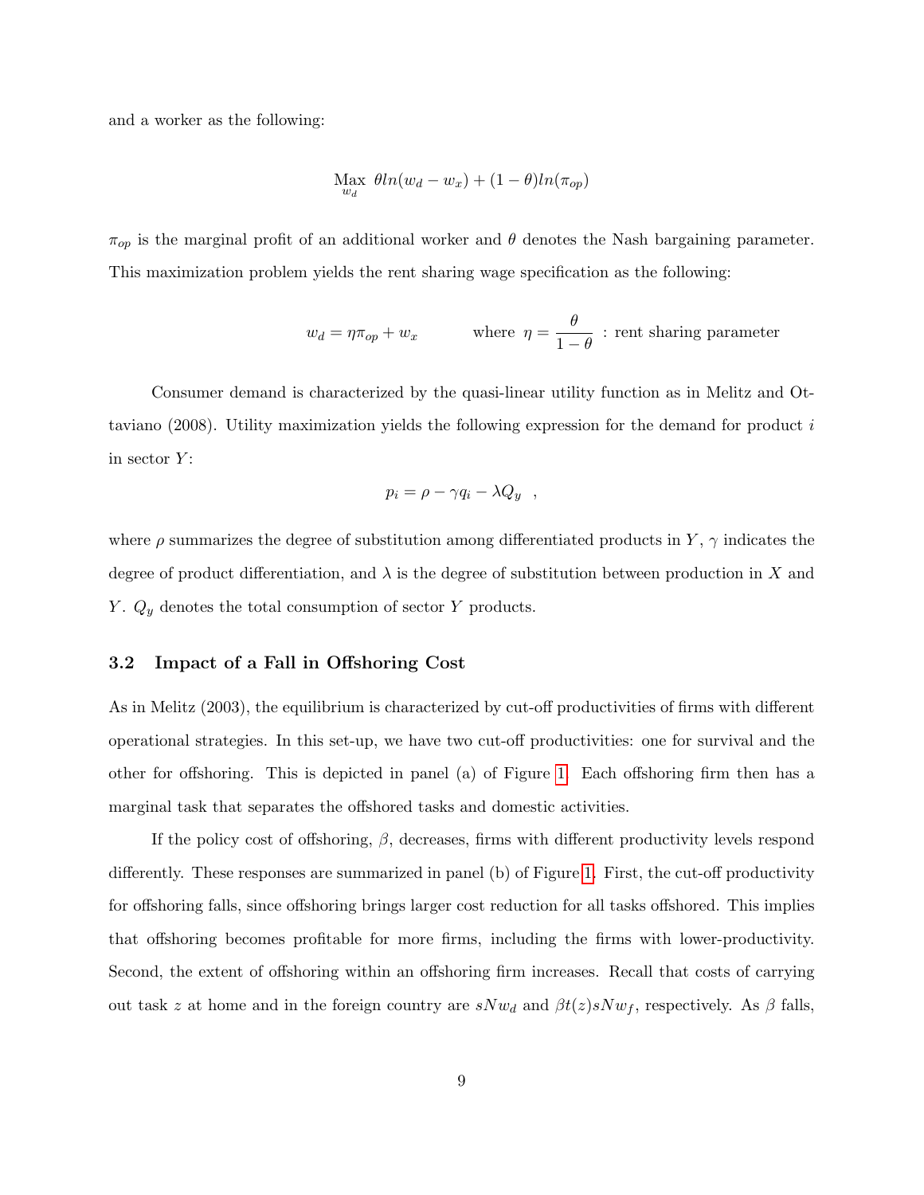and a worker as the following:

$$\underset{w_d}{\text{Max}}\ \theta ln(w_d - w_x) + (1-\theta) ln(\pi_{op})$$

$\pi_{op}$ is the marginal profit of an additional worker and $\theta$ denotes the Nash bargaining parameter. This maximization problem yields the rent sharing wage specification as the following:

$$w_d = \eta \pi_{op} + w_x \qquad \text{where } \eta = \frac{\theta}{1-\theta} \text{ : rent sharing parameter}$$

Consumer demand is characterized by the quasi-linear utility function as in Melitz and Ottaviano (2008). Utility maximization yields the following expression for the demand for product $i$ in sector $Y$:

$$p_i = \rho - \gamma q_i - \lambda Q_y \ \ ,$$

where $\rho$ summarizes the degree of substitution among differentiated products in $Y$, $\gamma$ indicates the degree of product differentiation, and $\lambda$ is the degree of substitution between production in $X$ and $Y$. $Q_y$ denotes the total consumption of sector $Y$ products.

### 3.2 Impact of a Fall in Offshoring Cost

As in Melitz (2003), the equilibrium is characterized by cut-off productivities of firms with different operational strategies. In this set-up, we have two cut-off productivities: one for survival and the other for offshoring. This is depicted in panel (a) of Figure 1. Each offshoring firm then has a marginal task that separates the offshored tasks and domestic activities.

If the policy cost of offshoring, $\beta$, decreases, firms with different productivity levels respond differently. These responses are summarized in panel (b) of Figure 1. First, the cut-off productivity for offshoring falls, since offshoring brings larger cost reduction for all tasks offshored. This implies that offshoring becomes profitable for more firms, including the firms with lower-productivity. Second, the extent of offshoring within an offshoring firm increases. Recall that costs of carrying out task $z$ at home and in the foreign country are $sNw_d$ and $\beta t(z)sNw_f$, respectively. As $\beta$ falls,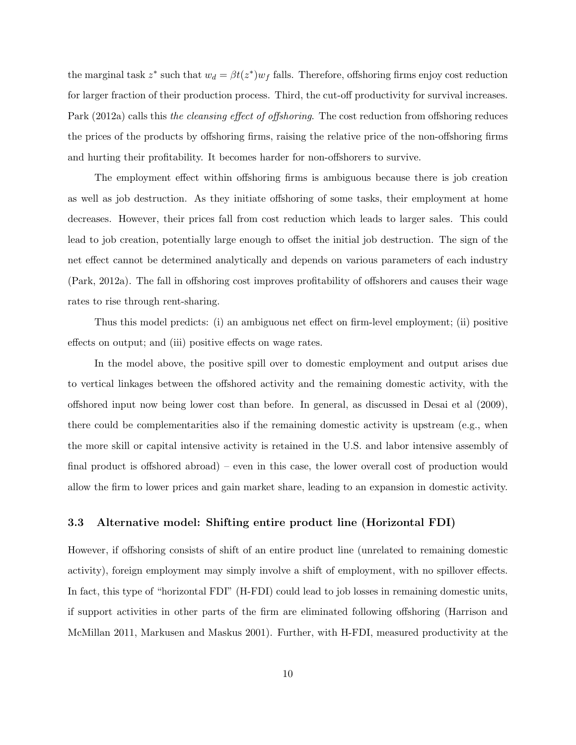the marginal task $z^*$ such that $w_d = \beta t(z^*) w_f$ falls. Therefore, offshoring firms enjoy cost reduction for larger fraction of their production process. Third, the cut-off productivity for survival increases. Park (2012a) calls this *the cleansing effect of offshoring*. The cost reduction from offshoring reduces the prices of the products by offshoring firms, raising the relative price of the non-offshoring firms and hurting their profitability. It becomes harder for non-offshorers to survive.

The employment effect within offshoring firms is ambiguous because there is job creation as well as job destruction. As they initiate offshoring of some tasks, their employment at home decreases. However, their prices fall from cost reduction which leads to larger sales. This could lead to job creation, potentially large enough to offset the initial job destruction. The sign of the net effect cannot be determined analytically and depends on various parameters of each industry (Park, 2012a). The fall in offshoring cost improves profitability of offshorers and causes their wage rates to rise through rent-sharing.

Thus this model predicts: (i) an ambiguous net effect on firm-level employment; (ii) positive effects on output; and (iii) positive effects on wage rates.

In the model above, the positive spill over to domestic employment and output arises due to vertical linkages between the offshored activity and the remaining domestic activity, with the offshored input now being lower cost than before. In general, as discussed in Desai et al (2009), there could be complementarities also if the remaining domestic activity is upstream (e.g., when the more skill or capital intensive activity is retained in the U.S. and labor intensive assembly of final product is offshored abroad) – even in this case, the lower overall cost of production would allow the firm to lower prices and gain market share, leading to an expansion in domestic activity.

### 3.3 Alternative model: Shifting entire product line (Horizontal FDI)

However, if offshoring consists of shift of an entire product line (unrelated to remaining domestic activity), foreign employment may simply involve a shift of employment, with no spillover effects. In fact, this type of "horizontal FDI" (H-FDI) could lead to job losses in remaining domestic units, if support activities in other parts of the firm are eliminated following offshoring (Harrison and McMillan 2011, Markusen and Maskus 2001). Further, with H-FDI, measured productivity at the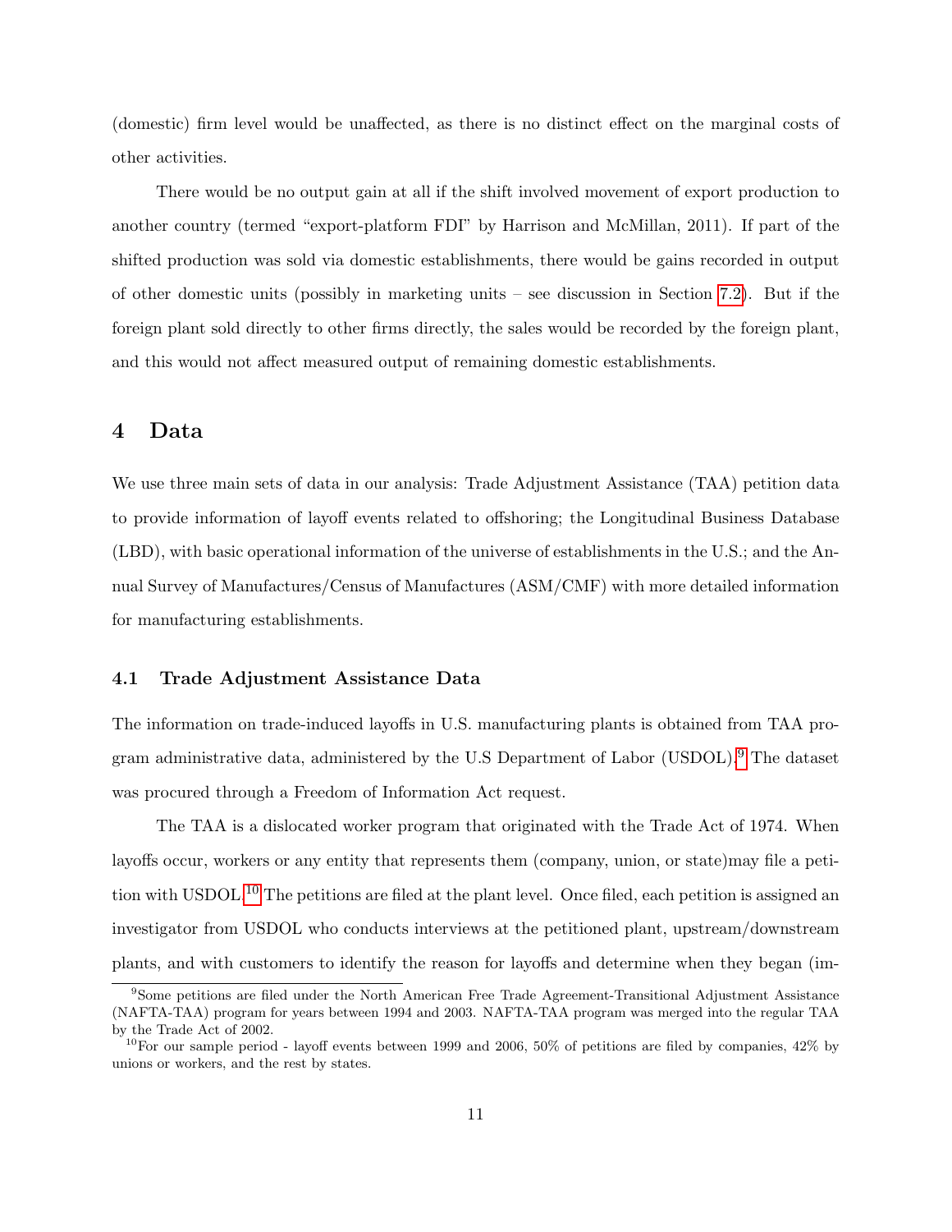(domestic) firm level would be unaffected, as there is no distinct effect on the marginal costs of other activities.

There would be no output gain at all if the shift involved movement of export production to another country (termed "export-platform FDI" by Harrison and McMillan, 2011). If part of the shifted production was sold via domestic establishments, there would be gains recorded in output of other domestic units (possibly in marketing units – see discussion in Section 7.2). But if the foreign plant sold directly to other firms directly, the sales would be recorded by the foreign plant, and this would not affect measured output of remaining domestic establishments.

# 4 Data

We use three main sets of data in our analysis: Trade Adjustment Assistance (TAA) petition data to provide information of layoff events related to offshoring; the Longitudinal Business Database (LBD), with basic operational information of the universe of establishments in the U.S.; and the Annual Survey of Manufactures/Census of Manufactures (ASM/CMF) with more detailed information for manufacturing establishments.

## 4.1 Trade Adjustment Assistance Data

The information on trade-induced layoffs in U.S. manufacturing plants is obtained from TAA program administrative data, administered by the U.S Department of Labor (USDOL).[9] The dataset was procured through a Freedom of Information Act request.

The TAA is a dislocated worker program that originated with the Trade Act of 1974. When layoffs occur, workers or any entity that represents them (company, union, or state)may file a petition with USDOL.[10] The petitions are filed at the plant level. Once filed, each petition is assigned an investigator from USDOL who conducts interviews at the petitioned plant, upstream/downstream plants, and with customers to identify the reason for layoffs and determine when they began (im-

[9] Some petitions are filed under the North American Free Trade Agreement-Transitional Adjustment Assistance (NAFTA-TAA) program for years between 1994 and 2003. NAFTA-TAA program was merged into the regular TAA by the Trade Act of 2002.

[10] For our sample period - layoff events between 1999 and 2006, 50% of petitions are filed by companies, 42% by unions or workers, and the rest by states.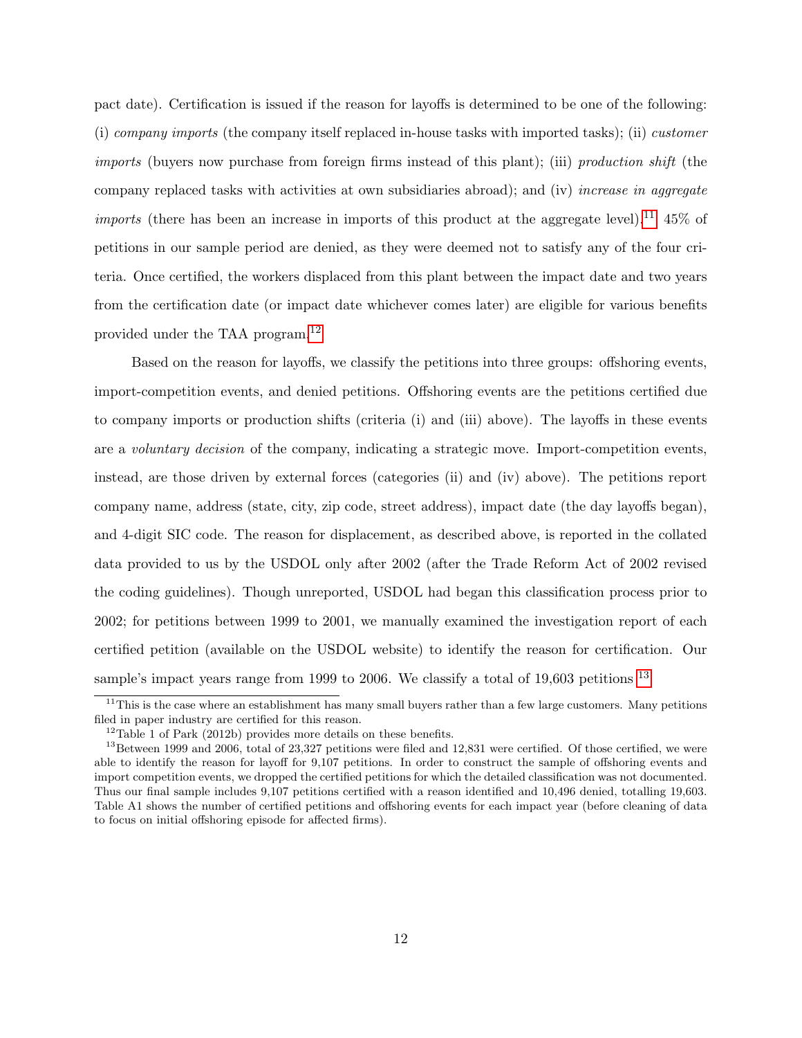pact date). Certification is issued if the reason for layoffs is determined to be one of the following: (i) *company imports* (the company itself replaced in-house tasks with imported tasks); (ii) *customer imports* (buyers now purchase from foreign firms instead of this plant); (iii) *production shift* (the company replaced tasks with activities at own subsidiaries abroad); and (iv) *increase in aggregate imports* (there has been an increase in imports of this product at the aggregate level).[11] 45% of petitions in our sample period are denied, as they were deemed not to satisfy any of the four criteria. Once certified, the workers displaced from this plant between the impact date and two years from the certification date (or impact date whichever comes later) are eligible for various benefits provided under the TAA program.[12]

Based on the reason for layoffs, we classify the petitions into three groups: offshoring events, import-competition events, and denied petitions. Offshoring events are the petitions certified due to company imports or production shifts (criteria (i) and (iii) above). The layoffs in these events are a *voluntary decision* of the company, indicating a strategic move. Import-competition events, instead, are those driven by external forces (categories (ii) and (iv) above). The petitions report company name, address (state, city, zip code, street address), impact date (the day layoffs began), and 4-digit SIC code. The reason for displacement, as described above, is reported in the collated data provided to us by the USDOL only after 2002 (after the Trade Reform Act of 2002 revised the coding guidelines). Though unreported, USDOL had began this classification process prior to 2002; for petitions between 1999 to 2001, we manually examined the investigation report of each certified petition (available on the USDOL website) to identify the reason for certification. Our sample's impact years range from 1999 to 2006. We classify a total of 19,603 petitions.[13]

[11] This is the case where an establishment has many small buyers rather than a few large customers. Many petitions filed in paper industry are certified for this reason.

[12] Table 1 of Park (2012b) provides more details on these benefits.

[13] Between 1999 and 2006, total of 23,327 petitions were filed and 12,831 were certified. Of those certified, we were able to identify the reason for layoff for 9,107 petitions. In order to construct the sample of offshoring events and import competition events, we dropped the certified petitions for which the detailed classification was not documented. Thus our final sample includes 9,107 petitions certified with a reason identified and 10,496 denied, totalling 19,603. Table A1 shows the number of certified petitions and offshoring events for each impact year (before cleaning of data to focus on initial offshoring episode for affected firms).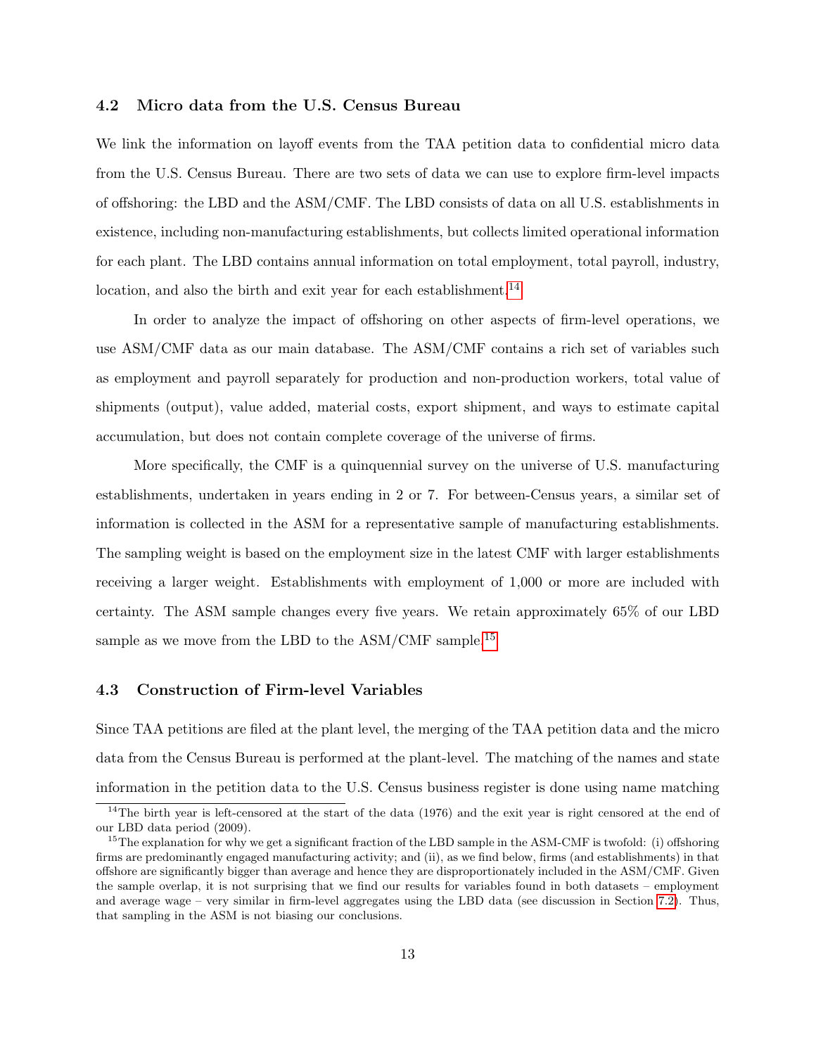### 4.2 Micro data from the U.S. Census Bureau

We link the information on layoff events from the TAA petition data to confidential micro data from the U.S. Census Bureau. There are two sets of data we can use to explore firm-level impacts of offshoring: the LBD and the ASM/CMF. The LBD consists of data on all U.S. establishments in existence, including non-manufacturing establishments, but collects limited operational information for each plant. The LBD contains annual information on total employment, total payroll, industry, location, and also the birth and exit year for each establishment.[14]

In order to analyze the impact of offshoring on other aspects of firm-level operations, we use ASM/CMF data as our main database. The ASM/CMF contains a rich set of variables such as employment and payroll separately for production and non-production workers, total value of shipments (output), value added, material costs, export shipment, and ways to estimate capital accumulation, but does not contain complete coverage of the universe of firms.

More specifically, the CMF is a quinquennial survey on the universe of U.S. manufacturing establishments, undertaken in years ending in 2 or 7. For between-Census years, a similar set of information is collected in the ASM for a representative sample of manufacturing establishments. The sampling weight is based on the employment size in the latest CMF with larger establishments receiving a larger weight. Establishments with employment of 1,000 or more are included with certainty. The ASM sample changes every five years. We retain approximately 65% of our LBD sample as we move from the LBD to the ASM/CMF sample.[15]

### 4.3 Construction of Firm-level Variables

Since TAA petitions are filed at the plant level, the merging of the TAA petition data and the micro data from the Census Bureau is performed at the plant-level. The matching of the names and state information in the petition data to the U.S. Census business register is done using name matching

[14] The birth year is left-censored at the start of the data (1976) and the exit year is right censored at the end of our LBD data period (2009).

[15] The explanation for why we get a significant fraction of the LBD sample in the ASM-CMF is twofold: (i) offshoring firms are predominantly engaged manufacturing activity; and (ii), as we find below, firms (and establishments) in that offshore are significantly bigger than average and hence they are disproportionately included in the ASM/CMF. Given the sample overlap, it is not surprising that we find our results for variables found in both datasets – employment and average wage – very similar in firm-level aggregates using the LBD data (see discussion in Section 7.2). Thus, that sampling in the ASM is not biasing our conclusions.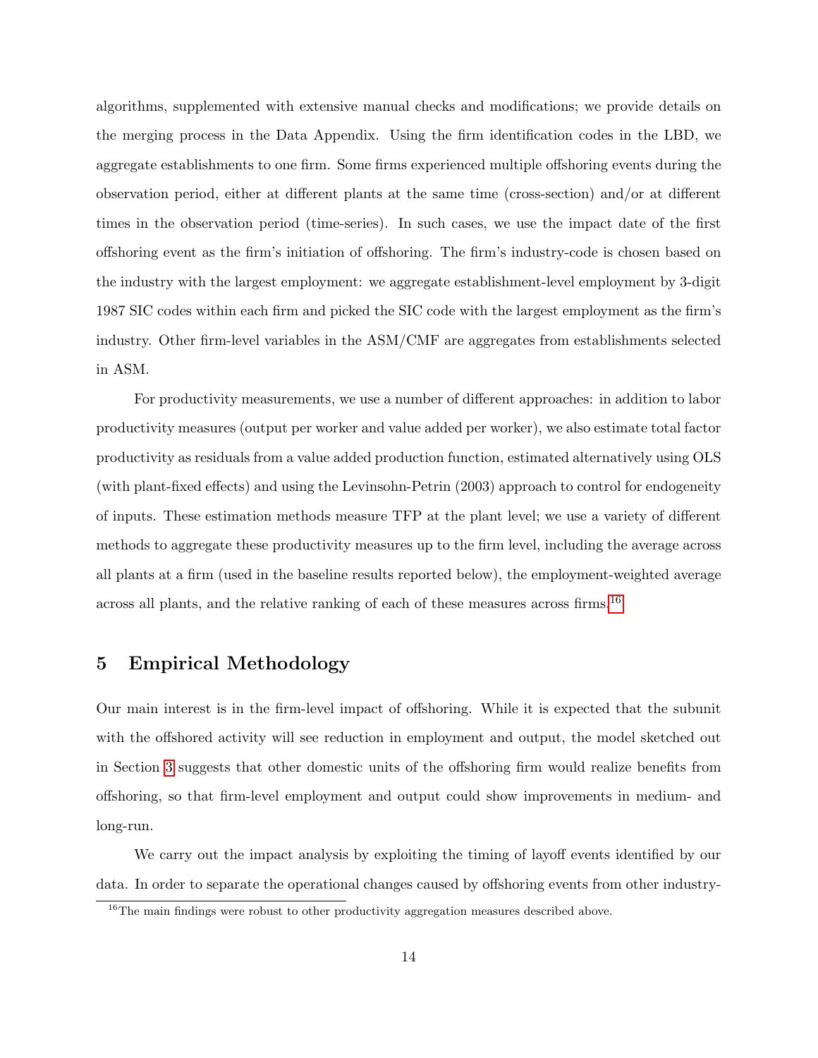algorithms, supplemented with extensive manual checks and modifications; we provide details on the merging process in the Data Appendix. Using the firm identification codes in the LBD, we aggregate establishments to one firm. Some firms experienced multiple offshoring events during the observation period, either at different plants at the same time (cross-section) and/or at different times in the observation period (time-series). In such cases, we use the impact date of the first offshoring event as the firm's initiation of offshoring. The firm's industry-code is chosen based on the industry with the largest employment: we aggregate establishment-level employment by 3-digit 1987 SIC codes within each firm and picked the SIC code with the largest employment as the firm's industry. Other firm-level variables in the ASM/CMF are aggregates from establishments selected in ASM.

For productivity measurements, we use a number of different approaches: in addition to labor productivity measures (output per worker and value added per worker), we also estimate total factor productivity as residuals from a value added production function, estimated alternatively using OLS (with plant-fixed effects) and using the Levinsohn-Petrin (2003) approach to control for endogeneity of inputs. These estimation methods measure TFP at the plant level; we use a variety of different methods to aggregate these productivity measures up to the firm level, including the average across all plants at a firm (used in the baseline results reported below), the employment-weighted average across all plants, and the relative ranking of each of these measures across firms.[16]

# 5 Empirical Methodology

Our main interest is in the firm-level impact of offshoring. While it is expected that the subunit with the offshored activity will see reduction in employment and output, the model sketched out in Section 3 suggests that other domestic units of the offshoring firm would realize benefits from offshoring, so that firm-level employment and output could show improvements in medium- and long-run.

We carry out the impact analysis by exploiting the timing of layoff events identified by our data. In order to separate the operational changes caused by offshoring events from other industry-

[16] The main findings were robust to other productivity aggregation measures described above.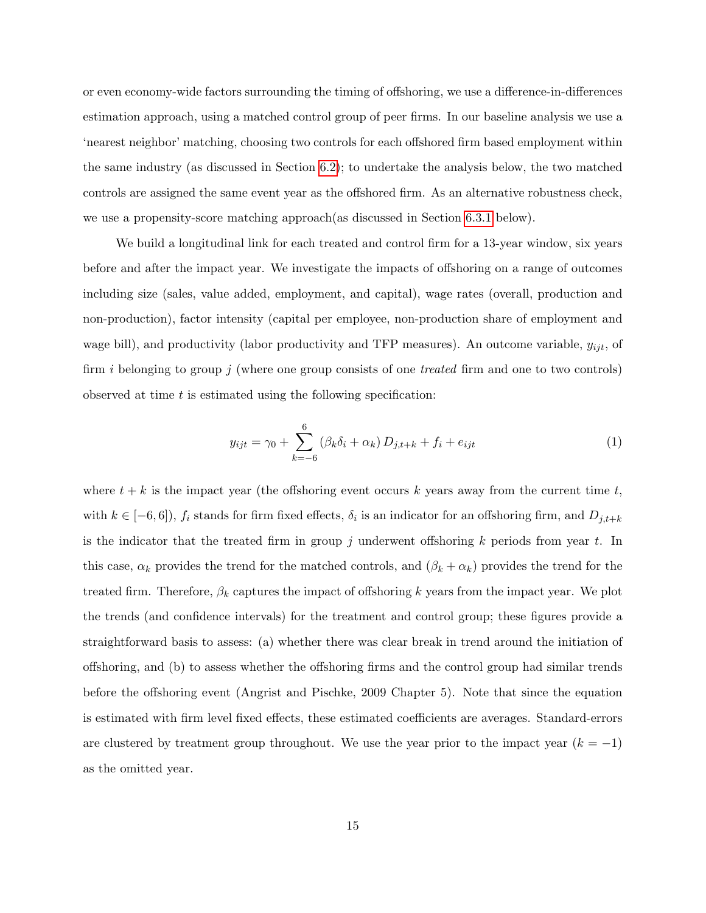or even economy-wide factors surrounding the timing of offshoring, we use a difference-in-differences estimation approach, using a matched control group of peer firms. In our baseline analysis we use a 'nearest neighbor' matching, choosing two controls for each offshored firm based employment within the same industry (as discussed in Section 6.2); to undertake the analysis below, the two matched controls are assigned the same event year as the offshored firm. As an alternative robustness check, we use a propensity-score matching approach(as discussed in Section 6.3.1 below).

We build a longitudinal link for each treated and control firm for a 13-year window, six years before and after the impact year. We investigate the impacts of offshoring on a range of outcomes including size (sales, value added, employment, and capital), wage rates (overall, production and non-production), factor intensity (capital per employee, non-production share of employment and wage bill), and productivity (labor productivity and TFP measures). An outcome variable, $y_{ijt}$, of firm $i$ belonging to group $j$ (where one group consists of one *treated* firm and one to two controls) observed at time $t$ is estimated using the following specification:

$$y_{ijt} = \gamma_0 + \sum_{k=-6}^{6} \left(\beta_k \delta_i + \alpha_k\right) D_{j,t+k} + f_i + e_{ijt} \tag{1}$$

where $t+k$ is the impact year (the offshoring event occurs $k$ years away from the current time $t$, with $k \in [-6, 6]$), $f_i$ stands for firm fixed effects, $\delta_i$ is an indicator for an offshoring firm, and $D_{j,t+k}$ is the indicator that the treated firm in group $j$ underwent offshoring $k$ periods from year $t$. In this case, $\alpha_k$ provides the trend for the matched controls, and $(\beta_k + \alpha_k)$ provides the trend for the treated firm. Therefore, $\beta_k$ captures the impact of offshoring $k$ years from the impact year. We plot the trends (and confidence intervals) for the treatment and control group; these figures provide a straightforward basis to assess: (a) whether there was clear break in trend around the initiation of offshoring, and (b) to assess whether the offshoring firms and the control group had similar trends before the offshoring event (Angrist and Pischke, 2009 Chapter 5). Note that since the equation is estimated with firm level fixed effects, these estimated coefficients are averages. Standard-errors are clustered by treatment group throughout. We use the year prior to the impact year ($k = -1$) as the omitted year.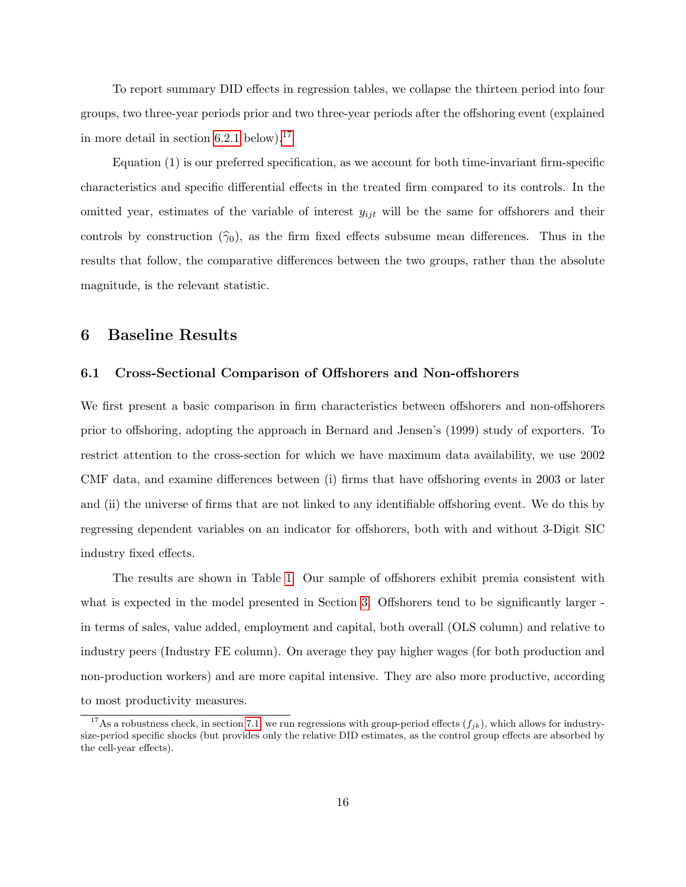To report summary DID effects in regression tables, we collapse the thirteen period into four groups, two three-year periods prior and two three-year periods after the offshoring event (explained in more detail in section 6.2.1 below).[17]

Equation (1) is our preferred specification, as we account for both time-invariant firm-specific characteristics and specific differential effects in the treated firm compared to its controls. In the omitted year, estimates of the variable of interest $y_{ijt}$ will be the same for offshorers and their controls by construction ($\widehat{\gamma}_0$), as the firm fixed effects subsume mean differences. Thus in the results that follow, the comparative differences between the two groups, rather than the absolute magnitude, is the relevant statistic.

# 6 Baseline Results

## 6.1 Cross-Sectional Comparison of Offshorers and Non-offshorers

We first present a basic comparison in firm characteristics between offshorers and non-offshorers prior to offshoring, adopting the approach in Bernard and Jensen's (1999) study of exporters. To restrict attention to the cross-section for which we have maximum data availability, we use 2002 CMF data, and examine differences between (i) firms that have offshoring events in 2003 or later and (ii) the universe of firms that are not linked to any identifiable offshoring event. We do this by regressing dependent variables on an indicator for offshorers, both with and without 3-Digit SIC industry fixed effects.

The results are shown in Table 1. Our sample of offshorers exhibit premia consistent with what is expected in the model presented in Section 3. Offshorers tend to be significantly larger - in terms of sales, value added, employment and capital, both overall (OLS column) and relative to industry peers (Industry FE column). On average they pay higher wages (for both production and non-production workers) and are more capital intensive. They are also more productive, according to most productivity measures.

[17] As a robustness check, in section 7.1 we run regressions with group-period effects ($f_{jk}$), which allows for industry-size-period specific shocks (but provides only the relative DID estimates, as the control group effects are absorbed by the cell-year effects).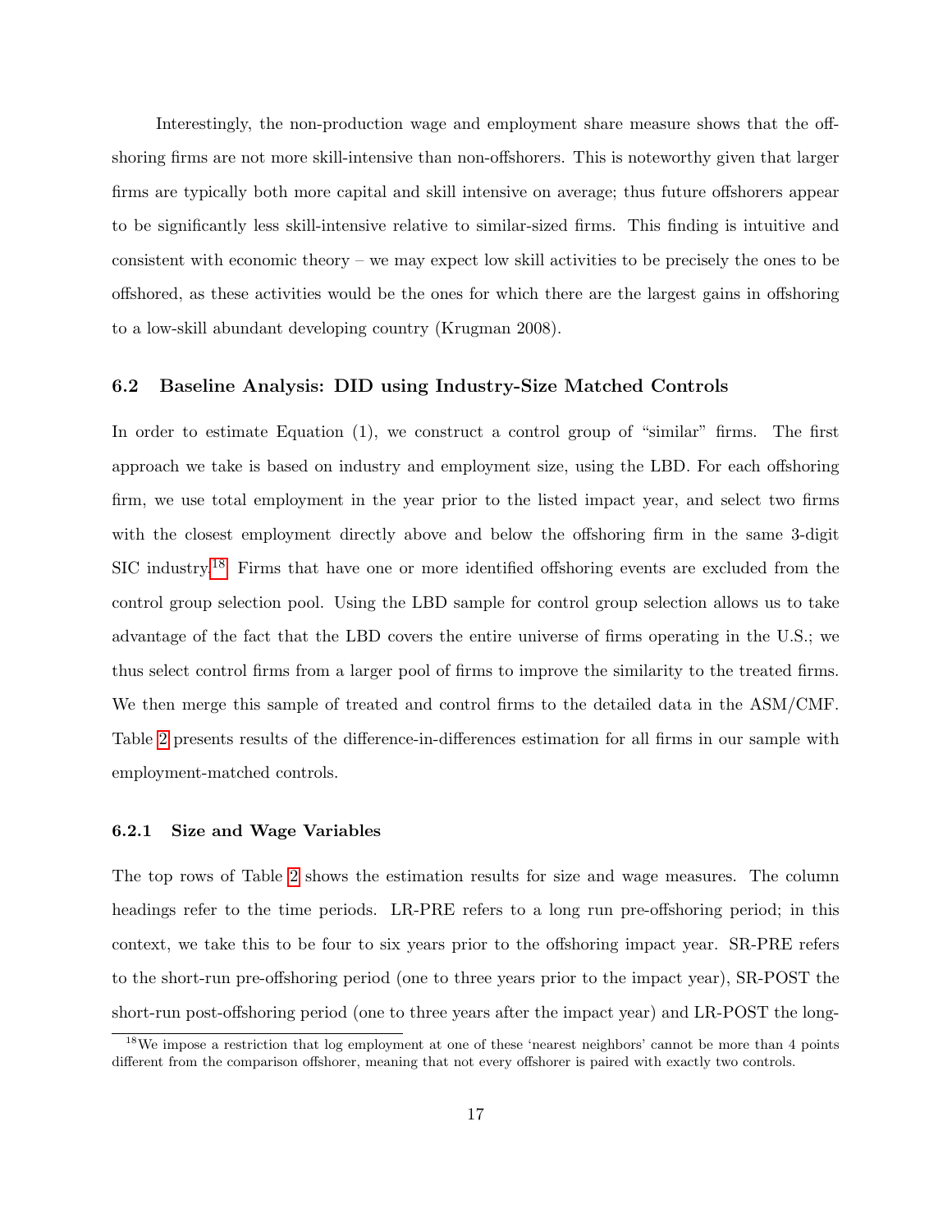Interestingly, the non-production wage and employment share measure shows that the offshoring firms are not more skill-intensive than non-offshorers. This is noteworthy given that larger firms are typically both more capital and skill intensive on average; thus future offshorers appear to be significantly less skill-intensive relative to similar-sized firms. This finding is intuitive and consistent with economic theory – we may expect low skill activities to be precisely the ones to be offshored, as these activities would be the ones for which there are the largest gains in offshoring to a low-skill abundant developing country (Krugman 2008).

### 6.2 Baseline Analysis: DID using Industry-Size Matched Controls

In order to estimate Equation (1), we construct a control group of "similar" firms. The first approach we take is based on industry and employment size, using the LBD. For each offshoring firm, we use total employment in the year prior to the listed impact year, and select two firms with the closest employment directly above and below the offshoring firm in the same 3-digit SIC industry.[18] Firms that have one or more identified offshoring events are excluded from the control group selection pool. Using the LBD sample for control group selection allows us to take advantage of the fact that the LBD covers the entire universe of firms operating in the U.S.; we thus select control firms from a larger pool of firms to improve the similarity to the treated firms. We then merge this sample of treated and control firms to the detailed data in the ASM/CMF. Table 2 presents results of the difference-in-differences estimation for all firms in our sample with employment-matched controls.

#### 6.2.1 Size and Wage Variables

The top rows of Table 2 shows the estimation results for size and wage measures. The column headings refer to the time periods. LR-PRE refers to a long run pre-offshoring period; in this context, we take this to be four to six years prior to the offshoring impact year. SR-PRE refers to the short-run pre-offshoring period (one to three years prior to the impact year), SR-POST the short-run post-offshoring period (one to three years after the impact year) and LR-POST the long-

[18] We impose a restriction that log employment at one of these 'nearest neighbors' cannot be more than 4 points different from the comparison offshorer, meaning that not every offshorer is paired with exactly two controls.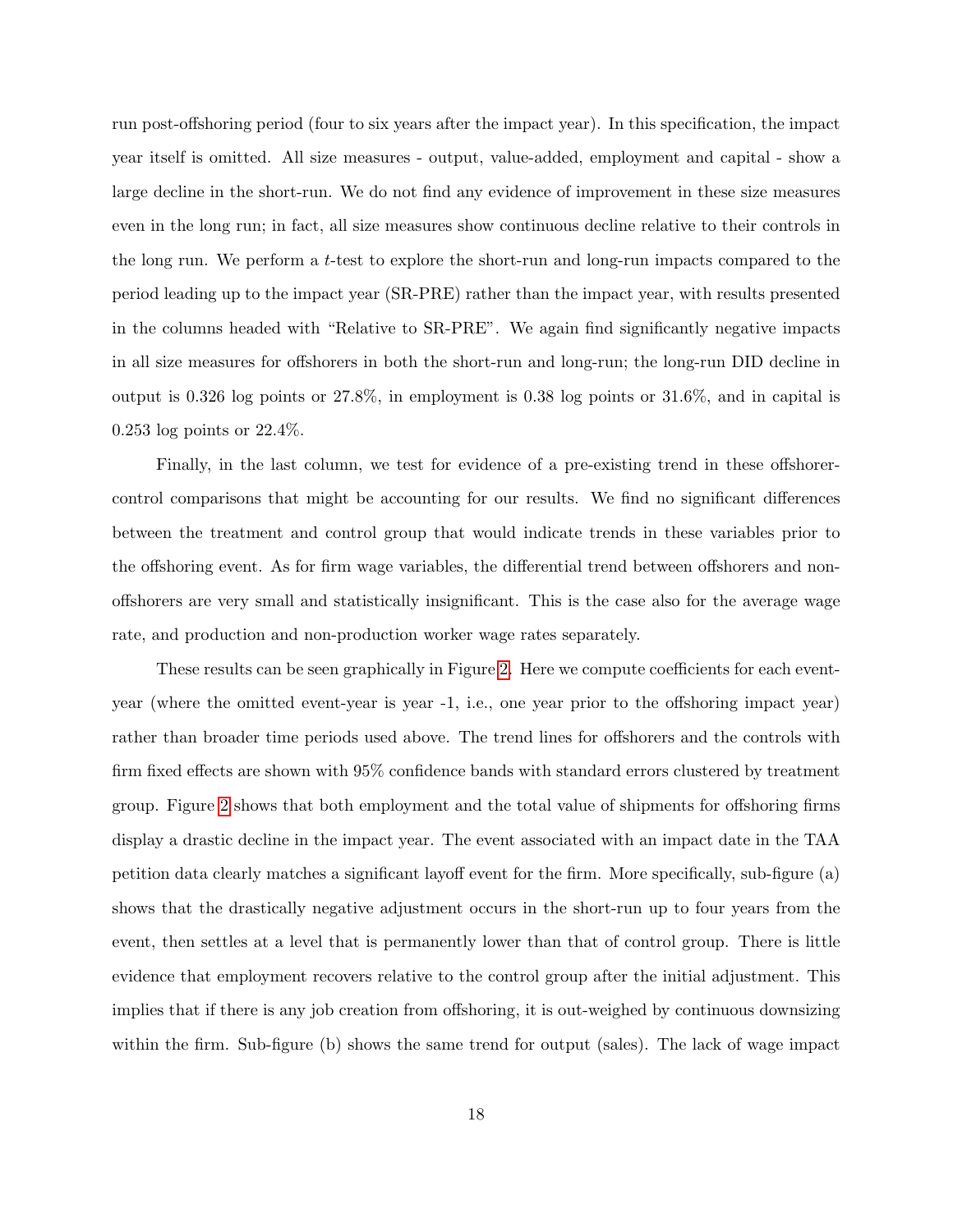run post-offshoring period (four to six years after the impact year). In this specification, the impact year itself is omitted. All size measures - output, value-added, employment and capital - show a large decline in the short-run. We do not find any evidence of improvement in these size measures even in the long run; in fact, all size measures show continuous decline relative to their controls in the long run. We perform a $t$-test to explore the short-run and long-run impacts compared to the period leading up to the impact year (SR-PRE) rather than the impact year, with results presented in the columns headed with "Relative to SR-PRE". We again find significantly negative impacts in all size measures for offshorers in both the short-run and long-run; the long-run DID decline in output is 0.326 log points or 27.8%, in employment is 0.38 log points or 31.6%, and in capital is 0.253 log points or 22.4%.

Finally, in the last column, we test for evidence of a pre-existing trend in these offshorer-control comparisons that might be accounting for our results. We find no significant differences between the treatment and control group that would indicate trends in these variables prior to the offshoring event. As for firm wage variables, the differential trend between offshorers and non-offshorers are very small and statistically insignificant. This is the case also for the average wage rate, and production and non-production worker wage rates separately.

These results can be seen graphically in Figure 2. Here we compute coefficients for each event-year (where the omitted event-year is year -1, i.e., one year prior to the offshoring impact year) rather than broader time periods used above. The trend lines for offshorers and the controls with firm fixed effects are shown with 95% confidence bands with standard errors clustered by treatment group. Figure 2 shows that both employment and the total value of shipments for offshoring firms display a drastic decline in the impact year. The event associated with an impact date in the TAA petition data clearly matches a significant layoff event for the firm. More specifically, sub-figure (a) shows that the drastically negative adjustment occurs in the short-run up to four years from the event, then settles at a level that is permanently lower than that of control group. There is little evidence that employment recovers relative to the control group after the initial adjustment. This implies that if there is any job creation from offshoring, it is out-weighed by continuous downsizing within the firm. Sub-figure (b) shows the same trend for output (sales). The lack of wage impact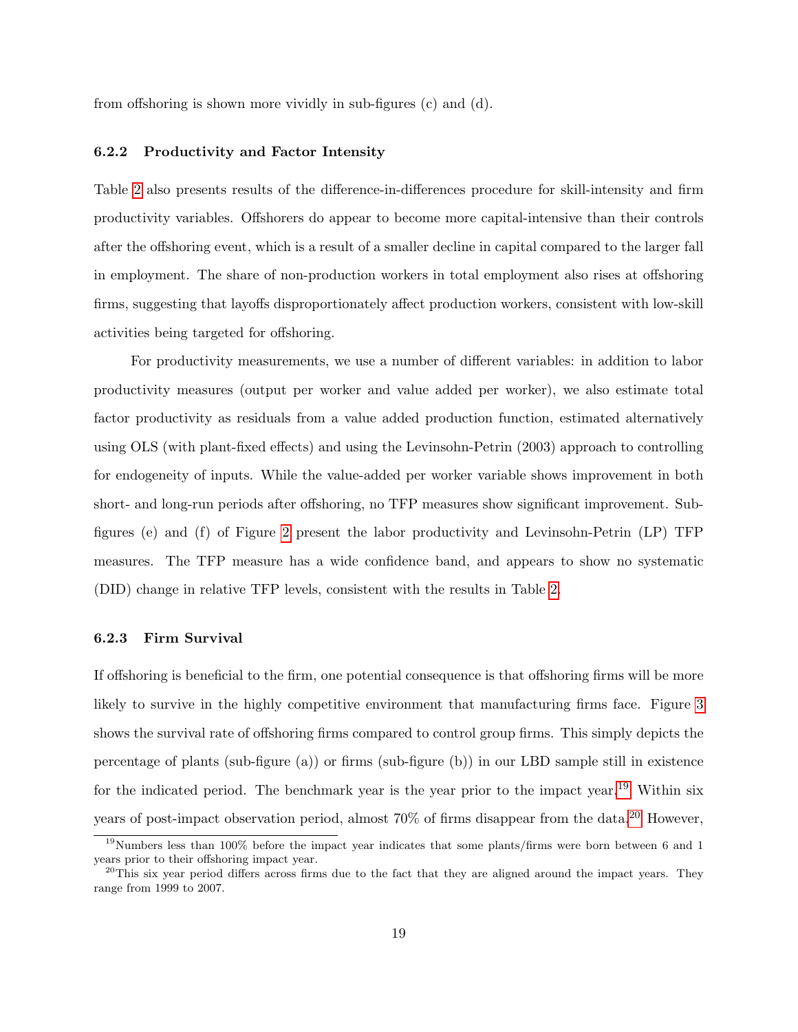from offshoring is shown more vividly in sub-figures (c) and (d).

#### 6.2.2 Productivity and Factor Intensity

Table 2 also presents results of the difference-in-differences procedure for skill-intensity and firm productivity variables. Offshorers do appear to become more capital-intensive than their controls after the offshoring event, which is a result of a smaller decline in capital compared to the larger fall in employment. The share of non-production workers in total employment also rises at offshoring firms, suggesting that layoffs disproportionately affect production workers, consistent with low-skill activities being targeted for offshoring.

For productivity measurements, we use a number of different variables: in addition to labor productivity measures (output per worker and value added per worker), we also estimate total factor productivity as residuals from a value added production function, estimated alternatively using OLS (with plant-fixed effects) and using the Levinsohn-Petrin (2003) approach to controlling for endogeneity of inputs. While the value-added per worker variable shows improvement in both short- and long-run periods after offshoring, no TFP measures show significant improvement. Sub-figures (e) and (f) of Figure 2 present the labor productivity and Levinsohn-Petrin (LP) TFP measures. The TFP measure has a wide confidence band, and appears to show no systematic (DID) change in relative TFP levels, consistent with the results in Table 2.

#### 6.2.3 Firm Survival

If offshoring is beneficial to the firm, one potential consequence is that offshoring firms will be more likely to survive in the highly competitive environment that manufacturing firms face. Figure 3 shows the survival rate of offshoring firms compared to control group firms. This simply depicts the percentage of plants (sub-figure (a)) or firms (sub-figure (b)) in our LBD sample still in existence for the indicated period. The benchmark year is the year prior to the impact year.[19] Within six years of post-impact observation period, almost 70% of firms disappear from the data.[20] However,

[19] Numbers less than 100% before the impact year indicates that some plants/firms were born between 6 and 1 years prior to their offshoring impact year.

[20] This six year period differs across firms due to the fact that they are aligned around the impact years. They range from 1999 to 2007.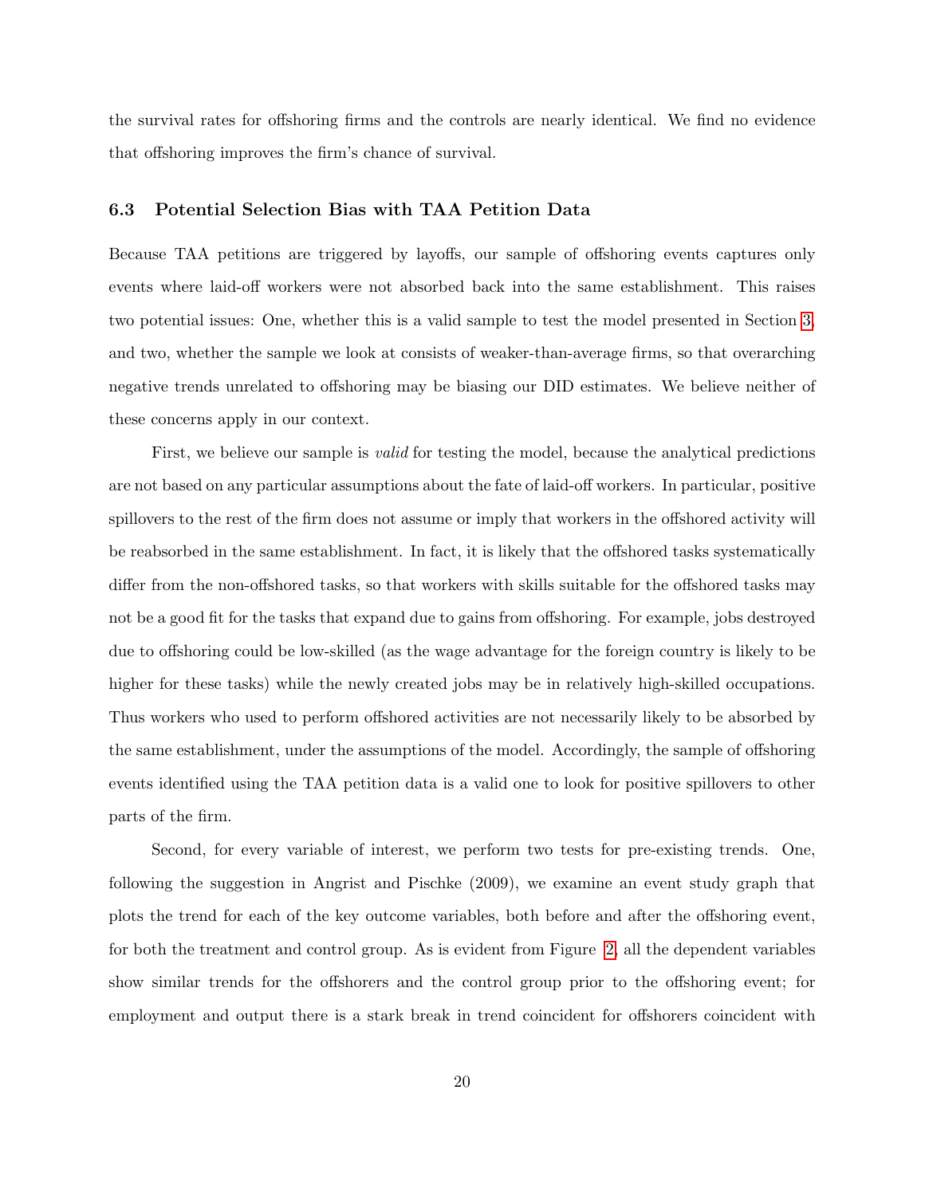the survival rates for offshoring firms and the controls are nearly identical. We find no evidence that offshoring improves the firm's chance of survival.

### 6.3 Potential Selection Bias with TAA Petition Data

Because TAA petitions are triggered by layoffs, our sample of offshoring events captures only events where laid-off workers were not absorbed back into the same establishment. This raises two potential issues: One, whether this is a valid sample to test the model presented in Section 3, and two, whether the sample we look at consists of weaker-than-average firms, so that overarching negative trends unrelated to offshoring may be biasing our DID estimates. We believe neither of these concerns apply in our context.

First, we believe our sample is *valid* for testing the model, because the analytical predictions are not based on any particular assumptions about the fate of laid-off workers. In particular, positive spillovers to the rest of the firm does not assume or imply that workers in the offshored activity will be reabsorbed in the same establishment. In fact, it is likely that the offshored tasks systematically differ from the non-offshored tasks, so that workers with skills suitable for the offshored tasks may not be a good fit for the tasks that expand due to gains from offshoring. For example, jobs destroyed due to offshoring could be low-skilled (as the wage advantage for the foreign country is likely to be higher for these tasks) while the newly created jobs may be in relatively high-skilled occupations. Thus workers who used to perform offshored activities are not necessarily likely to be absorbed by the same establishment, under the assumptions of the model. Accordingly, the sample of offshoring events identified using the TAA petition data is a valid one to look for positive spillovers to other parts of the firm.

Second, for every variable of interest, we perform two tests for pre-existing trends. One, following the suggestion in Angrist and Pischke (2009), we examine an event study graph that plots the trend for each of the key outcome variables, both before and after the offshoring event, for both the treatment and control group. As is evident from Figure 2, all the dependent variables show similar trends for the offshorers and the control group prior to the offshoring event; for employment and output there is a stark break in trend coincident for offshorers coincident with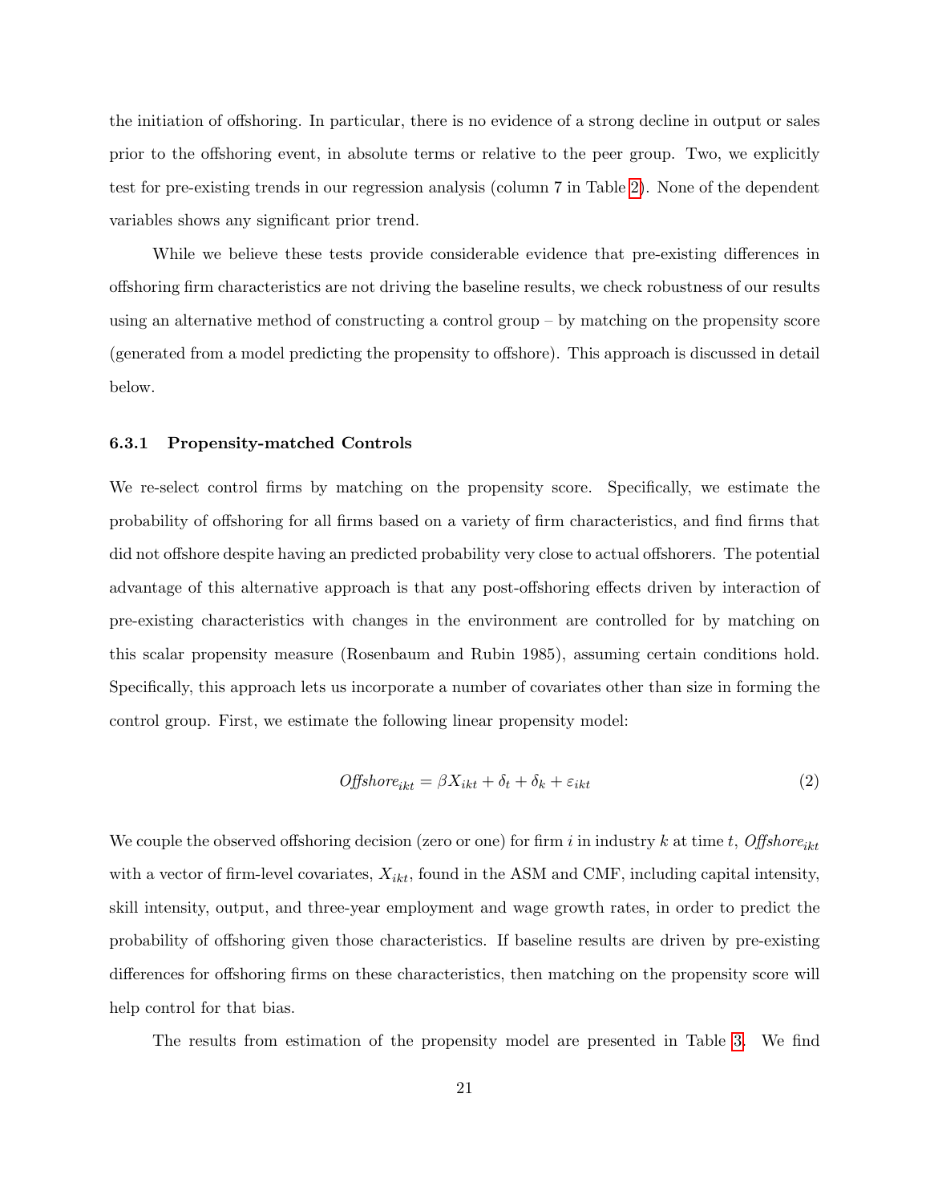the initiation of offshoring. In particular, there is no evidence of a strong decline in output or sales prior to the offshoring event, in absolute terms or relative to the peer group. Two, we explicitly test for pre-existing trends in our regression analysis (column 7 in Table 2). None of the dependent variables shows any significant prior trend.

While we believe these tests provide considerable evidence that pre-existing differences in offshoring firm characteristics are not driving the baseline results, we check robustness of our results using an alternative method of constructing a control group – by matching on the propensity score (generated from a model predicting the propensity to offshore). This approach is discussed in detail below.

### 6.3.1 Propensity-matched Controls

We re-select control firms by matching on the propensity score. Specifically, we estimate the probability of offshoring for all firms based on a variety of firm characteristics, and find firms that did not offshore despite having an predicted probability very close to actual offshorers. The potential advantage of this alternative approach is that any post-offshoring effects driven by interaction of pre-existing characteristics with changes in the environment are controlled for by matching on this scalar propensity measure (Rosenbaum and Rubin 1985), assuming certain conditions hold. Specifically, this approach lets us incorporate a number of covariates other than size in forming the control group. First, we estimate the following linear propensity model:

$$Offshore_{ikt} = \beta X_{ikt} + \delta_t + \delta_k + \varepsilon_{ikt} \tag{2}$$

We couple the observed offshoring decision (zero or one) for firm $i$ in industry $k$ at time $t$, $Offshore_{ikt}$ with a vector of firm-level covariates, $X_{ikt}$, found in the ASM and CMF, including capital intensity, skill intensity, output, and three-year employment and wage growth rates, in order to predict the probability of offshoring given those characteristics. If baseline results are driven by pre-existing differences for offshoring firms on these characteristics, then matching on the propensity score will help control for that bias.

The results from estimation of the propensity model are presented in Table 3. We find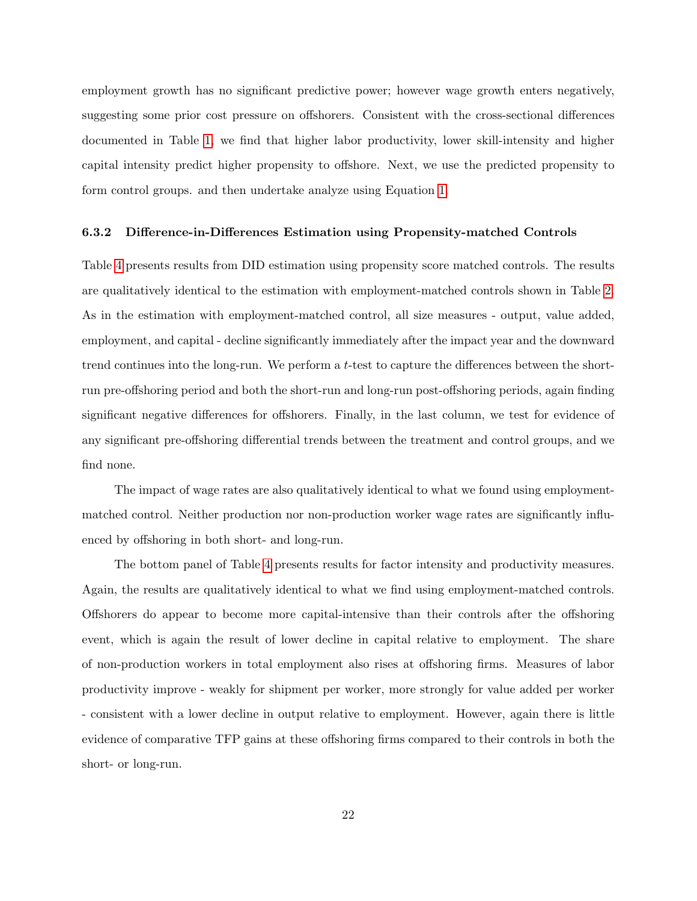employment growth has no significant predictive power; however wage growth enters negatively, suggesting some prior cost pressure on offshorers. Consistent with the cross-sectional differences documented in Table 1, we find that higher labor productivity, lower skill-intensity and higher capital intensity predict higher propensity to offshore. Next, we use the predicted propensity to form control groups. and then undertake analyze using Equation 1.

#### 6.3.2 Difference-in-Differences Estimation using Propensity-matched Controls

Table 4 presents results from DID estimation using propensity score matched controls. The results are qualitatively identical to the estimation with employment-matched controls shown in Table 2. As in the estimation with employment-matched control, all size measures - output, value added, employment, and capital - decline significantly immediately after the impact year and the downward trend continues into the long-run. We perform a $t$-test to capture the differences between the short-run pre-offshoring period and both the short-run and long-run post-offshoring periods, again finding significant negative differences for offshorers. Finally, in the last column, we test for evidence of any significant pre-offshoring differential trends between the treatment and control groups, and we find none.

The impact of wage rates are also qualitatively identical to what we found using employment-matched control. Neither production nor non-production worker wage rates are significantly influenced by offshoring in both short- and long-run.

The bottom panel of Table 4 presents results for factor intensity and productivity measures. Again, the results are qualitatively identical to what we find using employment-matched controls. Offshorers do appear to become more capital-intensive than their controls after the offshoring event, which is again the result of lower decline in capital relative to employment. The share of non-production workers in total employment also rises at offshoring firms. Measures of labor productivity improve - weakly for shipment per worker, more strongly for value added per worker - consistent with a lower decline in output relative to employment. However, again there is little evidence of comparative TFP gains at these offshoring firms compared to their controls in both the short- or long-run.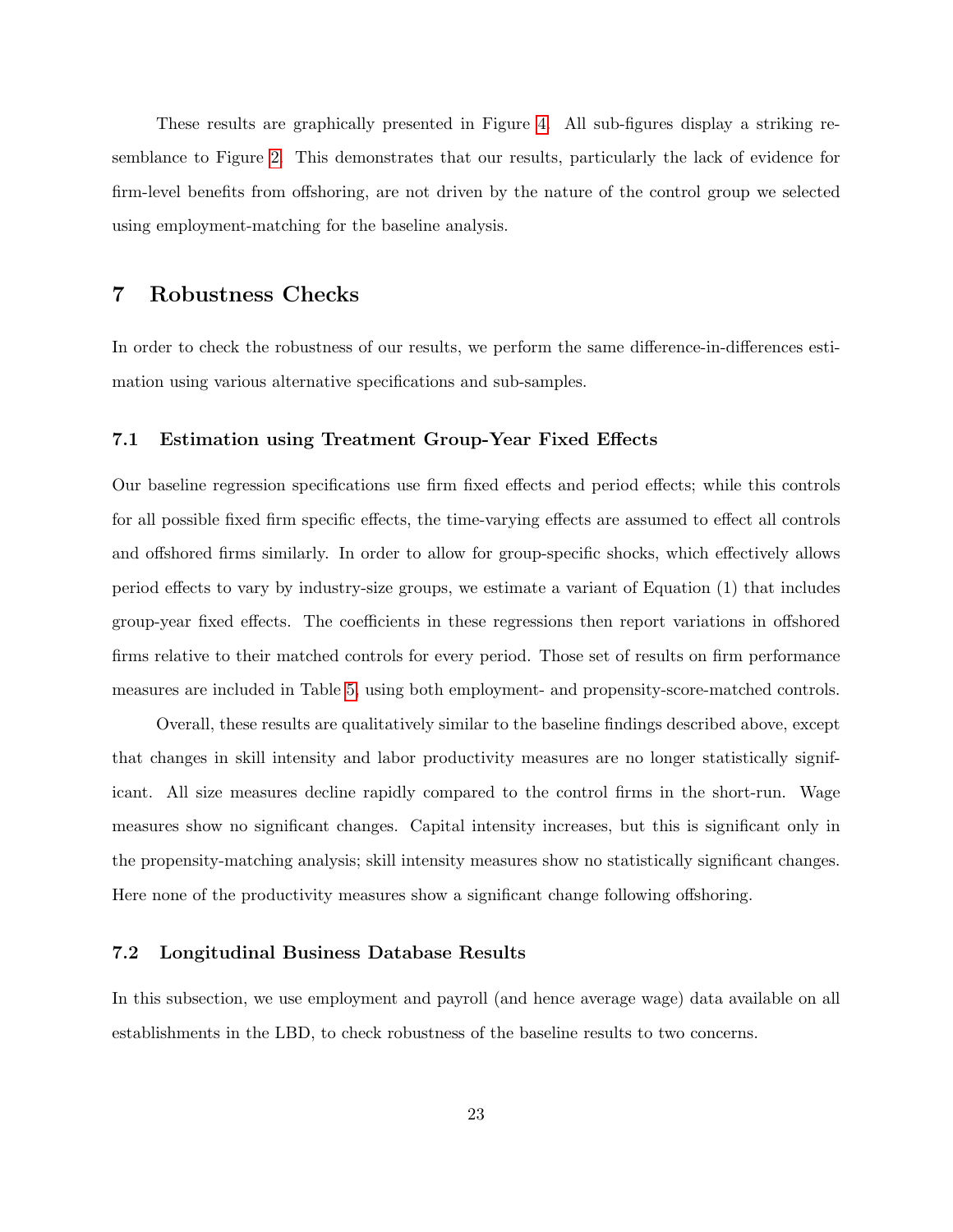These results are graphically presented in Figure 4. All sub-figures display a striking resemblance to Figure 2. This demonstrates that our results, particularly the lack of evidence for firm-level benefits from offshoring, are not driven by the nature of the control group we selected using employment-matching for the baseline analysis.

## 7 Robustness Checks

In order to check the robustness of our results, we perform the same difference-in-differences estimation using various alternative specifications and sub-samples.

### 7.1 Estimation using Treatment Group-Year Fixed Effects

Our baseline regression specifications use firm fixed effects and period effects; while this controls for all possible fixed firm specific effects, the time-varying effects are assumed to effect all controls and offshored firms similarly. In order to allow for group-specific shocks, which effectively allows period effects to vary by industry-size groups, we estimate a variant of Equation (1) that includes group-year fixed effects. The coefficients in these regressions then report variations in offshored firms relative to their matched controls for every period. Those set of results on firm performance measures are included in Table 5, using both employment- and propensity-score-matched controls.

Overall, these results are qualitatively similar to the baseline findings described above, except that changes in skill intensity and labor productivity measures are no longer statistically significant. All size measures decline rapidly compared to the control firms in the short-run. Wage measures show no significant changes. Capital intensity increases, but this is significant only in the propensity-matching analysis; skill intensity measures show no statistically significant changes. Here none of the productivity measures show a significant change following offshoring.

### 7.2 Longitudinal Business Database Results

In this subsection, we use employment and payroll (and hence average wage) data available on all establishments in the LBD, to check robustness of the baseline results to two concerns.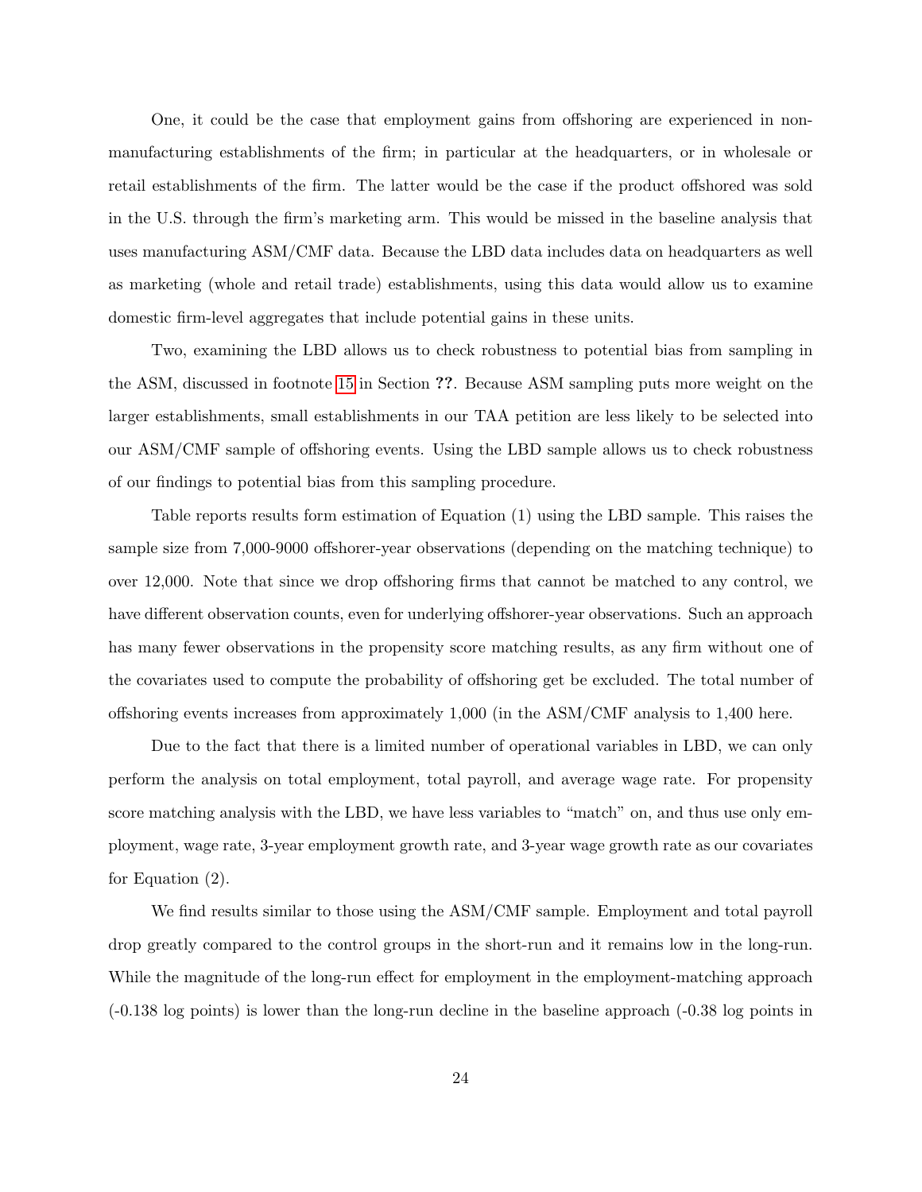One, it could be the case that employment gains from offshoring are experienced in non-manufacturing establishments of the firm; in particular at the headquarters, or in wholesale or retail establishments of the firm. The latter would be the case if the product offshored was sold in the U.S. through the firm's marketing arm. This would be missed in the baseline analysis that uses manufacturing ASM/CMF data. Because the LBD data includes data on headquarters as well as marketing (whole and retail trade) establishments, using this data would allow us to examine domestic firm-level aggregates that include potential gains in these units.

Two, examining the LBD allows us to check robustness to potential bias from sampling in the ASM, discussed in footnote 15 in Section **??**. Because ASM sampling puts more weight on the larger establishments, small establishments in our TAA petition are less likely to be selected into our ASM/CMF sample of offshoring events. Using the LBD sample allows us to check robustness of our findings to potential bias from this sampling procedure.

Table reports results form estimation of Equation (1) using the LBD sample. This raises the sample size from 7,000-9000 offshorer-year observations (depending on the matching technique) to over 12,000. Note that since we drop offshoring firms that cannot be matched to any control, we have different observation counts, even for underlying offshorer-year observations. Such an approach has many fewer observations in the propensity score matching results, as any firm without one of the covariates used to compute the probability of offshoring get be excluded. The total number of offshoring events increases from approximately 1,000 (in the ASM/CMF analysis to 1,400 here.

Due to the fact that there is a limited number of operational variables in LBD, we can only perform the analysis on total employment, total payroll, and average wage rate. For propensity score matching analysis with the LBD, we have less variables to "match" on, and thus use only employment, wage rate, 3-year employment growth rate, and 3-year wage growth rate as our covariates for Equation (2).

We find results similar to those using the ASM/CMF sample. Employment and total payroll drop greatly compared to the control groups in the short-run and it remains low in the long-run. While the magnitude of the long-run effect for employment in the employment-matching approach (-0.138 log points) is lower than the long-run decline in the baseline approach (-0.38 log points in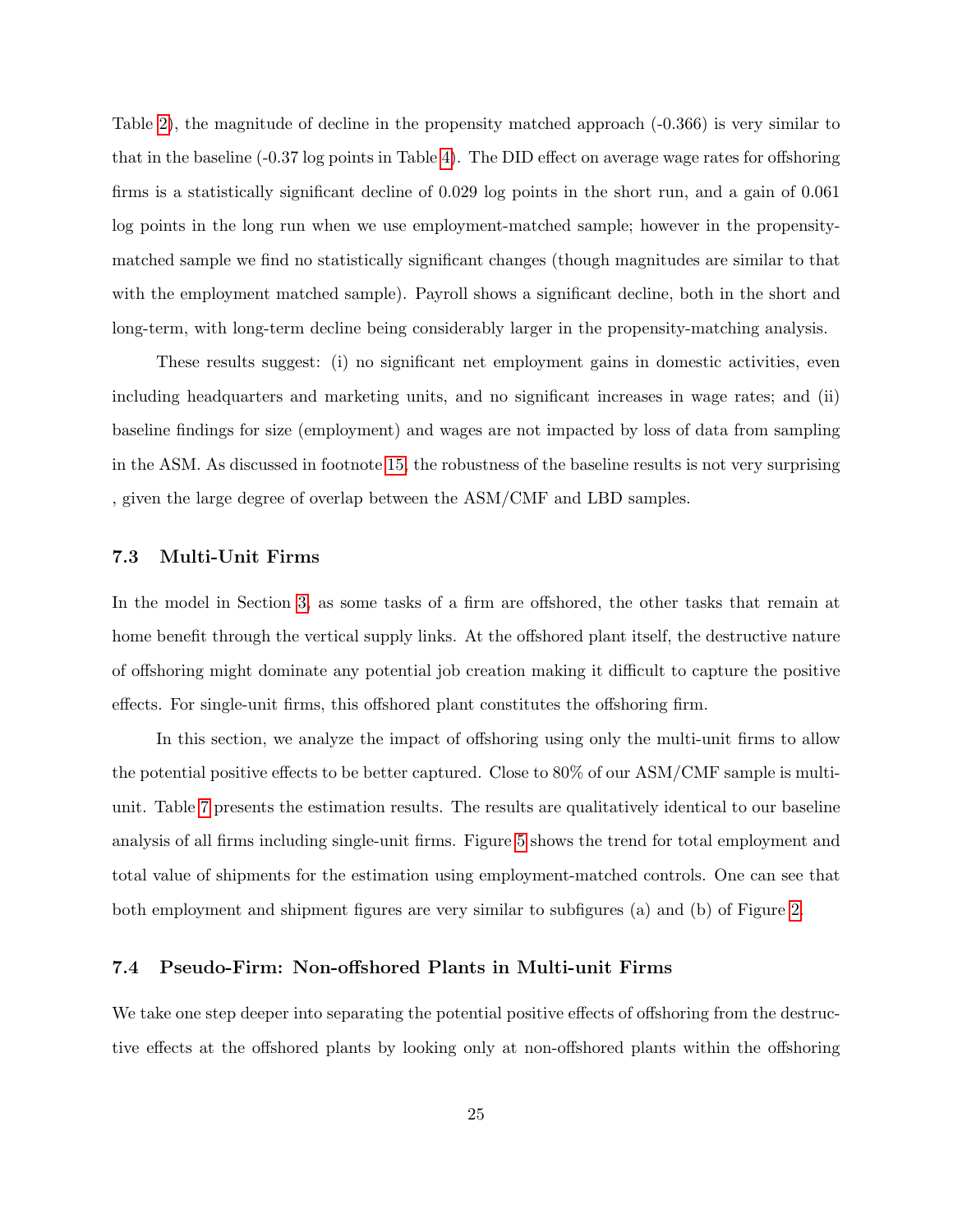Table 2), the magnitude of decline in the propensity matched approach (-0.366) is very similar to that in the baseline (-0.37 log points in Table 4). The DID effect on average wage rates for offshoring firms is a statistically significant decline of 0.029 log points in the short run, and a gain of 0.061 log points in the long run when we use employment-matched sample; however in the propensity-matched sample we find no statistically significant changes (though magnitudes are similar to that with the employment matched sample). Payroll shows a significant decline, both in the short and long-term, with long-term decline being considerably larger in the propensity-matching analysis.

These results suggest: (i) no significant net employment gains in domestic activities, even including headquarters and marketing units, and no significant increases in wage rates; and (ii) baseline findings for size (employment) and wages are not impacted by loss of data from sampling in the ASM. As discussed in footnote 15, the robustness of the baseline results is not very surprising , given the large degree of overlap between the ASM/CMF and LBD samples.

### 7.3 Multi-Unit Firms

In the model in Section 3, as some tasks of a firm are offshored, the other tasks that remain at home benefit through the vertical supply links. At the offshored plant itself, the destructive nature of offshoring might dominate any potential job creation making it difficult to capture the positive effects. For single-unit firms, this offshored plant constitutes the offshoring firm.

In this section, we analyze the impact of offshoring using only the multi-unit firms to allow the potential positive effects to be better captured. Close to 80% of our ASM/CMF sample is multi-unit. Table 7 presents the estimation results. The results are qualitatively identical to our baseline analysis of all firms including single-unit firms. Figure 5 shows the trend for total employment and total value of shipments for the estimation using employment-matched controls. One can see that both employment and shipment figures are very similar to subfigures (a) and (b) of Figure 2.

### 7.4 Pseudo-Firm: Non-offshored Plants in Multi-unit Firms

We take one step deeper into separating the potential positive effects of offshoring from the destructive effects at the offshored plants by looking only at non-offshored plants within the offshoring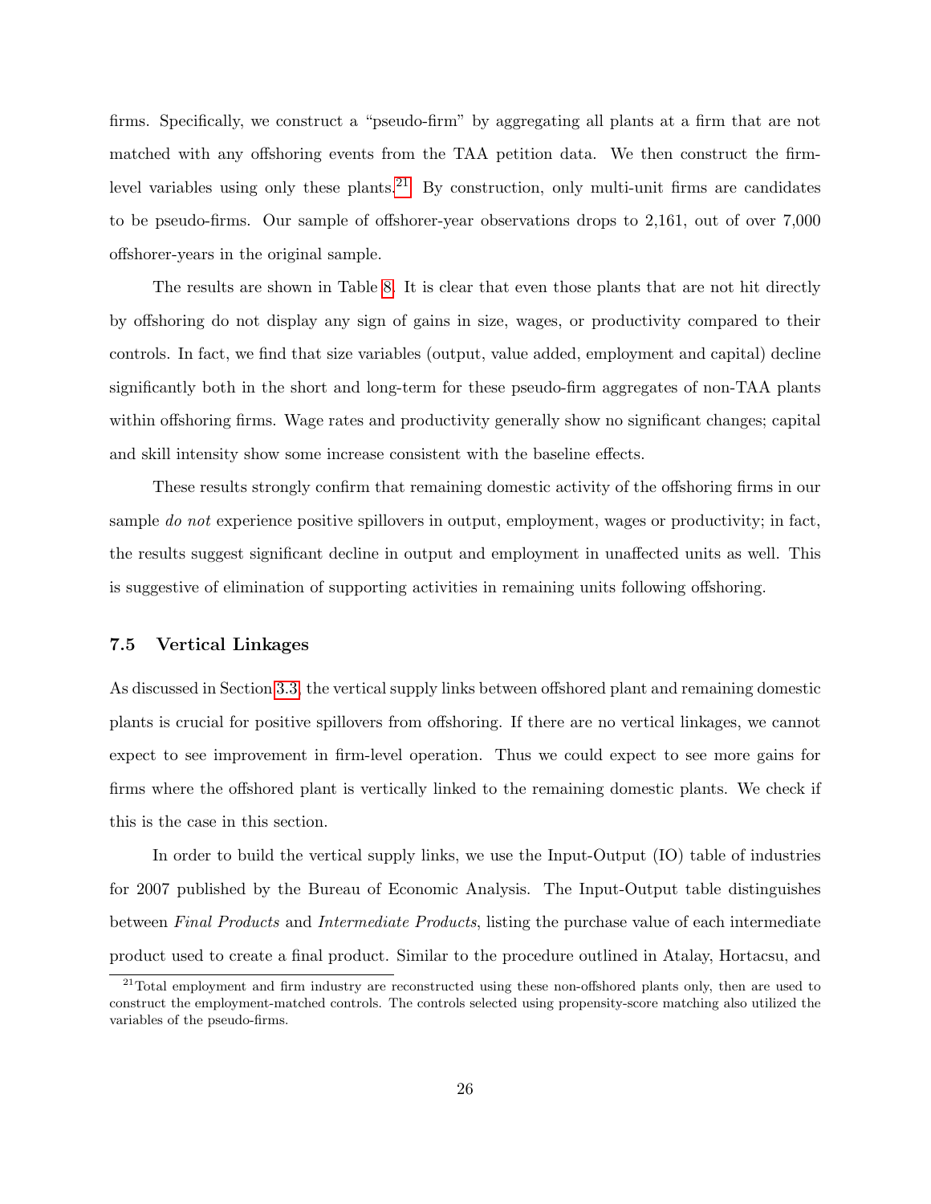firms. Specifically, we construct a "pseudo-firm" by aggregating all plants at a firm that are not matched with any offshoring events from the TAA petition data. We then construct the firm-level variables using only these plants.[21] By construction, only multi-unit firms are candidates to be pseudo-firms. Our sample of offshorer-year observations drops to 2,161, out of over 7,000 offshorer-years in the original sample.

The results are shown in Table 8. It is clear that even those plants that are not hit directly by offshoring do not display any sign of gains in size, wages, or productivity compared to their controls. In fact, we find that size variables (output, value added, employment and capital) decline significantly both in the short and long-term for these pseudo-firm aggregates of non-TAA plants within offshoring firms. Wage rates and productivity generally show no significant changes; capital and skill intensity show some increase consistent with the baseline effects.

These results strongly confirm that remaining domestic activity of the offshoring firms in our sample *do not* experience positive spillovers in output, employment, wages or productivity; in fact, the results suggest significant decline in output and employment in unaffected units as well. This is suggestive of elimination of supporting activities in remaining units following offshoring.

### 7.5 Vertical Linkages

As discussed in Section 3.3, the vertical supply links between offshored plant and remaining domestic plants is crucial for positive spillovers from offshoring. If there are no vertical linkages, we cannot expect to see improvement in firm-level operation. Thus we could expect to see more gains for firms where the offshored plant is vertically linked to the remaining domestic plants. We check if this is the case in this section.

In order to build the vertical supply links, we use the Input-Output (IO) table of industries for 2007 published by the Bureau of Economic Analysis. The Input-Output table distinguishes between *Final Products* and *Intermediate Products*, listing the purchase value of each intermediate product used to create a final product. Similar to the procedure outlined in Atalay, Hortacsu, and

[21] Total employment and firm industry are reconstructed using these non-offshored plants only, then are used to construct the employment-matched controls. The controls selected using propensity-score matching also utilized the variables of the pseudo-firms.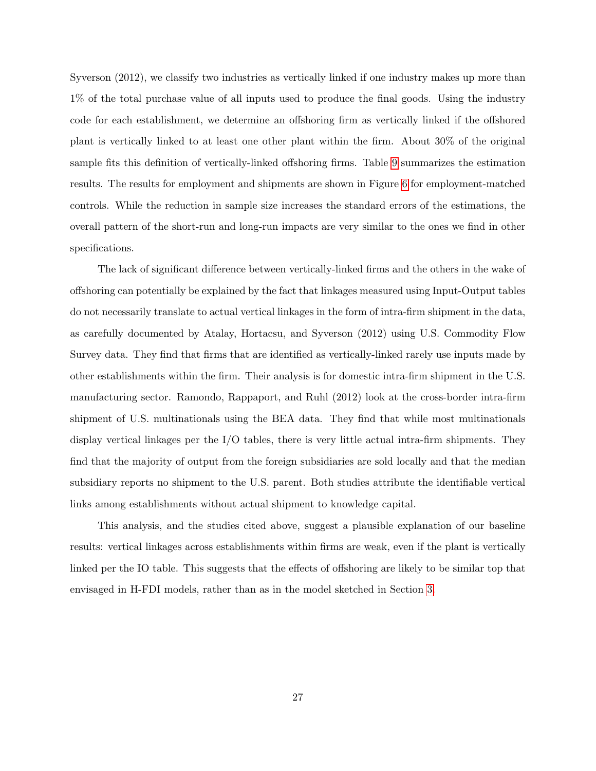Syverson (2012), we classify two industries as vertically linked if one industry makes up more than 1% of the total purchase value of all inputs used to produce the final goods. Using the industry code for each establishment, we determine an offshoring firm as vertically linked if the offshored plant is vertically linked to at least one other plant within the firm. About 30% of the original sample fits this definition of vertically-linked offshoring firms. Table 9 summarizes the estimation results. The results for employment and shipments are shown in Figure 6 for employment-matched controls. While the reduction in sample size increases the standard errors of the estimations, the overall pattern of the short-run and long-run impacts are very similar to the ones we find in other specifications.

The lack of significant difference between vertically-linked firms and the others in the wake of offshoring can potentially be explained by the fact that linkages measured using Input-Output tables do not necessarily translate to actual vertical linkages in the form of intra-firm shipment in the data, as carefully documented by Atalay, Hortacsu, and Syverson (2012) using U.S. Commodity Flow Survey data. They find that firms that are identified as vertically-linked rarely use inputs made by other establishments within the firm. Their analysis is for domestic intra-firm shipment in the U.S. manufacturing sector. Ramondo, Rappaport, and Ruhl (2012) look at the cross-border intra-firm shipment of U.S. multinationals using the BEA data. They find that while most multinationals display vertical linkages per the I/O tables, there is very little actual intra-firm shipments. They find that the majority of output from the foreign subsidiaries are sold locally and that the median subsidiary reports no shipment to the U.S. parent. Both studies attribute the identifiable vertical links among establishments without actual shipment to knowledge capital.

This analysis, and the studies cited above, suggest a plausible explanation of our baseline results: vertical linkages across establishments within firms are weak, even if the plant is vertically linked per the IO table. This suggests that the effects of offshoring are likely to be similar top that envisaged in H-FDI models, rather than as in the model sketched in Section 3.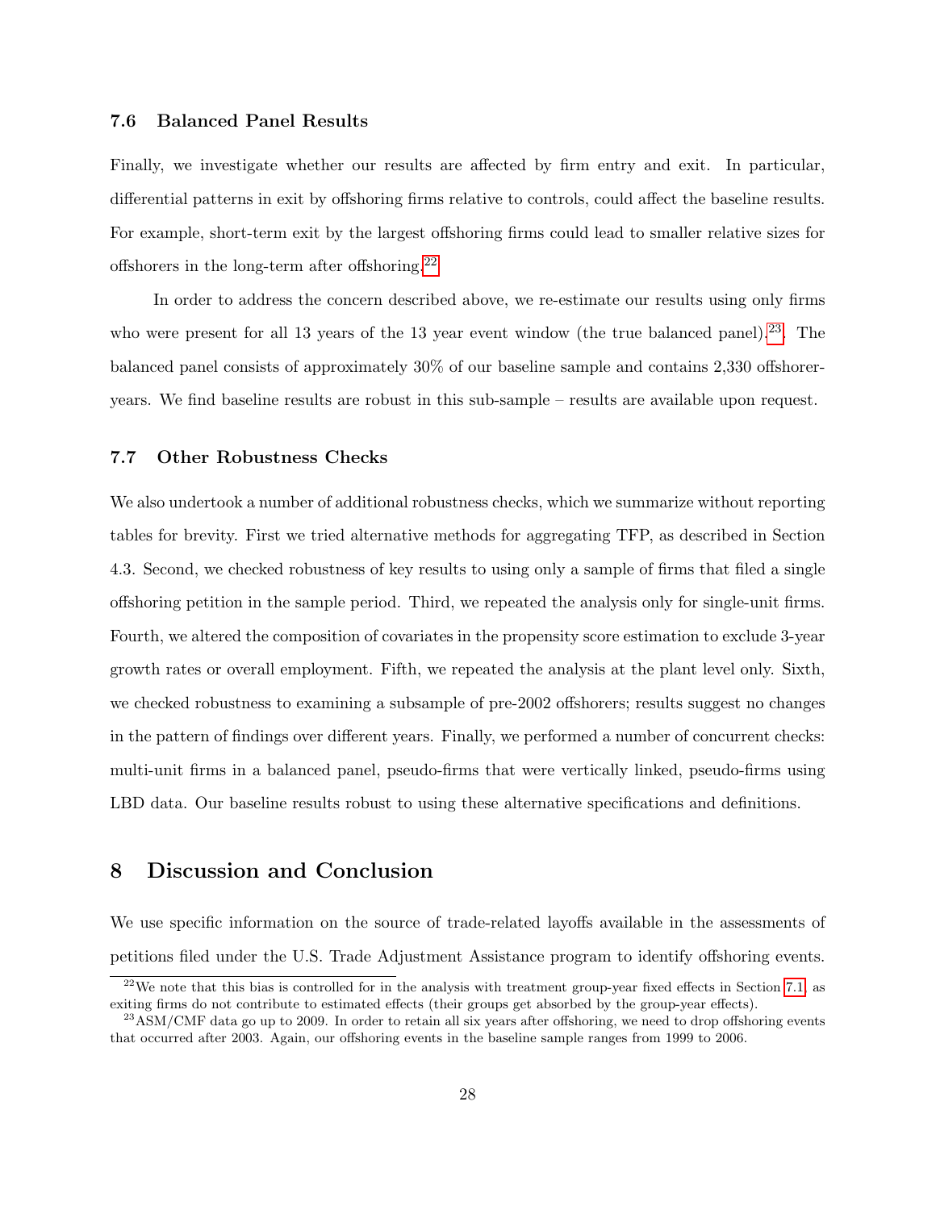### 7.6 Balanced Panel Results

Finally, we investigate whether our results are affected by firm entry and exit. In particular, differential patterns in exit by offshoring firms relative to controls, could affect the baseline results. For example, short-term exit by the largest offshoring firms could lead to smaller relative sizes for offshorers in the long-term after offshoring.[22]

In order to address the concern described above, we re-estimate our results using only firms who were present for all 13 years of the 13 year event window (the true balanced panel).[23]. The balanced panel consists of approximately 30% of our baseline sample and contains 2,330 offshorer-years. We find baseline results are robust in this sub-sample – results are available upon request.

### 7.7 Other Robustness Checks

We also undertook a number of additional robustness checks, which we summarize without reporting tables for brevity. First we tried alternative methods for aggregating TFP, as described in Section 4.3. Second, we checked robustness of key results to using only a sample of firms that filed a single offshoring petition in the sample period. Third, we repeated the analysis only for single-unit firms. Fourth, we altered the composition of covariates in the propensity score estimation to exclude 3-year growth rates or overall employment. Fifth, we repeated the analysis at the plant level only. Sixth, we checked robustness to examining a subsample of pre-2002 offshorers; results suggest no changes in the pattern of findings over different years. Finally, we performed a number of concurrent checks: multi-unit firms in a balanced panel, pseudo-firms that were vertically linked, pseudo-firms using LBD data. Our baseline results robust to using these alternative specifications and definitions.

## 8 Discussion and Conclusion

We use specific information on the source of trade-related layoffs available in the assessments of petitions filed under the U.S. Trade Adjustment Assistance program to identify offshoring events.

[22] We note that this bias is controlled for in the analysis with treatment group-year fixed effects in Section 7.1, as exiting firms do not contribute to estimated effects (their groups get absorbed by the group-year effects).

[23] ASM/CMF data go up to 2009. In order to retain all six years after offshoring, we need to drop offshoring events that occurred after 2003. Again, our offshoring events in the baseline sample ranges from 1999 to 2006.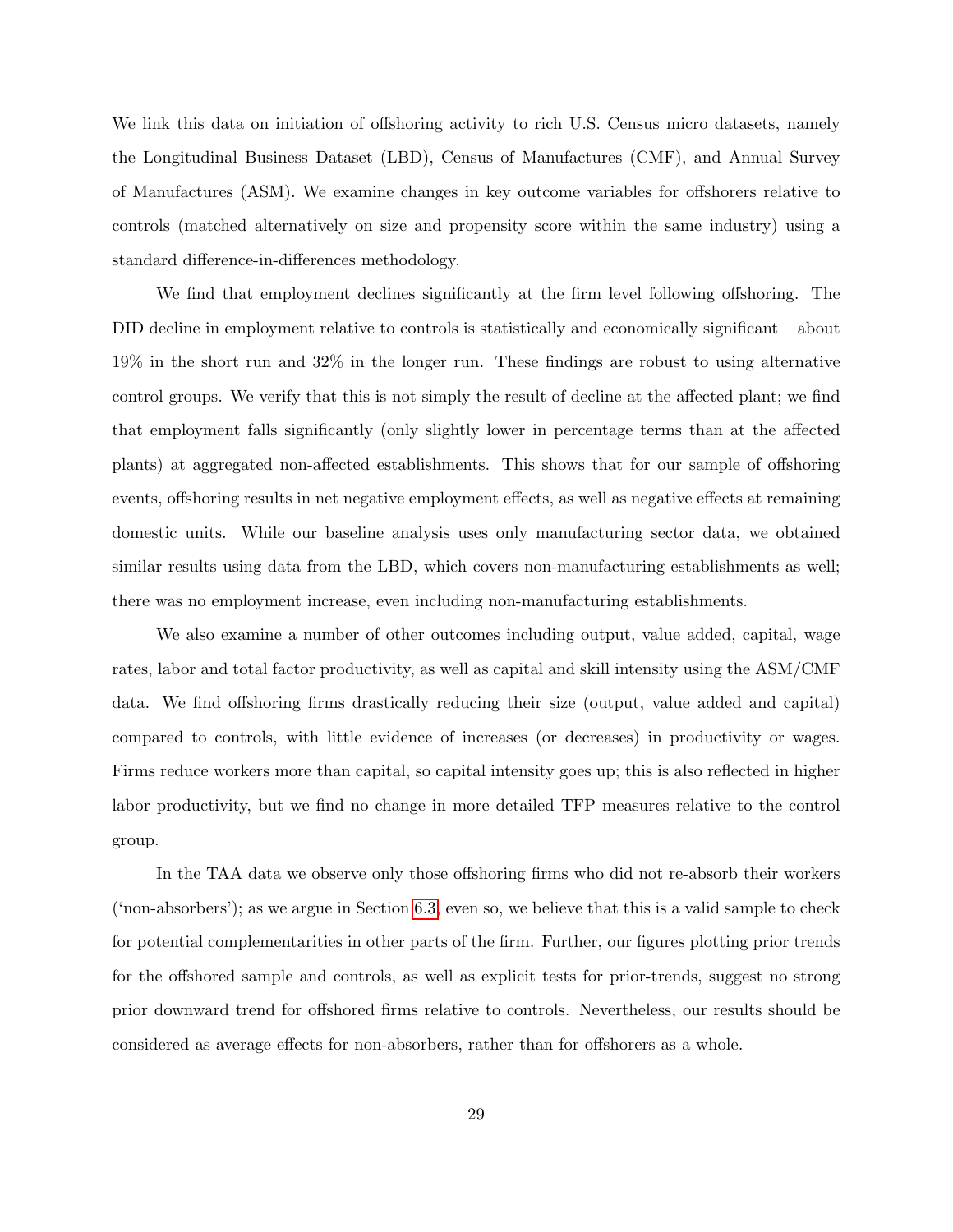We link this data on initiation of offshoring activity to rich U.S. Census micro datasets, namely the Longitudinal Business Dataset (LBD), Census of Manufactures (CMF), and Annual Survey of Manufactures (ASM). We examine changes in key outcome variables for offshorers relative to controls (matched alternatively on size and propensity score within the same industry) using a standard difference-in-differences methodology.

We find that employment declines significantly at the firm level following offshoring. The DID decline in employment relative to controls is statistically and economically significant – about 19% in the short run and 32% in the longer run. These findings are robust to using alternative control groups. We verify that this is not simply the result of decline at the affected plant; we find that employment falls significantly (only slightly lower in percentage terms than at the affected plants) at aggregated non-affected establishments. This shows that for our sample of offshoring events, offshoring results in net negative employment effects, as well as negative effects at remaining domestic units. While our baseline analysis uses only manufacturing sector data, we obtained similar results using data from the LBD, which covers non-manufacturing establishments as well; there was no employment increase, even including non-manufacturing establishments.

We also examine a number of other outcomes including output, value added, capital, wage rates, labor and total factor productivity, as well as capital and skill intensity using the ASM/CMF data. We find offshoring firms drastically reducing their size (output, value added and capital) compared to controls, with little evidence of increases (or decreases) in productivity or wages. Firms reduce workers more than capital, so capital intensity goes up; this is also reflected in higher labor productivity, but we find no change in more detailed TFP measures relative to the control group.

In the TAA data we observe only those offshoring firms who did not re-absorb their workers ('non-absorbers'); as we argue in Section 6.3, even so, we believe that this is a valid sample to check for potential complementarities in other parts of the firm. Further, our figures plotting prior trends for the offshored sample and controls, as well as explicit tests for prior-trends, suggest no strong prior downward trend for offshored firms relative to controls. Nevertheless, our results should be considered as average effects for non-absorbers, rather than for offshorers as a whole.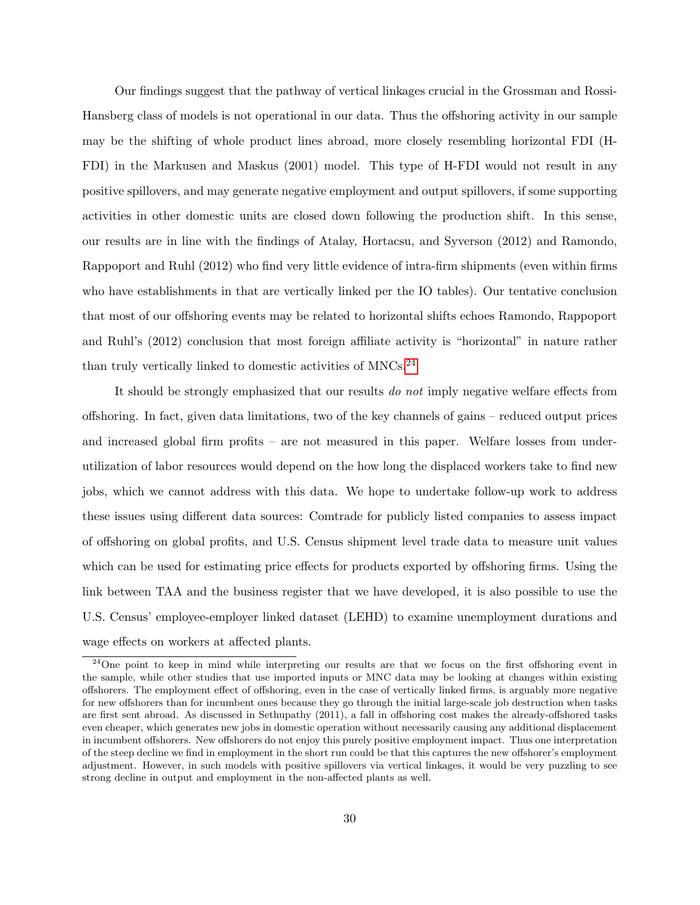Our findings suggest that the pathway of vertical linkages crucial in the Grossman and Rossi-Hansberg class of models is not operational in our data. Thus the offshoring activity in our sample may be the shifting of whole product lines abroad, more closely resembling horizontal FDI (H-FDI) in the Markusen and Maskus (2001) model. This type of H-FDI would not result in any positive spillovers, and may generate negative employment and output spillovers, if some supporting activities in other domestic units are closed down following the production shift. In this sense, our results are in line with the findings of Atalay, Hortacsu, and Syverson (2012) and Ramondo, Rappoport and Ruhl (2012) who find very little evidence of intra-firm shipments (even within firms who have establishments in that are vertically linked per the IO tables). Our tentative conclusion that most of our offshoring events may be related to horizontal shifts echoes Ramondo, Rappoport and Ruhl's (2012) conclusion that most foreign affiliate activity is "horizontal" in nature rather than truly vertically linked to domestic activities of MNCs.[24]

It should be strongly emphasized that our results *do not* imply negative welfare effects from offshoring. In fact, given data limitations, two of the key channels of gains – reduced output prices and increased global firm profits – are not measured in this paper. Welfare losses from under-utilization of labor resources would depend on the how long the displaced workers take to find new jobs, which we cannot address with this data. We hope to undertake follow-up work to address these issues using different data sources: Comtrade for publicly listed companies to assess impact of offshoring on global profits, and U.S. Census shipment level trade data to measure unit values which can be used for estimating price effects for products exported by offshoring firms. Using the link between TAA and the business register that we have developed, it is also possible to use the U.S. Census' employee-employer linked dataset (LEHD) to examine unemployment durations and wage effects on workers at affected plants.

[24] One point to keep in mind while interpreting our results are that we focus on the first offshoring event in the sample, while other studies that use imported inputs or MNC data may be looking at changes within existing offshorers. The employment effect of offshoring, even in the case of vertically linked firms, is arguably more negative for new offshorers than for incumbent ones because they go through the initial large-scale job destruction when tasks are first sent abroad. As discussed in Sethupathy (2011), a fall in offshoring cost makes the already-offshored tasks even cheaper, which generates new jobs in domestic operation without necessarily causing any additional displacement in incumbent offshorers. New offshorers do not enjoy this purely positive employment impact. Thus one interpretation of the steep decline we find in employment in the short run could be that this captures the new offshorer's employment adjustment. However, in such models with positive spillovers via vertical linkages, it would be very puzzling to see strong decline in output and employment in the non-affected plants as well.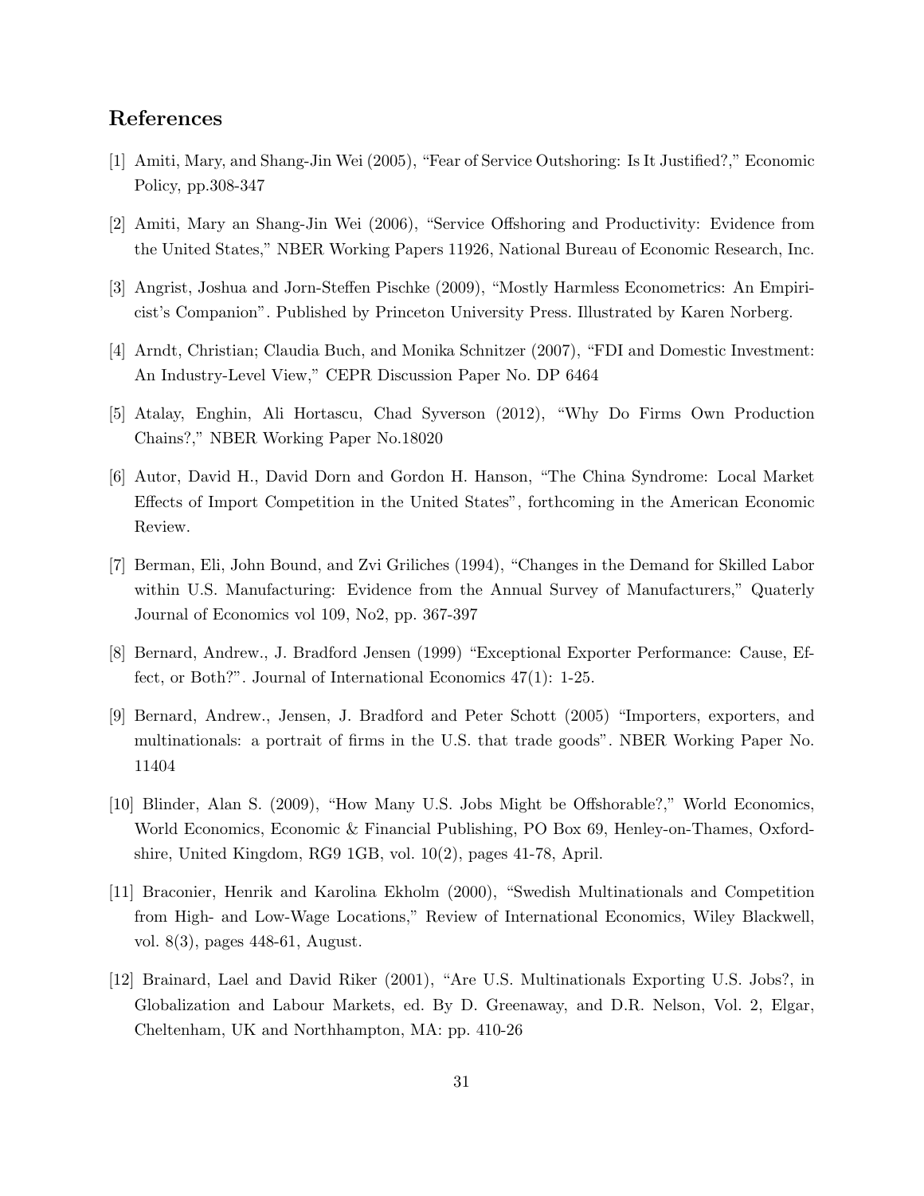## References

[1] Amiti, Mary, and Shang-Jin Wei (2005), "Fear of Service Outshoring: Is It Justified?," Economic Policy, pp.308-347

[2] Amiti, Mary an Shang-Jin Wei (2006), "Service Offshoring and Productivity: Evidence from the United States," NBER Working Papers 11926, National Bureau of Economic Research, Inc.

[3] Angrist, Joshua and Jorn-Steffen Pischke (2009), "Mostly Harmless Econometrics: An Empiricist's Companion". Published by Princeton University Press. Illustrated by Karen Norberg.

[4] Arndt, Christian; Claudia Buch, and Monika Schnitzer (2007), "FDI and Domestic Investment: An Industry-Level View," CEPR Discussion Paper No. DP 6464

[5] Atalay, Enghin, Ali Hortascu, Chad Syverson (2012), "Why Do Firms Own Production Chains?," NBER Working Paper No.18020

[6] Autor, David H., David Dorn and Gordon H. Hanson, "The China Syndrome: Local Market Effects of Import Competition in the United States", forthcoming in the American Economic Review.

[7] Berman, Eli, John Bound, and Zvi Griliches (1994), "Changes in the Demand for Skilled Labor within U.S. Manufacturing: Evidence from the Annual Survey of Manufacturers," Quaterly Journal of Economics vol 109, No2, pp. 367-397

[8] Bernard, Andrew., J. Bradford Jensen (1999) "Exceptional Exporter Performance: Cause, Effect, or Both?". Journal of International Economics 47(1): 1-25.

[9] Bernard, Andrew., Jensen, J. Bradford and Peter Schott (2005) "Importers, exporters, and multinationals: a portrait of firms in the U.S. that trade goods". NBER Working Paper No. 11404

[10] Blinder, Alan S. (2009), "How Many U.S. Jobs Might be Offshorable?," World Economics, World Economics, Economic & Financial Publishing, PO Box 69, Henley-on-Thames, Oxfordshire, United Kingdom, RG9 1GB, vol. 10(2), pages 41-78, April.

[11] Braconier, Henrik and Karolina Ekholm (2000), "Swedish Multinationals and Competition from High- and Low-Wage Locations," Review of International Economics, Wiley Blackwell, vol. 8(3), pages 448-61, August.

[12] Brainard, Lael and David Riker (2001), "Are U.S. Multinationals Exporting U.S. Jobs?, in Globalization and Labour Markets, ed. By D. Greenaway, and D.R. Nelson, Vol. 2, Elgar, Cheltenham, UK and Northhampton, MA: pp. 410-26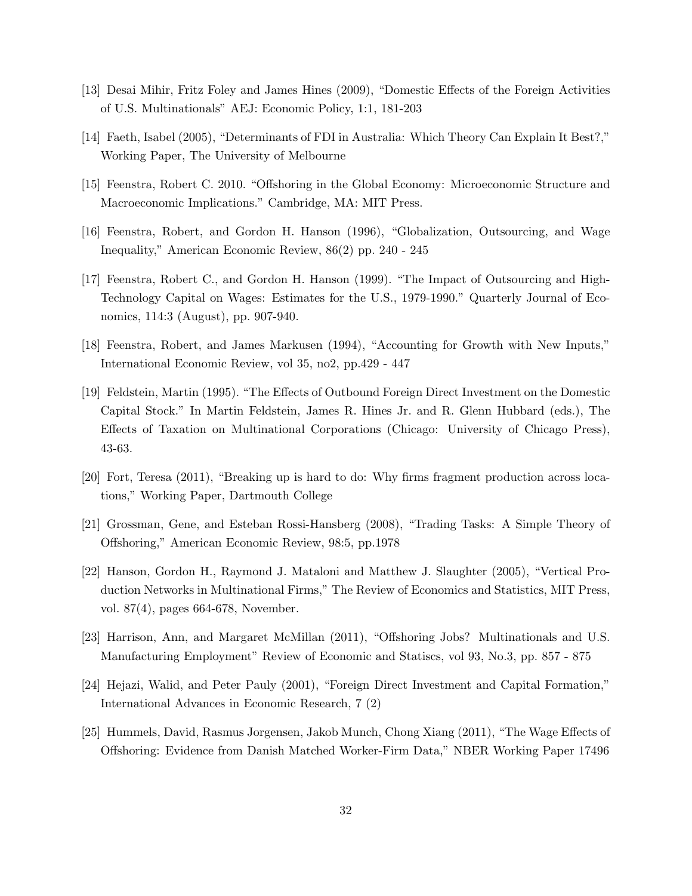[13] Desai Mihir, Fritz Foley and James Hines (2009), "Domestic Effects of the Foreign Activities of U.S. Multinationals" AEJ: Economic Policy, 1:1, 181-203

[14] Faeth, Isabel (2005), "Determinants of FDI in Australia: Which Theory Can Explain It Best?," Working Paper, The University of Melbourne

[15] Feenstra, Robert C. 2010. "Offshoring in the Global Economy: Microeconomic Structure and Macroeconomic Implications." Cambridge, MA: MIT Press.

[16] Feenstra, Robert, and Gordon H. Hanson (1996), "Globalization, Outsourcing, and Wage Inequality," American Economic Review, 86(2) pp. 240 - 245

[17] Feenstra, Robert C., and Gordon H. Hanson (1999). "The Impact of Outsourcing and High-Technology Capital on Wages: Estimates for the U.S., 1979-1990." Quarterly Journal of Economics, 114:3 (August), pp. 907-940.

[18] Feenstra, Robert, and James Markusen (1994), "Accounting for Growth with New Inputs," International Economic Review, vol 35, no2, pp.429 - 447

[19] Feldstein, Martin (1995). "The Effects of Outbound Foreign Direct Investment on the Domestic Capital Stock." In Martin Feldstein, James R. Hines Jr. and R. Glenn Hubbard (eds.), The Effects of Taxation on Multinational Corporations (Chicago: University of Chicago Press), 43-63.

[20] Fort, Teresa (2011), "Breaking up is hard to do: Why firms fragment production across locations," Working Paper, Dartmouth College

[21] Grossman, Gene, and Esteban Rossi-Hansberg (2008), "Trading Tasks: A Simple Theory of Offshoring," American Economic Review, 98:5, pp.1978

[22] Hanson, Gordon H., Raymond J. Mataloni and Matthew J. Slaughter (2005), "Vertical Production Networks in Multinational Firms," The Review of Economics and Statistics, MIT Press, vol. 87(4), pages 664-678, November.

[23] Harrison, Ann, and Margaret McMillan (2011), "Offshoring Jobs? Multinationals and U.S. Manufacturing Employment" Review of Economic and Statiscs, vol 93, No.3, pp. 857 - 875

[24] Hejazi, Walid, and Peter Pauly (2001), "Foreign Direct Investment and Capital Formation," International Advances in Economic Research, 7 (2)

[25] Hummels, David, Rasmus Jorgensen, Jakob Munch, Chong Xiang (2011), "The Wage Effects of Offshoring: Evidence from Danish Matched Worker-Firm Data," NBER Working Paper 17496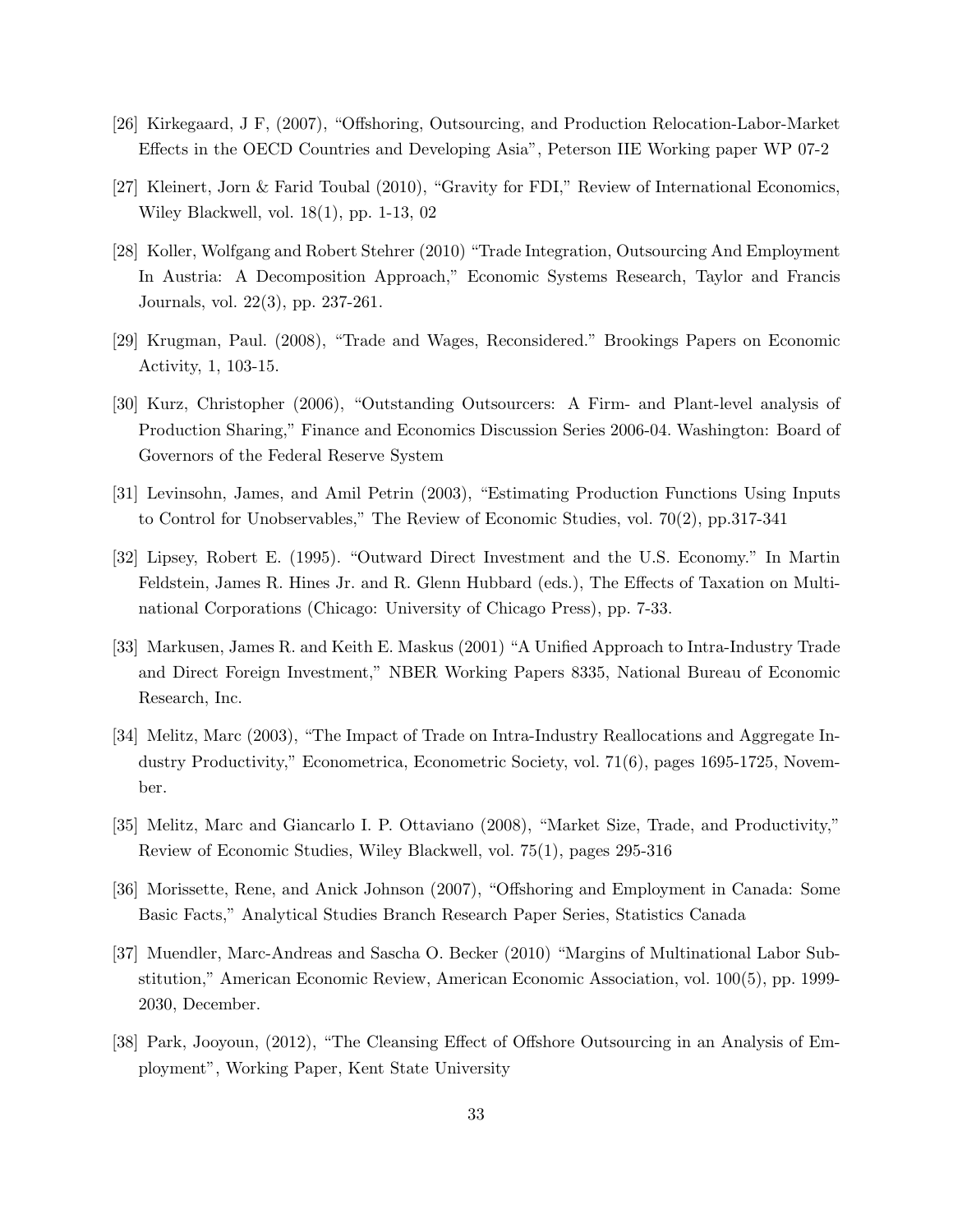[26] Kirkegaard, J F, (2007), "Offshoring, Outsourcing, and Production Relocation-Labor-Market Effects in the OECD Countries and Developing Asia", Peterson IIE Working paper WP 07-2

[27] Kleinert, Jorn & Farid Toubal (2010), "Gravity for FDI," Review of International Economics, Wiley Blackwell, vol. 18(1), pp. 1-13, 02

[28] Koller, Wolfgang and Robert Stehrer (2010) "Trade Integration, Outsourcing And Employment In Austria: A Decomposition Approach," Economic Systems Research, Taylor and Francis Journals, vol. 22(3), pp. 237-261.

[29] Krugman, Paul. (2008), "Trade and Wages, Reconsidered." Brookings Papers on Economic Activity, 1, 103-15.

[30] Kurz, Christopher (2006), "Outstanding Outsourcers: A Firm- and Plant-level analysis of Production Sharing," Finance and Economics Discussion Series 2006-04. Washington: Board of Governors of the Federal Reserve System

[31] Levinsohn, James, and Amil Petrin (2003), "Estimating Production Functions Using Inputs to Control for Unobservables," The Review of Economic Studies, vol. 70(2), pp.317-341

[32] Lipsey, Robert E. (1995). "Outward Direct Investment and the U.S. Economy." In Martin Feldstein, James R. Hines Jr. and R. Glenn Hubbard (eds.), The Effects of Taxation on Multinational Corporations (Chicago: University of Chicago Press), pp. 7-33.

[33] Markusen, James R. and Keith E. Maskus (2001) "A Unified Approach to Intra-Industry Trade and Direct Foreign Investment," NBER Working Papers 8335, National Bureau of Economic Research, Inc.

[34] Melitz, Marc (2003), "The Impact of Trade on Intra-Industry Reallocations and Aggregate Industry Productivity," Econometrica, Econometric Society, vol. 71(6), pages 1695-1725, November.

[35] Melitz, Marc and Giancarlo I. P. Ottaviano (2008), "Market Size, Trade, and Productivity," Review of Economic Studies, Wiley Blackwell, vol. 75(1), pages 295-316

[36] Morissette, Rene, and Anick Johnson (2007), "Offshoring and Employment in Canada: Some Basic Facts," Analytical Studies Branch Research Paper Series, Statistics Canada

[37] Muendler, Marc-Andreas and Sascha O. Becker (2010) "Margins of Multinational Labor Substitution," American Economic Review, American Economic Association, vol. 100(5), pp. 1999-2030, December.

[38] Park, Jooyoun, (2012), "The Cleansing Effect of Offshore Outsourcing in an Analysis of Employment", Working Paper, Kent State University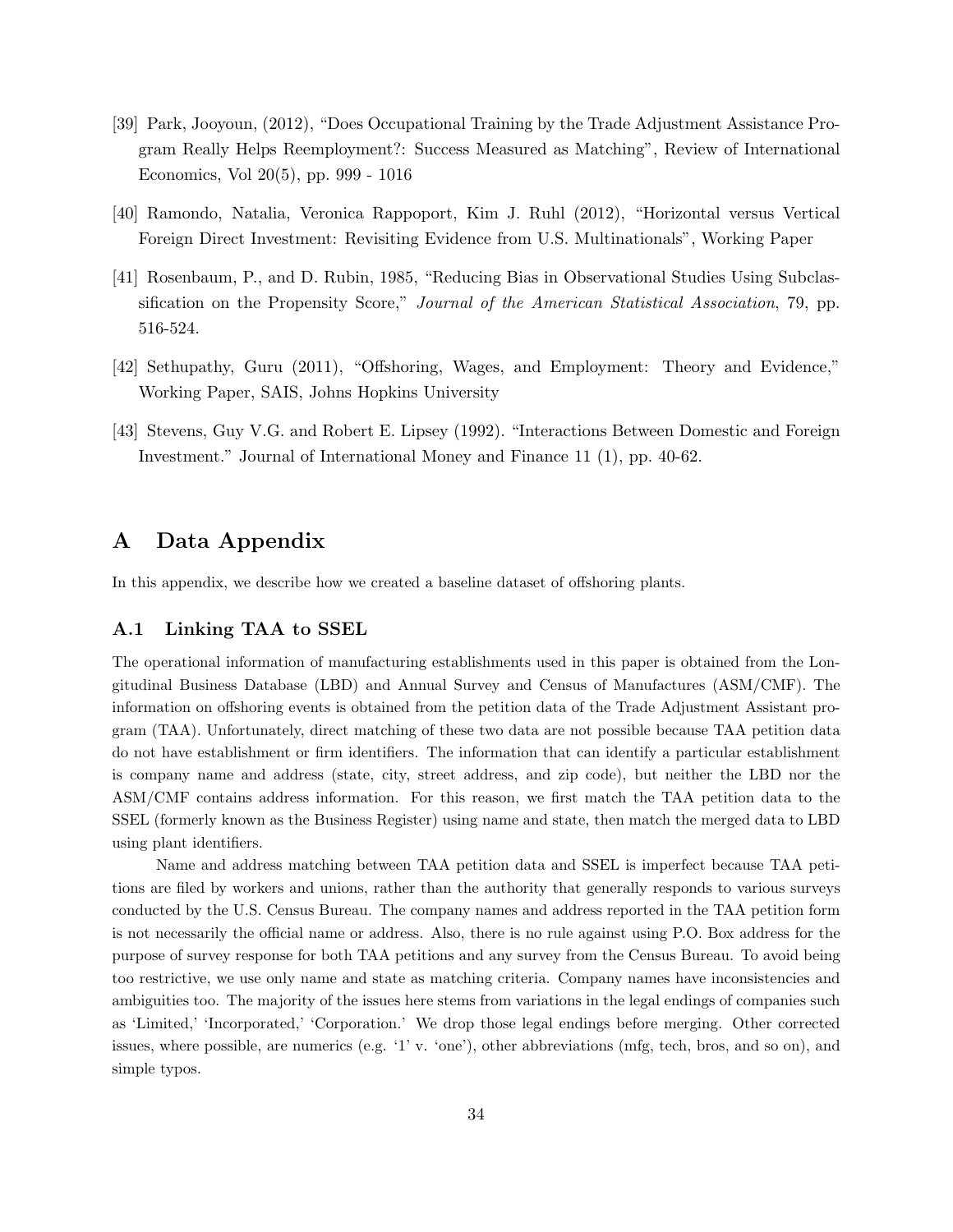[39] Park, Jooyoun, (2012), "Does Occupational Training by the Trade Adjustment Assistance Program Really Helps Reemployment?: Success Measured as Matching", Review of International Economics, Vol 20(5), pp. 999 - 1016

[40] Ramondo, Natalia, Veronica Rappoport, Kim J. Ruhl (2012), "Horizontal versus Vertical Foreign Direct Investment: Revisiting Evidence from U.S. Multinationals", Working Paper

[41] Rosenbaum, P., and D. Rubin, 1985, "Reducing Bias in Observational Studies Using Subclassification on the Propensity Score," *Journal of the American Statistical Association*, 79, pp. 516-524.

[42] Sethupathy, Guru (2011), "Offshoring, Wages, and Employment: Theory and Evidence," Working Paper, SAIS, Johns Hopkins University

[43] Stevens, Guy V.G. and Robert E. Lipsey (1992). "Interactions Between Domestic and Foreign Investment." Journal of International Money and Finance 11 (1), pp. 40-62.

# A Data Appendix

In this appendix, we describe how we created a baseline dataset of offshoring plants.

## A.1 Linking TAA to SSEL

The operational information of manufacturing establishments used in this paper is obtained from the Longitudinal Business Database (LBD) and Annual Survey and Census of Manufactures (ASM/CMF). The information on offshoring events is obtained from the petition data of the Trade Adjustment Assistant program (TAA). Unfortunately, direct matching of these two data are not possible because TAA petition data do not have establishment or firm identifiers. The information that can identify a particular establishment is company name and address (state, city, street address, and zip code), but neither the LBD nor the ASM/CMF contains address information. For this reason, we first match the TAA petition data to the SSEL (formerly known as the Business Register) using name and state, then match the merged data to LBD using plant identifiers.

Name and address matching between TAA petition data and SSEL is imperfect because TAA petitions are filed by workers and unions, rather than the authority that generally responds to various surveys conducted by the U.S. Census Bureau. The company names and address reported in the TAA petition form is not necessarily the official name or address. Also, there is no rule against using P.O. Box address for the purpose of survey response for both TAA petitions and any survey from the Census Bureau. To avoid being too restrictive, we use only name and state as matching criteria. Company names have inconsistencies and ambiguities too. The majority of the issues here stems from variations in the legal endings of companies such as 'Limited,' 'Incorporated,' 'Corporation.' We drop those legal endings before merging. Other corrected issues, where possible, are numerics (e.g. '1' v. 'one'), other abbreviations (mfg, tech, bros, and so on), and simple typos.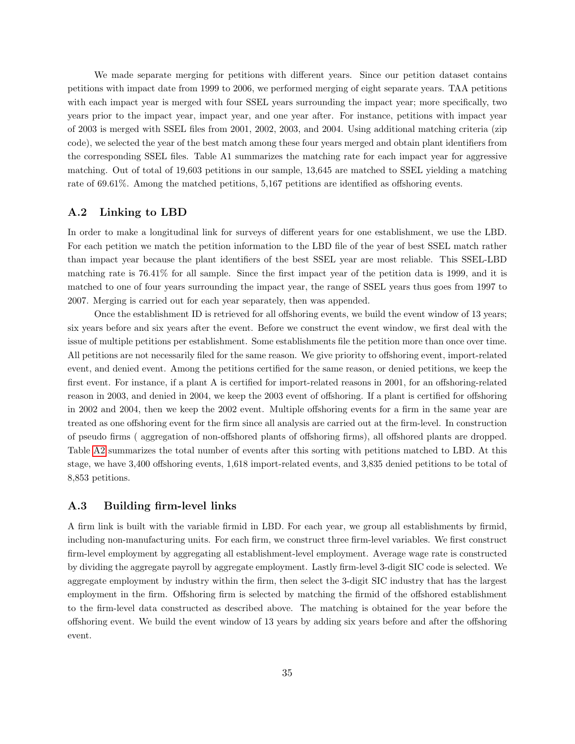We made separate merging for petitions with different years. Since our petition dataset contains petitions with impact date from 1999 to 2006, we performed merging of eight separate years. TAA petitions with each impact year is merged with four SSEL years surrounding the impact year; more specifically, two years prior to the impact year, impact year, and one year after. For instance, petitions with impact year of 2003 is merged with SSEL files from 2001, 2002, 2003, and 2004. Using additional matching criteria (zip code), we selected the year of the best match among these four years merged and obtain plant identifiers from the corresponding SSEL files. Table A1 summarizes the matching rate for each impact year for aggressive matching. Out of total of 19,603 petitions in our sample, 13,645 are matched to SSEL yielding a matching rate of 69.61%. Among the matched petitions, 5,167 petitions are identified as offshoring events.

## A.2 Linking to LBD

In order to make a longitudinal link for surveys of different years for one establishment, we use the LBD. For each petition we match the petition information to the LBD file of the year of best SSEL match rather than impact year because the plant identifiers of the best SSEL year are most reliable. This SSEL-LBD matching rate is 76.41% for all sample. Since the first impact year of the petition data is 1999, and it is matched to one of four years surrounding the impact year, the range of SSEL years thus goes from 1997 to 2007. Merging is carried out for each year separately, then was appended.

Once the establishment ID is retrieved for all offshoring events, we build the event window of 13 years; six years before and six years after the event. Before we construct the event window, we first deal with the issue of multiple petitions per establishment. Some establishments file the petition more than once over time. All petitions are not necessarily filed for the same reason. We give priority to offshoring event, import-related event, and denied event. Among the petitions certified for the same reason, or denied petitions, we keep the first event. For instance, if a plant A is certified for import-related reasons in 2001, for an offshoring-related reason in 2003, and denied in 2004, we keep the 2003 event of offshoring. If a plant is certified for offshoring in 2002 and 2004, then we keep the 2002 event. Multiple offshoring events for a firm in the same year are treated as one offshoring event for the firm since all analysis are carried out at the firm-level. In construction of pseudo firms ( aggregation of non-offshored plants of offshoring firms), all offshored plants are dropped. Table A2 summarizes the total number of events after this sorting with petitions matched to LBD. At this stage, we have 3,400 offshoring events, 1,618 import-related events, and 3,835 denied petitions to be total of 8,853 petitions.

## A.3 Building firm-level links

A firm link is built with the variable firmid in LBD. For each year, we group all establishments by firmid, including non-manufacturing units. For each firm, we construct three firm-level variables. We first construct firm-level employment by aggregating all establishment-level employment. Average wage rate is constructed by dividing the aggregate payroll by aggregate employment. Lastly firm-level 3-digit SIC code is selected. We aggregate employment by industry within the firm, then select the 3-digit SIC industry that has the largest employment in the firm. Offshoring firm is selected by matching the firmid of the offshored establishment to the firm-level data constructed as described above. The matching is obtained for the year before the offshoring event. We build the event window of 13 years by adding six years before and after the offshoring event.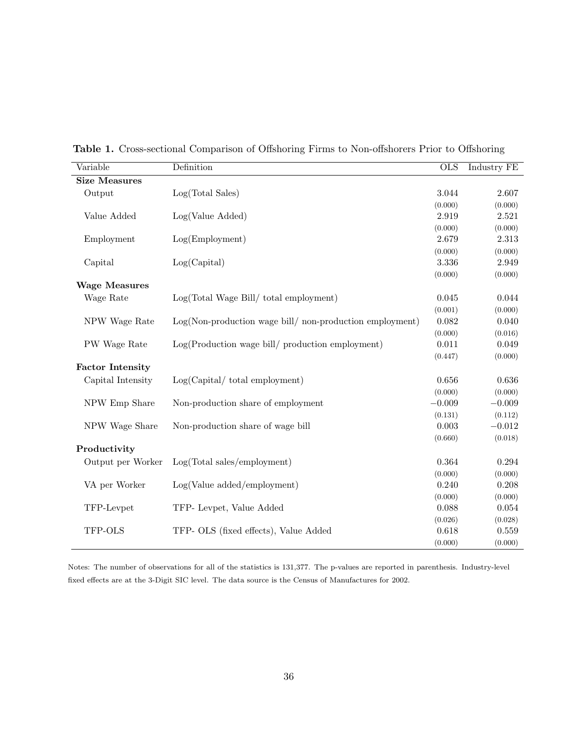**Table 1.** Cross-sectional Comparison of Offshoring Firms to Non-offshorers Prior to Offshoring

| Variable | Definition | OLS | Industry FE |
|---|---|---|---|
| **Size Measures** | | | |
| Output | Log(Total Sales) | 3.044 | 2.607 |
| | | (0.000) | (0.000) |
| Value Added | Log(Value Added) | 2.919 | 2.521 |
| | | (0.000) | (0.000) |
| Employment | Log(Employment) | 2.679 | 2.313 |
| | | (0.000) | (0.000) |
| Capital | Log(Capital) | 3.336 | 2.949 |
| | | (0.000) | (0.000) |
| **Wage Measures** | | | |
| Wage Rate | Log(Total Wage Bill/ total employment) | 0.045 | 0.044 |
| | | (0.001) | (0.000) |
| NPW Wage Rate | Log(Non-production wage bill/ non-production employment) | 0.082 | 0.040 |
| | | (0.000) | (0.016) |
| PW Wage Rate | Log(Production wage bill/ production employment) | 0.011 | 0.049 |
| | | (0.447) | (0.000) |
| **Factor Intensity** | | | |
| Capital Intensity | Log(Capital/ total employment) | 0.656 | 0.636 |
| | | (0.000) | (0.000) |
| NPW Emp Share | Non-production share of employment | −0.009 | −0.009 |
| | | (0.131) | (0.112) |
| NPW Wage Share | Non-production share of wage bill | 0.003 | −0.012 |
| | | (0.660) | (0.018) |
| **Productivity** | | | |
| Output per Worker | Log(Total sales/employment) | 0.364 | 0.294 |
| | | (0.000) | (0.000) |
| VA per Worker | Log(Value added/employment) | 0.240 | 0.208 |
| | | (0.000) | (0.000) |
| TFP-Levpet | TFP- Levpet, Value Added | 0.088 | 0.054 |
| | | (0.026) | (0.028) |
| TFP-OLS | TFP- OLS (fixed effects), Value Added | 0.618 | 0.559 |
| | | (0.000) | (0.000) |

Notes: The number of observations for all of the statistics is 131,377. The p-values are reported in parenthesis. Industry-level fixed effects are at the 3-Digit SIC level. The data source is the Census of Manufactures for 2002.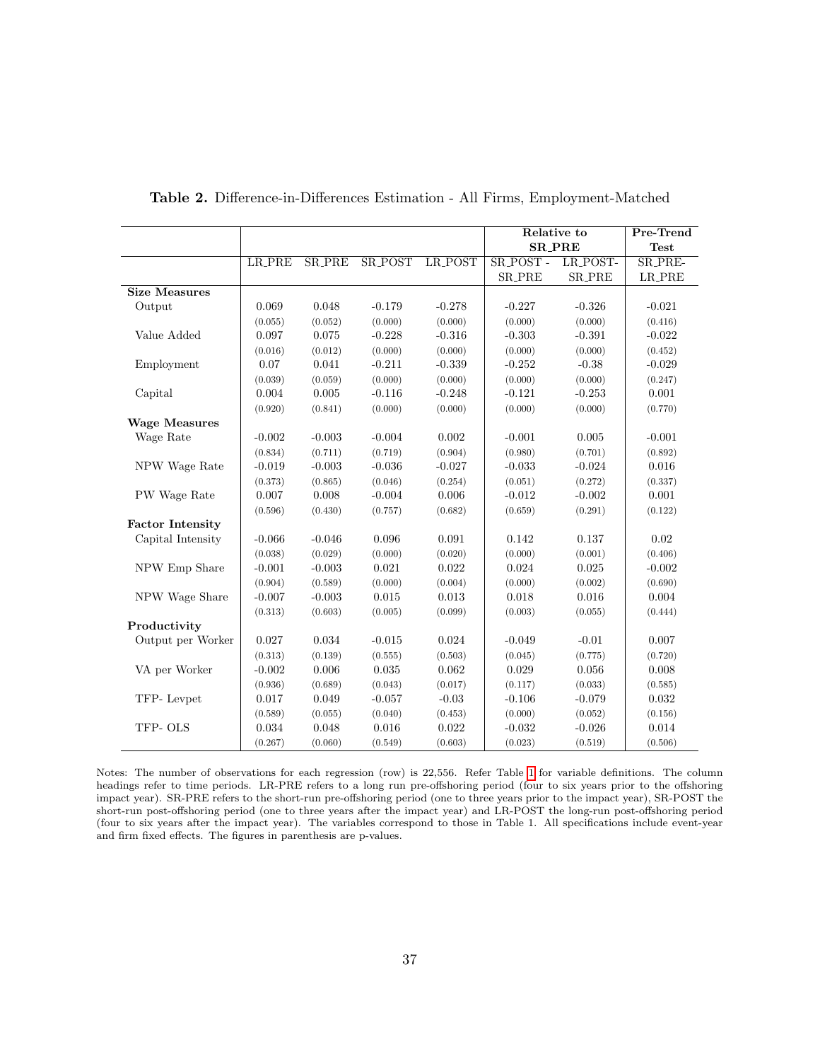**Table 2.** Difference-in-Differences Estimation - All Firms, Employment-Matched

| | LR_PRE | SR_PRE | SR_POST | LR_POST | Relative to SR_PRE: SR_POST - SR_PRE | Relative to SR_PRE: LR_POST- SR_PRE | Pre-Trend Test: SR_PRE- LR_PRE |
|---|---|---|---|---|---|---|---|
| **Size Measures** | | | | | | | |
| Output | 0.069 | 0.048 | -0.179 | -0.278 | -0.227 | -0.326 | -0.021 |
| | (0.055) | (0.052) | (0.000) | (0.000) | (0.000) | (0.000) | (0.416) |
| Value Added | 0.097 | 0.075 | -0.228 | -0.316 | -0.303 | -0.391 | -0.022 |
| | (0.016) | (0.012) | (0.000) | (0.000) | (0.000) | (0.000) | (0.452) |
| Employment | 0.07 | 0.041 | -0.211 | -0.339 | -0.252 | -0.38 | -0.029 |
| | (0.039) | (0.059) | (0.000) | (0.000) | (0.000) | (0.000) | (0.247) |
| Capital | 0.004 | 0.005 | -0.116 | -0.248 | -0.121 | -0.253 | 0.001 |
| | (0.920) | (0.841) | (0.000) | (0.000) | (0.000) | (0.000) | (0.770) |
| **Wage Measures** | | | | | | | |
| Wage Rate | -0.002 | -0.003 | -0.004 | 0.002 | -0.001 | 0.005 | -0.001 |
| | (0.834) | (0.711) | (0.719) | (0.904) | (0.980) | (0.701) | (0.892) |
| NPW Wage Rate | -0.019 | -0.003 | -0.036 | -0.027 | -0.033 | -0.024 | 0.016 |
| | (0.373) | (0.865) | (0.046) | (0.254) | (0.051) | (0.272) | (0.337) |
| PW Wage Rate | 0.007 | 0.008 | -0.004 | 0.006 | -0.012 | -0.002 | 0.001 |
| | (0.596) | (0.430) | (0.757) | (0.682) | (0.659) | (0.291) | (0.122) |
| **Factor Intensity** | | | | | | | |
| Capital Intensity | -0.066 | -0.046 | 0.096 | 0.091 | 0.142 | 0.137 | 0.02 |
| | (0.038) | (0.029) | (0.000) | (0.020) | (0.000) | (0.001) | (0.406) |
| NPW Emp Share | -0.001 | -0.003 | 0.021 | 0.022 | 0.024 | 0.025 | -0.002 |
| | (0.904) | (0.589) | (0.000) | (0.004) | (0.000) | (0.002) | (0.690) |
| NPW Wage Share | -0.007 | -0.003 | 0.015 | 0.013 | 0.018 | 0.016 | 0.004 |
| | (0.313) | (0.603) | (0.005) | (0.099) | (0.003) | (0.055) | (0.444) |
| **Productivity** | | | | | | | |
| Output per Worker | 0.027 | 0.034 | -0.015 | 0.024 | -0.049 | -0.01 | 0.007 |
| | (0.313) | (0.139) | (0.555) | (0.503) | (0.045) | (0.775) | (0.720) |
| VA per Worker | -0.002 | 0.006 | 0.035 | 0.062 | 0.029 | 0.056 | 0.008 |
| | (0.936) | (0.689) | (0.043) | (0.017) | (0.117) | (0.033) | (0.585) |
| TFP- Levpet | 0.017 | 0.049 | -0.057 | -0.03 | -0.106 | -0.079 | 0.032 |
| | (0.589) | (0.055) | (0.040) | (0.453) | (0.000) | (0.052) | (0.156) |
| TFP- OLS | 0.034 | 0.048 | 0.016 | 0.022 | -0.032 | -0.026 | 0.014 |
| | (0.267) | (0.060) | (0.549) | (0.603) | (0.023) | (0.519) | (0.506) |

Notes: The number of observations for each regression (row) is 22,556. Refer Table 1 for variable definitions. The column headings refer to time periods. LR-PRE refers to a long run pre-offshoring period (four to six years prior to the offshoring impact year). SR-PRE refers to the short-run pre-offshoring period (one to three years prior to the impact year), SR-POST the short-run post-offshoring period (one to three years after the impact year) and LR-POST the long-run post-offshoring period (four to six years after the impact year). The variables correspond to those in Table 1. All specifications include event-year and firm fixed effects. The figures in parenthesis are p-values.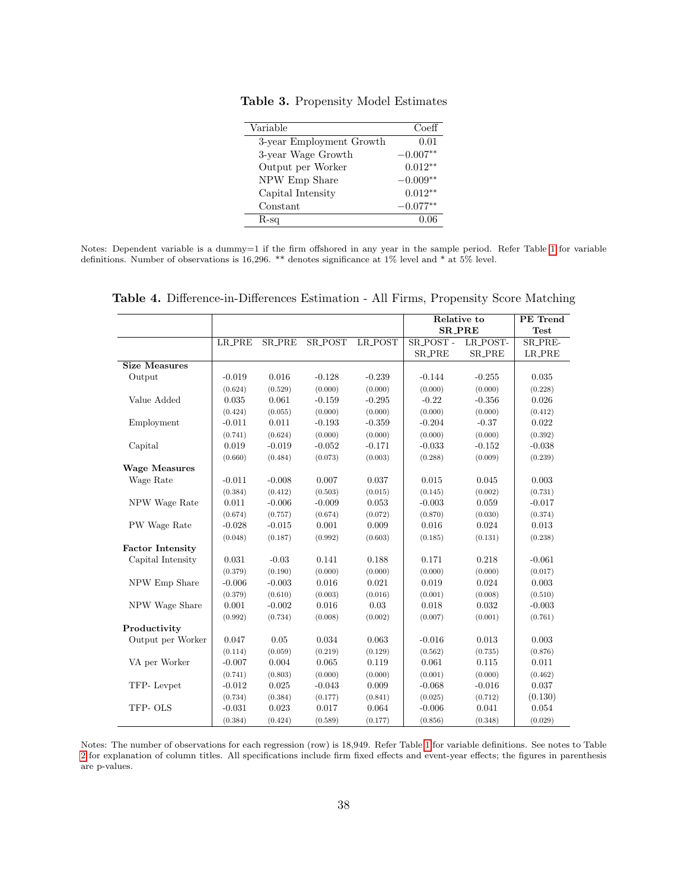**Table 3.** Propensity Model Estimates

| Variable | Coeff |
|---|---|
| 3-year Employment Growth | 0.01 |
| 3-year Wage Growth | $-0.007^{**}$ |
| Output per Worker | $0.012^{**}$ |
| NPW Emp Share | $-0.009^{**}$ |
| Capital Intensity | $0.012^{**}$ |
| Constant | $-0.077^{**}$ |
| R-sq | 0.06 |

Notes: Dependent variable is a dummy=1 if the firm offshored in any year in the sample period. Refer Table 1 for variable definitions. Number of observations is 16,296. ** denotes significance at 1% level and * at 5% level.

**Table 4.** Difference-in-Differences Estimation - All Firms, Propensity Score Matching

| | | | | | **Relative to SR_PRE** | | **PE Trend Test** |
|---|---|---|---|---|---|---|---|
| | LR_PRE | SR_PRE | SR_POST | LR_POST | SR_POST - SR_PRE | LR_POST- SR_PRE | SR_PRE- LR_PRE |
| **Size Measures** | | | | | | | |
| Output | -0.019 | 0.016 | -0.128 | -0.239 | -0.144 | -0.255 | 0.035 |
| | (0.624) | (0.529) | (0.000) | (0.000) | (0.000) | (0.000) | (0.228) |
| Value Added | 0.035 | 0.061 | -0.159 | -0.295 | -0.22 | -0.356 | 0.026 |
| | (0.424) | (0.055) | (0.000) | (0.000) | (0.000) | (0.000) | (0.412) |
| Employment | -0.011 | 0.011 | -0.193 | -0.359 | -0.204 | -0.37 | 0.022 |
| | (0.741) | (0.624) | (0.000) | (0.000) | (0.000) | (0.000) | (0.392) |
| Capital | 0.019 | -0.019 | -0.052 | -0.171 | -0.033 | -0.152 | -0.038 |
| | (0.660) | (0.484) | (0.073) | (0.003) | (0.288) | (0.009) | (0.239) |
| **Wage Measures** | | | | | | | |
| Wage Rate | -0.011 | -0.008 | 0.007 | 0.037 | 0.015 | 0.045 | 0.003 |
| | (0.384) | (0.412) | (0.503) | (0.015) | (0.145) | (0.002) | (0.731) |
| NPW Wage Rate | 0.011 | -0.006 | -0.009 | 0.053 | -0.003 | 0.059 | -0.017 |
| | (0.674) | (0.757) | (0.674) | (0.072) | (0.870) | (0.030) | (0.374) |
| PW Wage Rate | -0.028 | -0.015 | 0.001 | 0.009 | 0.016 | 0.024 | 0.013 |
| | (0.048) | (0.187) | (0.992) | (0.603) | (0.185) | (0.131) | (0.238) |
| **Factor Intensity** | | | | | | | |
| Capital Intensity | 0.031 | -0.03 | 0.141 | 0.188 | 0.171 | 0.218 | -0.061 |
| | (0.379) | (0.190) | (0.000) | (0.000) | (0.000) | (0.000) | (0.017) |
| NPW Emp Share | -0.006 | -0.003 | 0.016 | 0.021 | 0.019 | 0.024 | 0.003 |
| | (0.379) | (0.610) | (0.003) | (0.016) | (0.001) | (0.008) | (0.510) |
| NPW Wage Share | 0.001 | -0.002 | 0.016 | 0.03 | 0.018 | 0.032 | -0.003 |
| | (0.992) | (0.734) | (0.008) | (0.002) | (0.007) | (0.001) | (0.761) |
| **Productivity** | | | | | | | |
| Output per Worker | 0.047 | 0.05 | 0.034 | 0.063 | -0.016 | 0.013 | 0.003 |
| | (0.114) | (0.059) | (0.219) | (0.129) | (0.562) | (0.735) | (0.876) |
| VA per Worker | -0.007 | 0.004 | 0.065 | 0.119 | 0.061 | 0.115 | 0.011 |
| | (0.741) | (0.803) | (0.000) | (0.000) | (0.001) | (0.000) | (0.462) |
| TFP- Levpet | -0.012 | 0.025 | -0.043 | 0.009 | -0.068 | -0.016 | 0.037 |
| | (0.734) | (0.384) | (0.177) | (0.841) | (0.025) | (0.712) | (0.130) |
| TFP- OLS | -0.031 | 0.023 | 0.017 | 0.064 | -0.006 | 0.041 | 0.054 |
| | (0.384) | (0.424) | (0.589) | (0.177) | (0.856) | (0.348) | (0.029) |

Notes: The number of observations for each regression (row) is 18,949. Refer Table 1 for variable definitions. See notes to Table 2 for explanation of column titles. All specifications include firm fixed effects and event-year effects; the figures in parenthesis are p-values.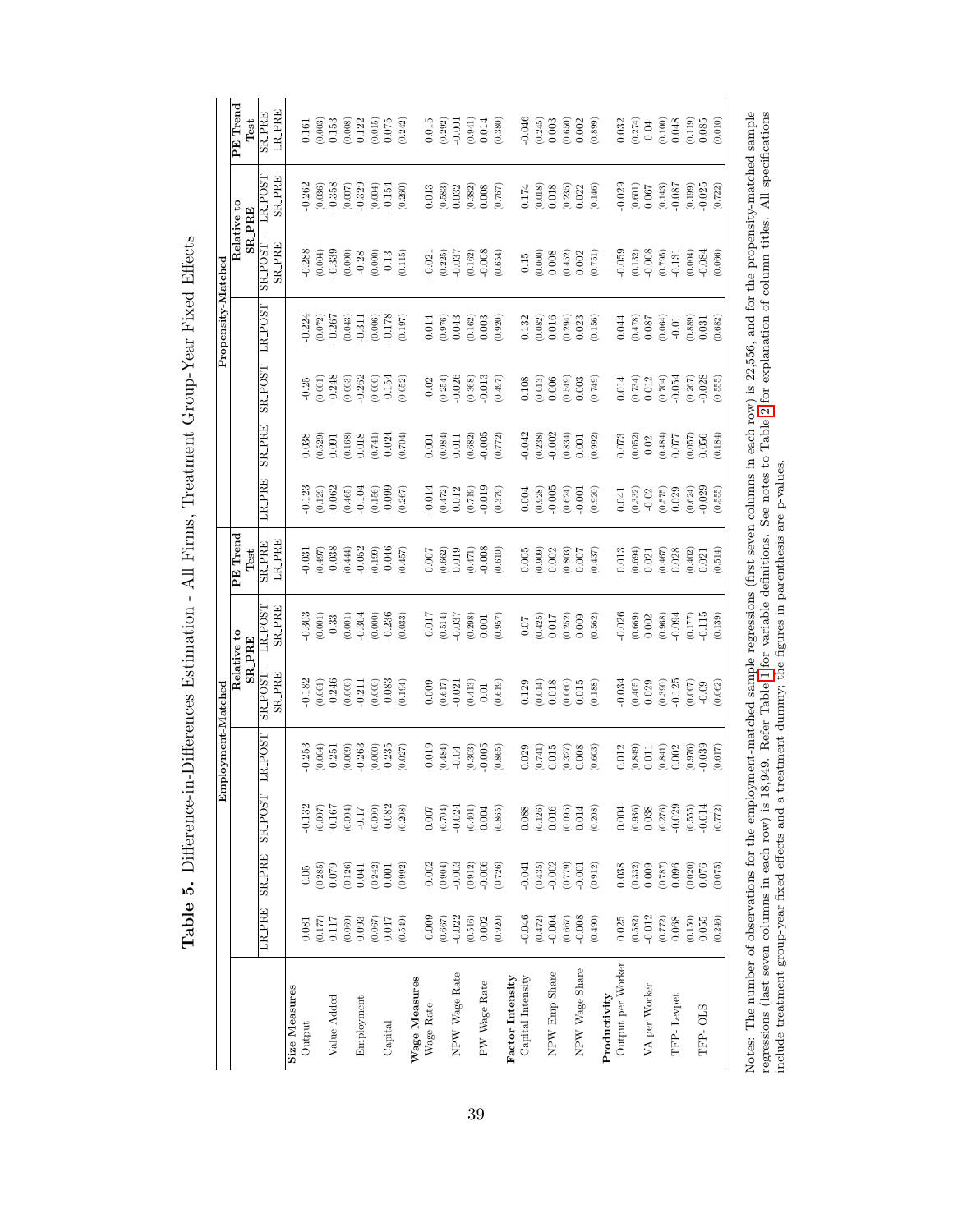**Table 5.** Difference-in-Differences Estimation - All Firms, Treatment Group-Year Fixed Effects

| | Employment-Matched | | | | | | PE Trend Test | Propensity-Matched | | | | | | PE Trend Test |
|---|---|---|---|---|---|---|---|---|---|---|---|---|---|---|
| | | | | | Relative to SR_PRE | | | | | | | Relative to SR_PRE | | |
| | LR_PRE | SR_PRE | SR_POST | LR_POST | SR_POST - SR_PRE | LR_POST- SR_PRE | SR_PRE- LR_PRE | LR_PRE | SR_PRE | SR_POST | LR_POST | SR_POST - SR_PRE | LR_POST - SR_PRE | SR_PRE- LR_PRE |
| **Size Measures** | | | | | | | | | | | | | | |
| Output | 0.081 | 0.05 | -0.132 | -0.253 | -0.182 | -0.303 | -0.031 | -0.123 | 0.038 | -0.25 | -0.224 | -0.288 | -0.262 | 0.161 |
| | (0.177) | (0.285) | (0.007) | (0.004) | (0.001) | (0.001) | (0.497) | (0.129) | (0.529) | (0.001) | (0.072) | (0.004) | (0.036) | (0.003) |
| Value Added | 0.117 | 0.079 | -0.167 | -0.251 | -0.246 | -0.33 | -0.038 | -0.062 | 0.091 | -0.248 | -0.267 | -0.339 | -0.358 | 0.153 |
| | (0.069) | (0.126) | (0.004) | (0.009) | (0.000) | (0.001) | (0.444) | (0.465) | (0.168) | (0.003) | (0.043) | (0.000) | (0.007) | (0.008) |
| Employment | 0.093 | 0.041 | -0.17 | -0.263 | -0.211 | -0.304 | -0.052 | -0.104 | 0.018 | -0.262 | -0.311 | -0.28 | -0.329 | 0.122 |
| | (0.067) | (0.242) | (0.000) | (0.000) | (0.000) | (0.000) | (0.199) | (0.156) | (0.741) | (0.000) | (0.006) | (0.000) | (0.004) | (0.015) |
| Capital | 0.047 | 0.001 | -0.082 | -0.235 | -0.083 | -0.236 | -0.046 | -0.099 | -0.024 | -0.154 | -0.178 | -0.13 | -0.154 | 0.075 |
| | (0.549) | (0.992) | (0.208) | (0.027) | (0.194) | (0.033) | (0.457) | (0.267) | (0.704) | (0.052) | (0.197) | (0.115) | (0.260) | (0.242) |
| **Wage Measures** | | | | | | | | | | | | | | |
| Wage Rate | -0.009 | -0.002 | 0.007 | -0.019 | 0.009 | -0.017 | 0.007 | -0.014 | 0.001 | -0.02 | 0.014 | -0.021 | 0.013 | 0.015 |
| | (0.667) | (0.904) | (0.704) | (0.484) | (0.617) | (0.514) | (0.662) | (0.472) | (0.984) | (0.254) | (0.976) | (0.225) | (0.583) | (0.292) |
| NPW Wage Rate | -0.022 | -0.003 | -0.024 | -0.04 | -0.021 | -0.037 | 0.019 | 0.012 | 0.011 | -0.026 | 0.043 | -0.037 | 0.032 | -0.001 |
| | (0.516) | (0.912) | (0.401) | (0.303) | (0.413) | (0.298) | (0.471) | (0.719) | (0.682) | (0.368) | (0.162) | (0.162) | (0.382) | (0.941) |
| PW Wage Rate | 0.002 | -0.006 | 0.004 | -0.005 | 0.01 | 0.001 | -0.008 | -0.019 | -0.005 | -0.013 | 0.003 | -0.008 | 0.008 | 0.014 |
| | (0.920) | (0.726) | (0.865) | (0.865) | (0.619) | (0.957) | (0.610) | (0.379) | (0.772) | (0.497) | (0.920) | (0.654) | (0.767) | (0.380) |
| **Factor Intensity** | | | | | | | | | | | | | | |
| Capital Intensity | -0.046 | -0.041 | 0.088 | 0.029 | 0.129 | 0.07 | 0.005 | 0.004 | -0.042 | 0.108 | 0.132 | 0.15 | 0.174 | -0.046 |
| | (0.472) | (0.435) | (0.126) | (0.741) | (0.014) | (0.425) | (0.909) | (0.928) | (0.238) | (0.013) | (0.082) | (0.000) | (0.018) | (0.245) |
| NPW Emp Share | -0.004 | -0.002 | 0.016 | 0.015 | 0.018 | 0.017 | 0.002 | -0.005 | -0.002 | 0.006 | 0.016 | 0.008 | 0.018 | 0.003 |
| | (0.667) | (0.779) | (0.095) | (0.327) | (0.060) | (0.252) | (0.803) | (0.624) | (0.834) | (0.549) | (0.294) | (0.452) | (0.235) | (0.650) |
| NPW Wage Share | -0.008 | -0.001 | 0.014 | 0.008 | 0.015 | 0.009 | 0.007 | -0.001 | 0.001 | 0.003 | 0.023 | 0.002 | 0.022 | 0.002 |
| | (0.490) | (0.912) | (0.208) | (0.603) | (0.188) | (0.562) | (0.437) | (0.920) | (0.992) | (0.749) | (0.156) | (0.751) | (0.146) | (0.899) |
| **Productivity** | | | | | | | | | | | | | | |
| Output per Worker | 0.025 | 0.038 | 0.004 | 0.012 | -0.034 | -0.026 | 0.013 | 0.041 | 0.073 | 0.014 | 0.044 | -0.059 | -0.029 | 0.032 |
| | (0.582) | (0.332) | (0.936) | (0.849) | (0.405) | (0.669) | (0.694) | (0.332) | (0.052) | (0.734) | (0.478) | (0.132) | (0.601) | (0.274) |
| VA per Worker | -0.012 | 0.009 | 0.038 | 0.011 | 0.029 | 0.002 | 0.021 | -0.02 | 0.02 | 0.012 | 0.087 | -0.008 | 0.067 | 0.04 |
| | (0.772) | (0.787) | (0.276) | (0.841) | (0.390) | (0.968) | (0.467) | (0.575) | (0.484) | (0.704) | (0.064) | (0.795) | (0.143) | (0.100) |
| TFP- Levpet | 0.068 | 0.096 | -0.029 | 0.002 | -0.125 | -0.094 | 0.028 | 0.029 | 0.077 | -0.054 | -0.01 | -0.131 | -0.087 | 0.048 |
| | (0.150) | (0.020) | (0.555) | (0.976) | (0.007) | (0.177) | (0.402) | (0.624) | (0.057) | (0.267) | (0.889) | (0.004) | (0.199) | (0.119) |
| TFP- OLS | 0.055 | 0.076 | -0.014 | -0.039 | -0.09 | -0.115 | 0.021 | -0.029 | 0.056 | -0.028 | 0.031 | -0.084 | -0.025 | 0.085 |
| | (0.246) | (0.075) | (0.772) | (0.617) | (0.062) | (0.139) | (0.514) | (0.555) | (0.184) | (0.555) | (0.682) | (0.066) | (0.722) | (0.010) |

Notes: The number of observations for the employment-matched sample regressions (first seven columns in each row) is 22,556, and for the propensity-matched sample regressions (last seven columns in each row) is 18,949. Refer Table 1 for variable definitions. See notes to Table 2 for explanation of column titles. All specifications include treatment group-year fixed effects and a treatment dummy; the figures in parenthesis are p-values.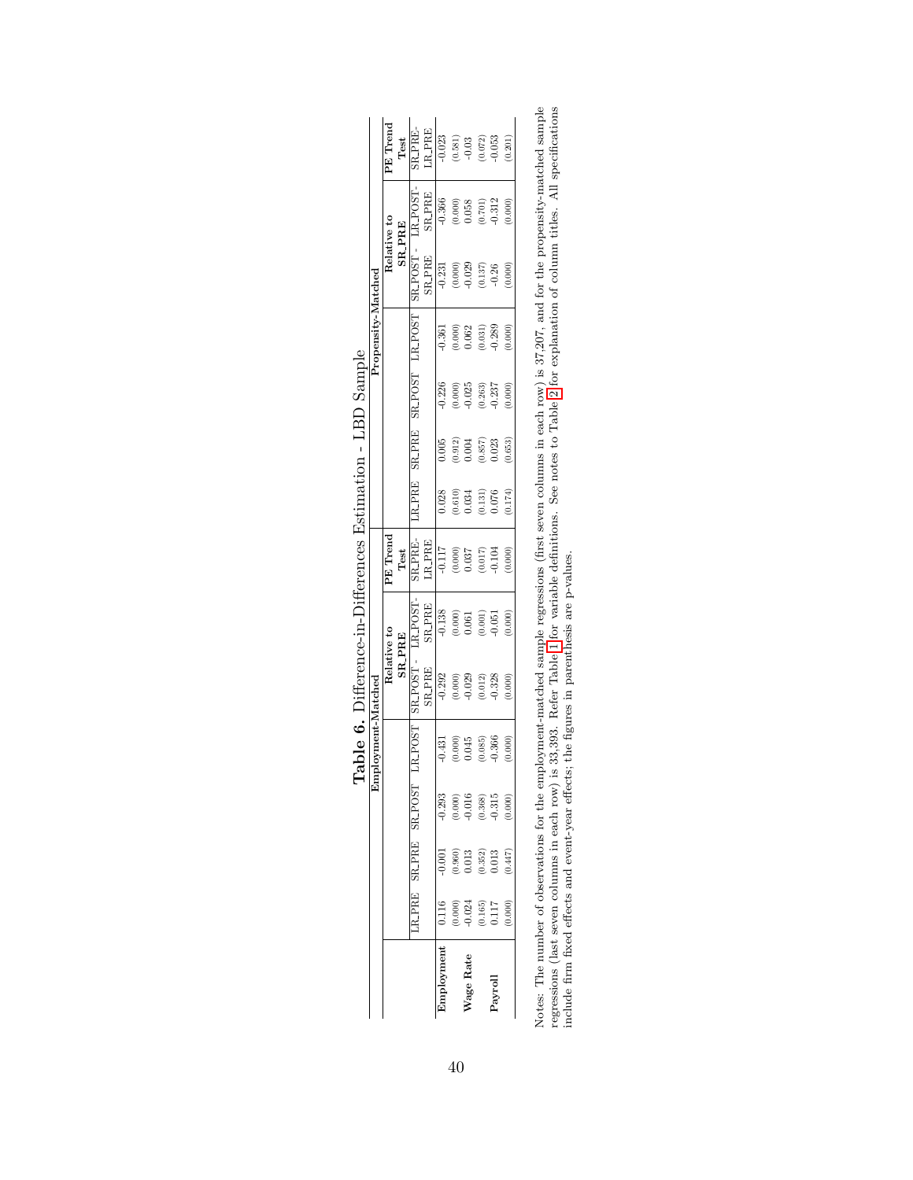**Table 6.** Difference-in-Differences Estimation - LBD Sample

| | Employment-Matched | | | | | | | Propensity-Matched | | | | | | |
|---|---|---|---|---|---|---|---|---|---|---|---|---|---|---|
| | | | | | Relative to SR_PRE | | PE Trend Test | | | | | Relative to SR_PRE | | PE Trend Test |
| | LR_PRE | SR_PRE | SR_POST | LR_POST | SR_POST - SR_PRE | LR_POST- SR_PRE | SR_PRE- LR_PRE | LR_PRE | SR_PRE | SR_POST | LR_POST | SR_POST - SR_PRE | LR_POST- SR_PRE | SR_PRE- LR_PRE |
| **Employment** | 0.116 | -0.001 | -0.293 | -0.431 | -0.292 | -0.138 | -0.117 | 0.028 | 0.005 | -0.226 | -0.361 | -0.231 | -0.366 | -0.023 |
| | (0.000) | (0.960) | (0.000) | (0.000) | (0.000) | (0.000) | (0.000) | (0.610) | (0.912) | (0.000) | (0.000) | (0.000) | (0.000) | (0.581) |
| **Wage Rate** | -0.024 | 0.013 | -0.016 | 0.045 | -0.029 | 0.061 | 0.037 | 0.034 | 0.004 | -0.025 | 0.062 | -0.029 | 0.058 | -0.03 |
| | (0.165) | (0.352) | (0.368) | (0.085) | (0.012) | (0.001) | (0.017) | (0.131) | (0.857) | (0.263) | (0.031) | (0.137) | (0.701) | (0.072) |
| **Payroll** | 0.117 | 0.013 | -0.315 | -0.366 | -0.328 | -0.051 | -0.104 | 0.076 | 0.023 | -0.237 | -0.289 | -0.26 | -0.312 | -0.053 |
| | (0.000) | (0.447) | (0.000) | (0.000) | (0.000) | (0.000) | (0.000) | (0.174) | (0.653) | (0.000) | (0.000) | (0.000) | (0.000) | (0.201) |

Notes: The number of observations for the employment-matched sample regressions (first seven columns in each row) is 37,207, and for the propensity-matched sample regressions (last seven columns in each row) is 33,393. Refer Table 1 for variable definitions. See notes to Table 2 for explanation of column titles. All specifications include firm fixed effects and event-year effects; the figures in parenthesis are p-values.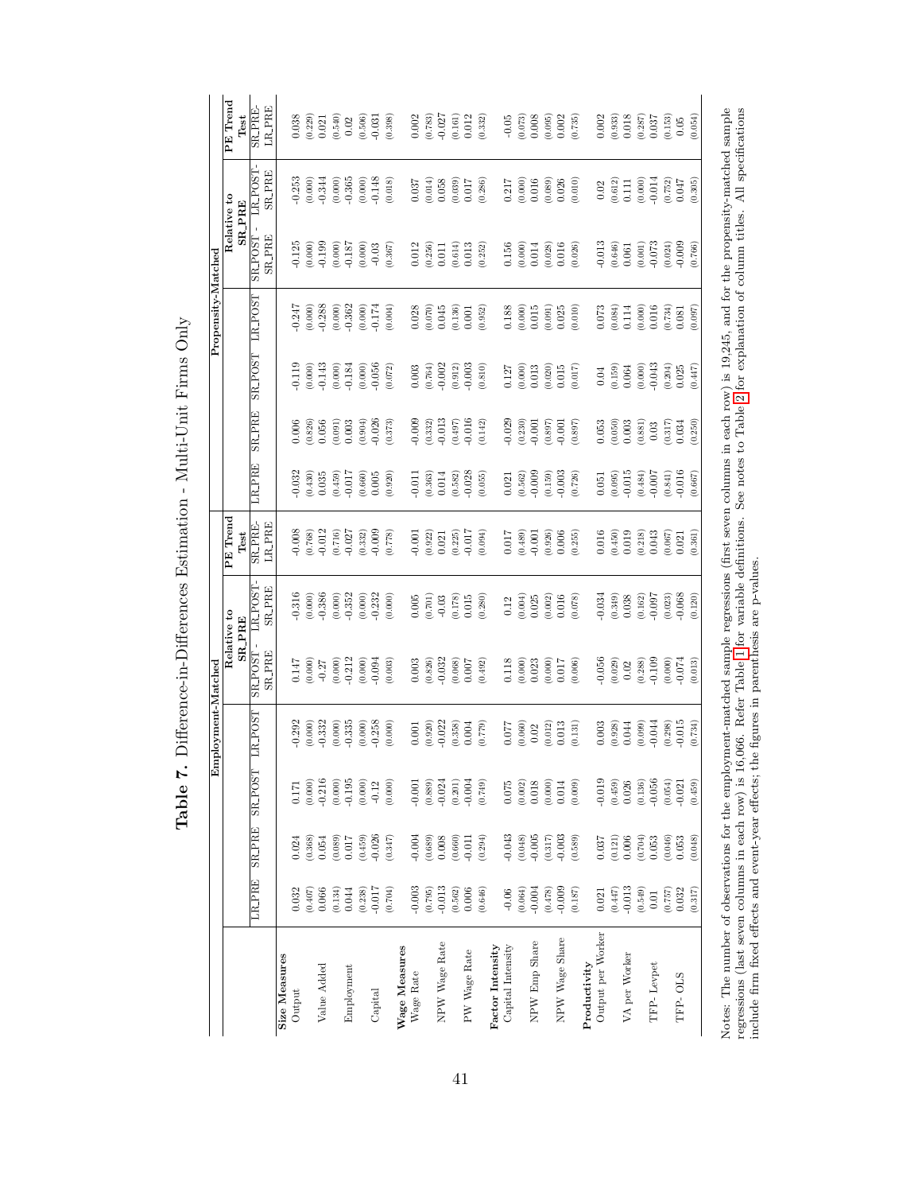**Table 7.** Difference-in-Differences Estimation - Multi-Unit Firms Only

| | Employment-Matched | | | | Relative to SR_PRE | | PE Trend Test | Propensity-Matched | | | | Relative to SR_PRE | | PE Trend Test |
|---|---|---|---|---|---|---|---|---|---|---|---|---|---|---|
| | LR_PRE | SR_PRE | SR_POST | LR_POST | SR_POST - SR_PRE | LR_POST-SR_PRE | SR_PRE-LR_PRE | LR_PRE | SR_PRE | SR_POST | LR_POST | SR_POST - SR_PRE | LR_POST-SR_PRE | SR_PRE-LR_PRE |
| **Size Measures** | | | | | | | | | | | | | | |
| Output | 0.032 | 0.024 | 0.171 | -0.292 | 0.147 | -0.316 | -0.008 | -0.032 | 0.006 | -0.119 | -0.247 | -0.125 | -0.253 | 0.038 |
| | (0.407) | (0.368) | (0.000) | (0.000) | (0.000) | (0.000) | (0.768) | (0.430) | (0.826) | (0.000) | (0.000) | (0.000) | (0.000) | (0.229) |
| Value Added | 0.066 | 0.054 | -0.216 | -0.332 | -0.27 | -0.386 | -0.012 | 0.035 | 0.056 | -0.143 | -0.288 | -0.199 | -0.344 | 0.021 |
| | (0.134) | (0.089) | (0.000) | (0.000) | (0.000) | (0.000) | (0.716) | (0.459) | (0.091) | (0.000) | (0.000) | (0.000) | (0.000) | (0.540) |
| Employment | 0.044 | 0.017 | -0.195 | -0.335 | -0.212 | -0.352 | -0.027 | -0.017 | 0.003 | -0.184 | -0.362 | -0.187 | -0.365 | 0.02 |
| | (0.238) | (0.459) | (0.000) | (0.000) | (0.000) | (0.000) | (0.332) | (0.660) | (0.904) | (0.000) | (0.000) | (0.000) | (0.000) | (0.506) |
| Capital | -0.017 | -0.026 | -0.12 | -0.258 | -0.094 | -0.232 | -0.009 | 0.005 | -0.026 | -0.056 | -0.174 | -0.03 | -0.148 | -0.031 |
| | (0.704) | (0.347) | (0.000) | (0.000) | (0.003) | (0.000) | (0.778) | (0.920) | (0.373) | (0.072) | (0.004) | (0.367) | (0.018) | (0.398) |
| **Wage Measures** | | | | | | | | | | | | | | |
| Wage Rate | -0.003 | -0.004 | -0.001 | 0.001 | 0.003 | 0.005 | -0.001 | -0.011 | -0.009 | 0.003 | 0.028 | 0.012 | 0.037 | 0.002 |
| | (0.795) | (0.689) | (0.889) | (0.920) | (0.826) | (0.701) | (0.922) | (0.363) | (0.332) | (0.764) | (0.070) | (0.256) | (0.014) | (0.783) |
| NPW Wage Rate | -0.013 | 0.008 | -0.024 | -0.022 | -0.032 | -0.03 | 0.021 | 0.014 | -0.013 | -0.002 | 0.045 | 0.011 | 0.058 | -0.027 |
| | (0.562) | (0.660) | (0.201) | (0.358) | (0.068) | (0.178) | (0.225) | (0.582) | (0.497) | (0.912) | (0.136) | (0.614) | (0.039) | (0.161) |
| PW Wage Rate | 0.006 | -0.011 | -0.004 | 0.004 | 0.007 | 0.015 | -0.017 | -0.028 | -0.016 | -0.003 | 0.001 | 0.013 | 0.017 | 0.012 |
| | (0.646) | (0.294) | (0.749) | (0.779) | (0.492) | (0.280) | (0.094) | (0.055) | (0.142) | (0.810) | (0.952) | (0.252) | (0.286) | (0.332) |
| **Factor Intensity** | | | | | | | | | | | | | | |
| Capital Intensity | -0.06 | -0.043 | 0.075 | 0.077 | 0.118 | 0.12 | 0.017 | 0.021 | -0.029 | 0.127 | 0.188 | 0.156 | 0.217 | -0.05 |
| | (0.064) | (0.048) | (0.002) | (0.060) | (0.000) | (0.004) | (0.489) | (0.562) | (0.230) | (0.000) | (0.000) | (0.000) | (0.000) | (0.073) |
| NPW Emp Share | -0.004 | -0.005 | 0.018 | 0.02 | 0.023 | 0.025 | -0.001 | -0.009 | -0.001 | 0.013 | 0.015 | 0.014 | 0.016 | 0.008 |
| | (0.478) | (0.317) | (0.000) | (0.012) | (0.000) | (0.002) | (0.926) | (0.159) | (0.897) | (0.020) | (0.091) | (0.028) | (0.089) | (0.095) |
| NPW Wage Share | -0.009 | -0.003 | 0.014 | 0.013 | 0.017 | 0.016 | 0.006 | -0.003 | -0.001 | 0.015 | 0.025 | 0.016 | 0.026 | 0.002 |
| | (0.187) | (0.589) | (0.009) | (0.131) | (0.006) | (0.078) | (0.255) | (0.726) | (0.897) | (0.017) | (0.010) | (0.026) | (0.010) | (0.735) |
| **Productivity** | | | | | | | | | | | | | | |
| Output per Worker | 0.021 | 0.037 | -0.019 | 0.003 | -0.056 | -0.034 | 0.016 | 0.051 | 0.053 | 0.04 | 0.073 | -0.013 | 0.02 | 0.002 |
| | (0.447) | (0.121) | (0.459) | (0.928) | (0.029) | (0.349) | (0.450) | (0.095) | (0.050) | (0.159) | (0.084) | (0.646) | (0.612) | (0.933) |
| VA per Worker | -0.013 | 0.006 | 0.026 | 0.044 | 0.02 | 0.038 | 0.019 | -0.015 | 0.003 | 0.064 | 0.114 | 0.061 | 0.111 | 0.018 |
| | (0.549) | (0.704) | (0.136) | (0.099) | (0.288) | (0.162) | (0.218) | (0.484) | (0.881) | (0.000) | (0.000) | (0.001) | (0.000) | (0.287) |
| TFP- Levpet | 0.01 | 0.053 | -0.056 | -0.044 | -0.109 | -0.097 | 0.043 | -0.007 | 0.03 | -0.043 | 0.016 | -0.073 | -0.014 | 0.037 |
| | (0.757) | (0.046) | (0.054) | (0.298) | (0.000) | (0.023) | (0.067) | (0.841) | (0.317) | (0.204) | (0.734) | (0.024) | (0.752) | (0.153) |
| TFP- OLS | 0.032 | 0.053 | -0.021 | -0.015 | -0.074 | -0.068 | 0.021 | -0.016 | 0.034 | 0.025 | 0.081 | -0.009 | 0.047 | 0.05 |
| | (0.317) | (0.048) | (0.459) | (0.734) | (0.013) | (0.120) | (0.361) | (0.667) | (0.250) | (0.447) | (0.097) | (0.766) | (0.305) | (0.054) |

Notes: The number of observations for the employment-matched sample regressions (first seven columns in each row) is 19,245, and for the propensity-matched sample regressions (last seven columns in each row) is 16,066. Refer Table 1 for variable definitions. See notes to Table 2 for explanation of column titles. All specifications include firm fixed effects and event-year effects; the figures in parenthesis are p-values.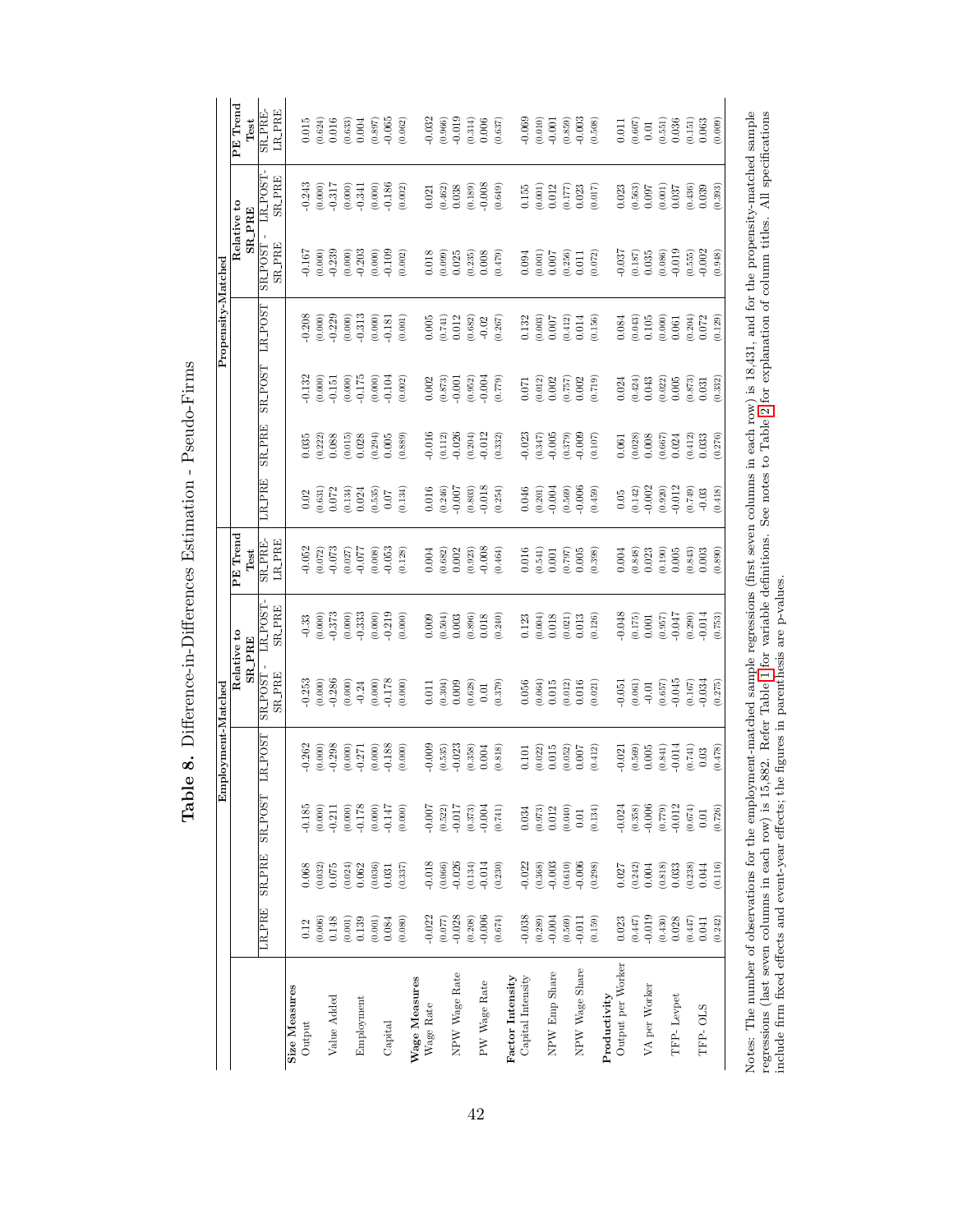# Table 8. Difference-in-Differences Estimation - Pseudo-Firms

| | Employment-Matched | | | | | | | Propensity-Matched | | | | | | |
|---|---|---|---|---|---|---|---|---|---|---|---|---|---|---|
| | | | | | Relative to SR_PRE | | PE Trend Test | | | | | Relative to SR_PRE | | PE Trend Test |
| | LR_PRE | SR_PRE | SR_POST | LR_POST | SR_POST - SR_PRE | LR_POST - SR_PRE | SR_PRE- LR_PRE | LR_PRE | SR_PRE | SR_POST | LR_POST | SR_POST - SR_PRE | LR_POST - SR_PRE | SR_PRE- LR_PRE |
| **Size Measures** | | | | | | | | | | | | | | |
| Output | 0.12 | 0.068 | -0.185 | -0.262 | -0.253 | -0.33 | -0.052 | 0.02 | 0.035 | -0.132 | -0.208 | -0.167 | -0.243 | 0.015 |
| | (0.006) | (0.032) | (0.000) | (0.000) | (0.000) | (0.000) | (0.072) | (0.631) | (0.222) | (0.000) | (0.000) | (0.000) | (0.000) | (0.624) |
| Value Added | 0.148 | 0.075 | -0.211 | -0.298 | -0.286 | -0.373 | -0.073 | 0.072 | 0.088 | -0.151 | -0.229 | -0.239 | -0.317 | 0.016 |
| | (0.001) | (0.024) | (0.000) | (0.000) | (0.000) | (0.000) | (0.027) | (0.134) | (0.015) | (0.000) | (0.000) | (0.000) | (0.000) | (0.633) |
| Employment | 0.139 | 0.062 | -0.178 | -0.271 | -0.24 | -0.333 | -0.077 | 0.024 | 0.028 | -0.175 | -0.313 | -0.203 | -0.341 | 0.004 |
| | (0.001) | (0.036) | (0.000) | (0.000) | (0.000) | (0.000) | (0.008) | (0.535) | (0.294) | (0.000) | (0.000) | (0.000) | (0.000) | (0.897) |
| Capital | 0.084 | 0.031 | -0.147 | -0.188 | -0.178 | -0.219 | -0.053 | 0.07 | 0.005 | -0.104 | -0.181 | -0.109 | -0.186 | -0.065 |
| | (0.080) | (0.337) | (0.000) | (0.000) | (0.000) | (0.000) | (0.128) | (0.134) | (0.889) | (0.002) | (0.001) | (0.002) | (0.002) | (0.062) |
| **Wage Measures** | | | | | | | | | | | | | | |
| Wage Rate | -0.022 | -0.018 | -0.007 | -0.009 | 0.011 | 0.009 | 0.004 | 0.016 | -0.016 | 0.002 | 0.005 | 0.018 | 0.021 | -0.032 |
| | (0.077) | (0.066) | (0.522) | (0.535) | (0.304) | (0.504) | (0.682) | (0.246) | (0.112) | (0.873) | (0.741) | (0.099) | (0.462) | (0.966) |
| NPW Wage Rate | -0.028 | -0.026 | -0.017 | -0.023 | 0.009 | 0.003 | 0.002 | -0.007 | -0.026 | -0.001 | 0.012 | 0.025 | 0.038 | -0.019 |
| | (0.208) | (0.134) | (0.373) | (0.358) | (0.628) | (0.896) | (0.923) | (0.803) | (0.204) | (0.952) | (0.682) | (0.235) | (0.189) | (0.314) |
| PW Wage Rate | -0.006 | -0.014 | -0.004 | 0.004 | 0.01 | 0.018 | -0.008 | -0.018 | -0.012 | -0.004 | -0.02 | 0.008 | -0.008 | 0.006 |
| | (0.674) | (0.230) | (0.741) | (0.818) | (0.379) | (0.240) | (0.464) | (0.254) | (0.332) | (0.779) | (0.267) | (0.479) | (0.649) | (0.637) |
| **Factor Intensity** | | | | | | | | | | | | | | |
| Capital Intensity | -0.038 | -0.022 | 0.034 | 0.101 | 0.056 | 0.123 | 0.016 | 0.046 | -0.023 | 0.071 | 0.132 | 0.094 | 0.155 | -0.069 |
| | (0.289) | (0.368) | (0.973) | (0.022) | (0.064) | (0.004) | (0.541) | (0.201) | (0.347) | (0.012) | (0.003) | (0.001) | (0.001) | (0.010) |
| NPW Emp Share | -0.004 | -0.003 | 0.012 | 0.015 | 0.015 | 0.018 | 0.001 | -0.004 | -0.005 | 0.002 | 0.007 | 0.007 | 0.012 | -0.001 |
| | (0.569) | (0.610) | (0.040) | (0.052) | (0.012) | (0.021) | (0.797) | (0.569) | (0.379) | (0.757) | (0.412) | (0.256) | (0.177) | (0.859) |
| NPW Wage Share | -0.011 | -0.006 | 0.01 | 0.007 | 0.016 | 0.013 | 0.005 | -0.006 | -0.009 | 0.002 | 0.014 | 0.011 | 0.023 | -0.003 |
| | (0.159) | (0.298) | (0.134) | (0.412) | (0.021) | (0.126) | (0.398) | (0.459) | (0.107) | (0.719) | (0.156) | (0.072) | (0.017) | (0.508) |
| **Productivity** | | | | | | | | | | | | | | |
| Output per Worker | 0.023 | 0.027 | -0.024 | -0.021 | -0.051 | -0.048 | 0.004 | 0.05 | 0.061 | 0.024 | 0.084 | -0.037 | 0.023 | 0.011 |
| | (0.447) | (0.242) | (0.358) | (0.569) | (0.061) | (0.175) | (0.848) | (0.142) | (0.028) | (0.424) | (0.043) | (0.187) | (0.563) | (0.607) |
| VA per Worker | -0.019 | 0.004 | -0.006 | 0.005 | -0.01 | 0.001 | 0.023 | -0.002 | 0.008 | 0.043 | 0.105 | 0.035 | 0.097 | 0.01 |
| | (0.430) | (0.818) | (0.779) | (0.841) | (0.657) | (0.957) | (0.190) | (0.920) | (0.667) | (0.022) | (0.000) | (0.086) | (0.001) | (0.551) |
| TFP- Levpet | 0.028 | 0.033 | -0.012 | -0.014 | -0.045 | -0.047 | 0.005 | -0.012 | 0.024 | 0.005 | 0.061 | -0.019 | 0.037 | 0.036 |
| | (0.447) | (0.238) | (0.674) | (0.741) | (0.167) | (0.290) | (0.843) | (0.749) | (0.412) | (0.873) | (0.204) | (0.555) | (0.436) | (0.151) |
| TFP- OLS | 0.041 | 0.044 | 0.01 | 0.03 | -0.034 | -0.014 | 0.003 | -0.03 | 0.033 | 0.031 | 0.072 | -0.002 | 0.039 | 0.063 |
| | (0.242) | (0.116) | (0.726) | (0.478) | (0.275) | (0.753) | (0.890) | (0.418) | (0.276) | (0.332) | (0.129) | (0.948) | (0.393) | (0.009) |

Notes: The number of observations for the employment-matched sample regressions (first seven columns in each row) is 18,431, and for the propensity-matched sample regressions (last seven columns in each row) is 15,882. Refer Table 1 for variable definitions. See notes to Table 2 for explanation of column titles. All specifications include firm fixed effects and event-year effects; the figures in parenthesis are p-values.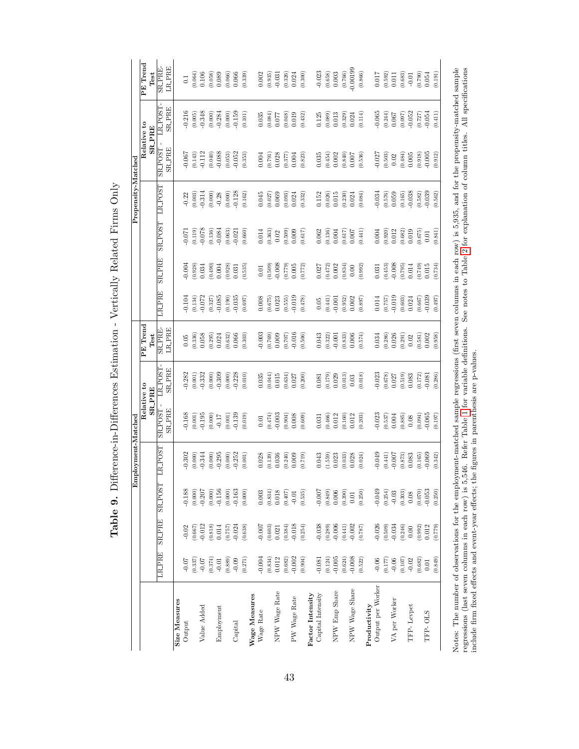# Table 9. Difference-in-Differences Estimation - Vertically Related Firms Only

| | Employment-Matched | | | | | | | Propensity-Matched | | | | | | |
|---|---|---|---|---|---|---|---|---|---|---|---|---|---|---|
| | | | | | Relative to SR_PRE | | PE Trend Test | | | | | Relative to SR_PRE | | PE Trend Test |
| | LR_PRE | SR_PRE | SR_POST | LR_POST | SR_POST - SR_PRE | LR_POST-SR_PRE | SR_PRE-LR_PRE | LR_PRE | SR_PRE | SR_POST | LR_POST | SR_POST - SR_PRE | LR_POST - SR_PRE | SR_PRE-LR_PRE |
| **Size Measures** | | | | | | | | | | | | | | |
| Output | -0.07 | -0.02 | -0.188 | -0.302 | -0.168 | -0.282 | 0.05 | -0.104 | -0.004 | -0.071 | -0.22 | -0.067 | -0.216 | 0.1 |
| | (0.337) | (0.667) | (0.000) | (0.000) | (0.001) | (0.001) | (0.336) | (0.134) | (0.928) | (0.119) | (0.003) | (0.143) | (0.005) | (0.064) |
| Value Added | -0.07 | -0.012 | -0.207 | -0.344 | -0.195 | -0.332 | 0.058 | -0.072 | 0.034 | -0.078 | -0.314 | -0.112 | -0.348 | 0.106 |
| | (0.374) | (0.818) | (0.000) | (0.000) | (0.000) | (0.000) | (0.295) | (0.327) | (0.490) | (0.136) | (0.000) | (0.040) | (0.000) | (0.058) |
| Employment | -0.01 | 0.014 | -0.156 | -0.295 | -0.17 | -0.309 | 0.024 | -0.085 | 0.004 | -0.084 | -0.28 | -0.088 | -0.284 | 0.089 |
| | (0.889) | (0.757) | (0.000) | (0.000) | (0.001) | (0.000) | (0.632) | (0.190) | (0.928) | (0.063) | (0.000) | (0.053) | (0.000) | (0.066) |
| Capital | -0.09 | -0.024 | -0.163 | -0.252 | -0.139 | -0.228 | 0.066 | -0.035 | 0.031 | -0.021 | -0.128 | -0.052 | -0.159 | 0.066 |
| | (0.271) | (0.638) | (0.000) | (0.001) | (0.019) | (0.010) | (0.303) | (0.697) | (0.535) | (0.660) | (0.162) | (0.353) | (0.101) | (0.339) |
| **Wage Measures** | | | | | | | | | | | | | | |
| Wage Rate | -0.004 | -0.007 | 0.003 | 0.028 | 0.01 | 0.035 | -0.003 | 0.008 | 0.01 | 0.014 | 0.045 | 0.004 | 0.035 | 0.002 |
| | (0.834) | (0.603) | (0.834) | (0.139) | (0.474) | (0.044) | (0.769) | (0.675) | (0.509) | (0.363) | (0.027) | (0.791) | (0.084) | (0.935) |
| NPW Wage Rate | 0.012 | 0.021 | 0.018 | 0.036 | -0.003 | 0.015 | 0.009 | 0.023 | -0.008 | 0.02 | 0.069 | 0.028 | 0.077 | -0.031 |
| | (0.682) | (0.384) | (0.407) | (0.246) | (0.904) | (0.634) | (0.707) | (0.555) | (0.779) | (0.509) | (0.093) | (0.377) | (0.048) | (0.326) |
| PW Wage Rate | -0.002 | -0.018 | -0.01 | 0.009 | 0.008 | 0.027 | -0.016 | -0.019 | 0.005 | 0.009 | 0.024 | 0.004 | 0.019 | 0.024 |
| | (0.904) | (0.254) | (0.535) | (0.719) | (0.609) | (0.200) | (0.506) | (0.478) | (0.772) | (0.617) | (0.332) | (0.823) | (0.432) | (0.300) |
| **Factor Intensity** | | | | | | | | | | | | | | |
| Capital Intensity | -0.081 | -0.038 | -0.007 | 0.043 | 0.031 | 0.081 | 0.043 | 0.05 | 0.027 | 0.062 | 0.152 | 0.035 | 0.125 | -0.023 |
| | (0.124) | (0.289) | (0.849) | (1.559) | (0.466) | (0.179) | (0.322) | (0.441) | (0.472) | (0.136) | (0.026) | (0.454) | (0.089) | (0.658) |
| NPW Emp Share | -0.005 | -0.006 | 0.006 | 0.023 | 0.012 | 0.029 | -0.001 | -0.001 | 0.002 | 0.004 | 0.015 | 0.002 | 0.013 | 0.003 |
| | (0.624) | (0.441) | (0.390) | (0.033) | (0.160) | (0.013) | (0.833) | (0.952) | (0.834) | (0.617) | (0.230) | (0.840) | (0.329) | (0.766) |
| NPW Wage Share | -0.008 | -0.002 | 0.01 | 0.028 | 0.012 | 0.03 | 0.006 | 0.002 | 0.00 | 0.007 | 0.024 | 0.007 | 0.024 | -0.00199 |
| | (0.522) | (0.787) | (0.250) | (0.024) | (0.203) | (0.018) | (0.574) | (0.897) | (0.992) | (0.441) | (0.084) | (0.536) | (0.114) | (0.866) |
| **Productivity** | | | | | | | | | | | | | | |
| Output per Worker | -0.06 | -0.026 | -0.049 | -0.049 | -0.023 | -0.023 | 0.034 | 0.014 | 0.031 | 0.004 | -0.034 | -0.027 | -0.065 | 0.017 |
| | (0.177) | (0.509) | (0.254) | (0.441) | (0.537) | (0.678) | (0.286) | (0.757) | (0.453) | (0.920) | (0.576) | (0.503) | (0.244) | (0.592) |
| VA per Worker | -0.06 | -0.034 | -0.03 | -0.007 | 0.004 | 0.027 | 0.026 | -0.019 | -0.008 | 0.012 | 0.059 | 0.02 | 0.067 | 0.011 |
| | (0.107) | (0.246) | (0.303) | (0.873) | (0.885) | (0.519) | (0.291) | (0.603) | (0.795) | (0.682) | (0.165) | (0.484) | (0.097) | (0.683) |
| TFP- Levpet | -0.02 | 0.00 | 0.08 | 0.083 | 0.08 | 0.083 | 0.02 | 0.024 | 0.014 | 0.019 | -0.038 | 0.005 | -0.052 | -0.01 |
| | (0.682) | (0.992) | (0.070) | (0.165) | (0.094) | (0.172) | (0.581) | (0.667) | (0.749) | (0.675) | (0.582) | (0.918) | (0.727) | (0.790) |
| TFP- OLS | 0.01 | 0.012 | -0.053 | -0.069 | -0.065 | -0.081 | 0.002 | -0.039 | 0.015 | 0.01 | -0.039 | -0.005 | -0.054 | 0.054 |
| | (0.849) | (0.779) | (0.250) | (0.342) | (0.197) | (0.286) | (0.958) | (0.497) | (0.734) | (0.841) | (0.562) | (0.912) | (0.411) | (0.191) |

Notes: The number of observations for the employment-matched sample regressions (first seven columns in each row) is 5,935, and for the propensity-matched sample regressions (last seven columns in each row) is 5,546. Refer Table 1 for variable definitions. See notes to Table 2 for explanation of column titles. All specifications include firm fixed effects and event-year effects; the figures in parenthesis are p-values.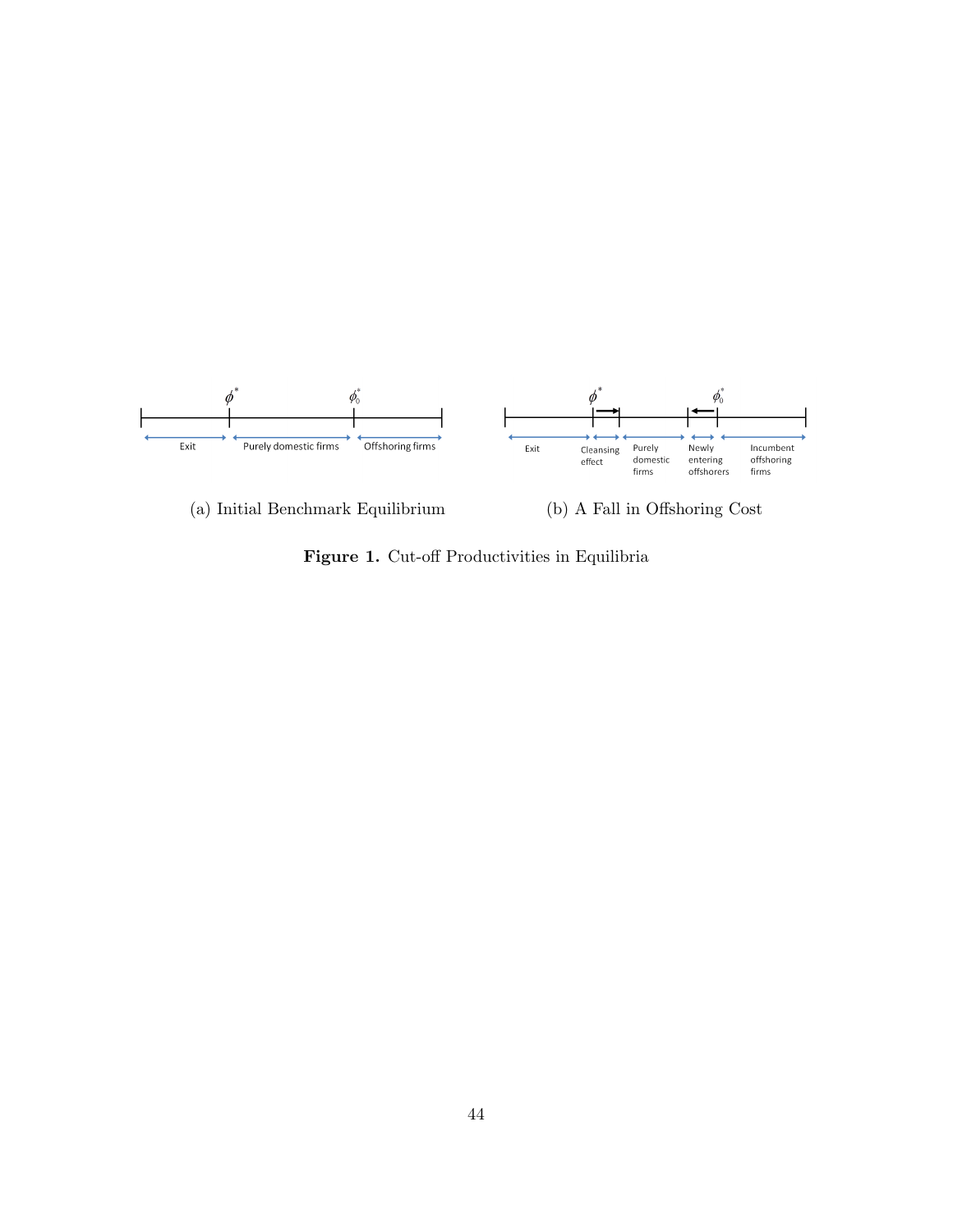(a) Initial Benchmark Equilibrium

(b) A Fall in Offshoring Cost

**Figure 1.** Cut-off Productivities in Equilibria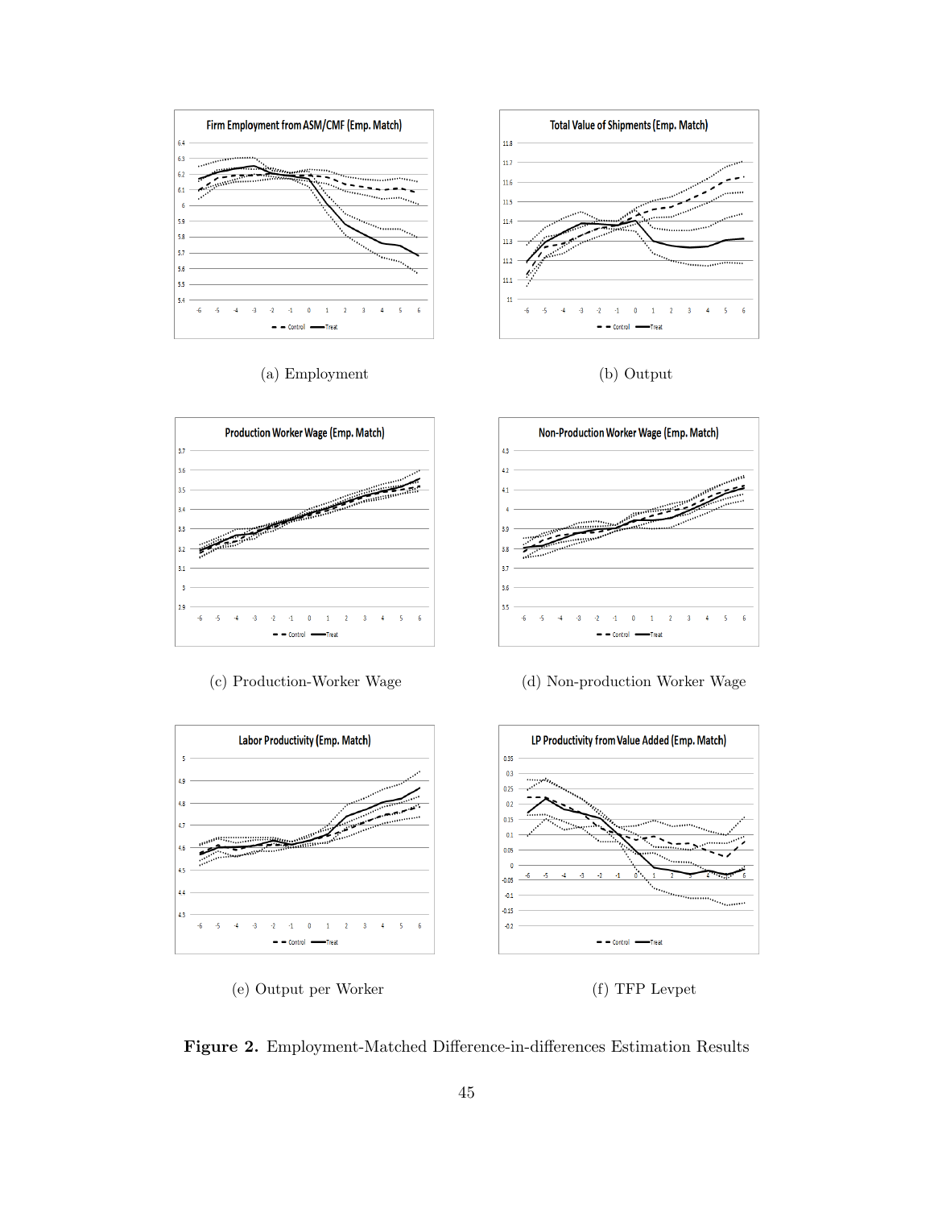(a) Employment

(b) Output

(c) Production-Worker Wage

(d) Non-production Worker Wage

(e) Output per Worker

(f) TFP Levpet

**Figure 2.** Employment-Matched Difference-in-differences Estimation Results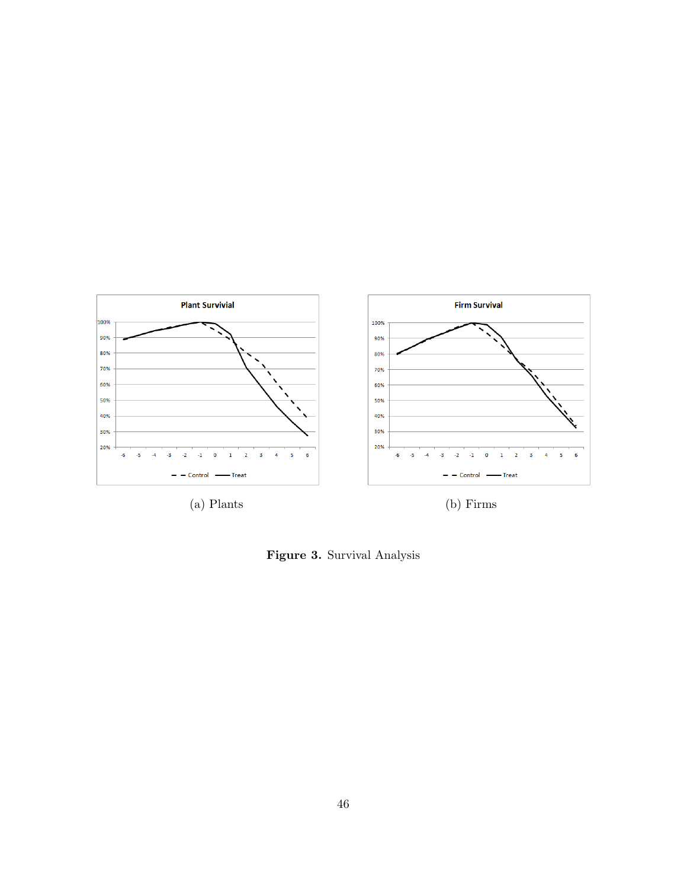(a) Plants

(b) Firms

**Figure 3.** Survival Analysis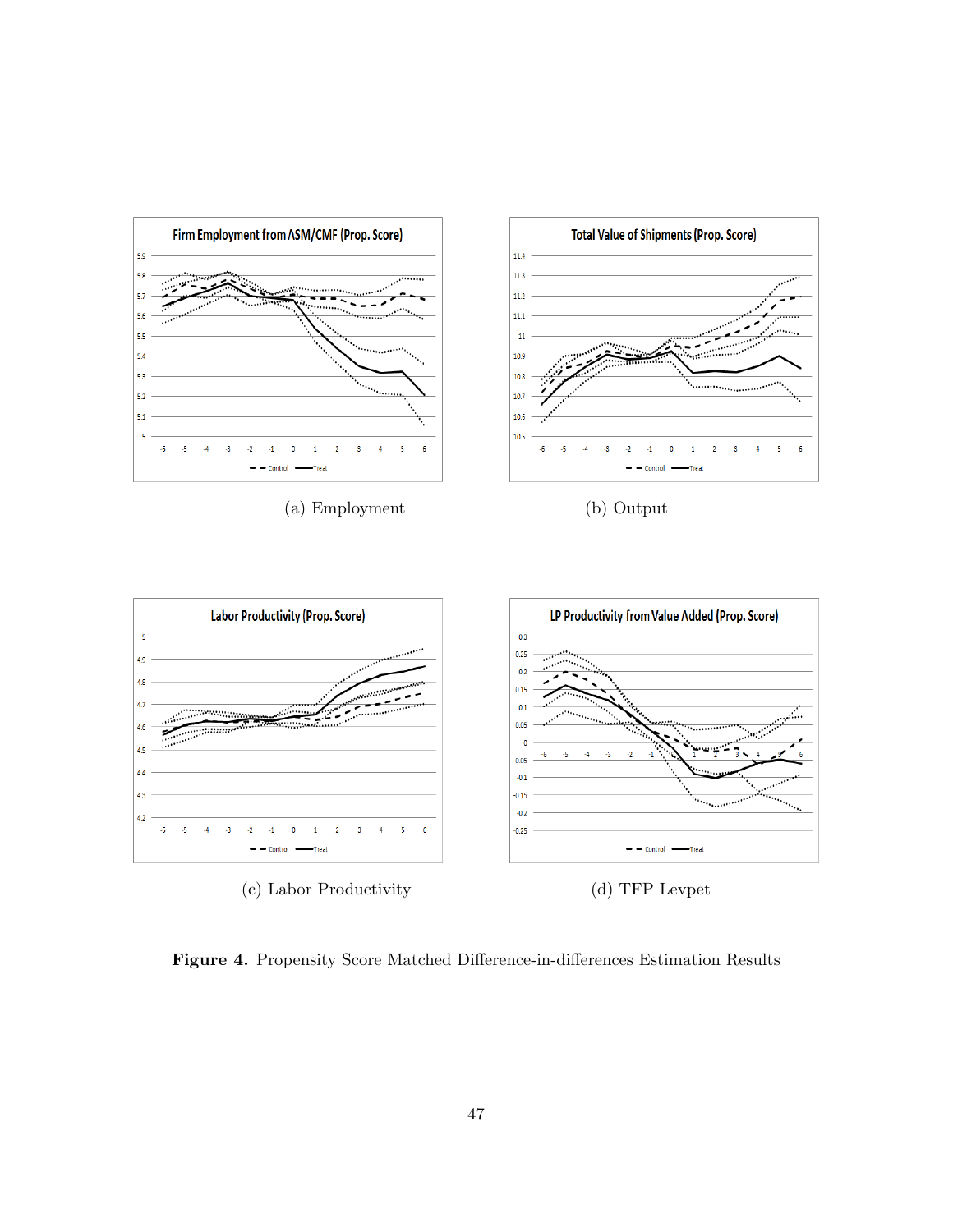(a) Employment

(b) Output

(c) Labor Productivity

(d) TFP Levpet

**Figure 4.** Propensity Score Matched Difference-in-differences Estimation Results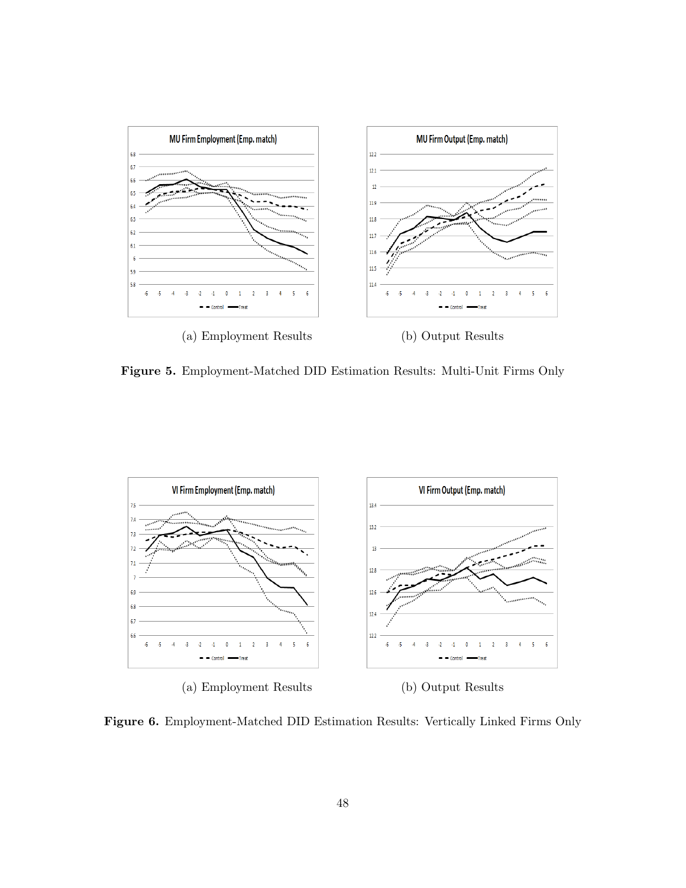(a) Employment Results

(b) Output Results

**Figure 5.** Employment-Matched DID Estimation Results: Multi-Unit Firms Only

(a) Employment Results

(b) Output Results

**Figure 6.** Employment-Matched DID Estimation Results: Vertically Linked Firms Only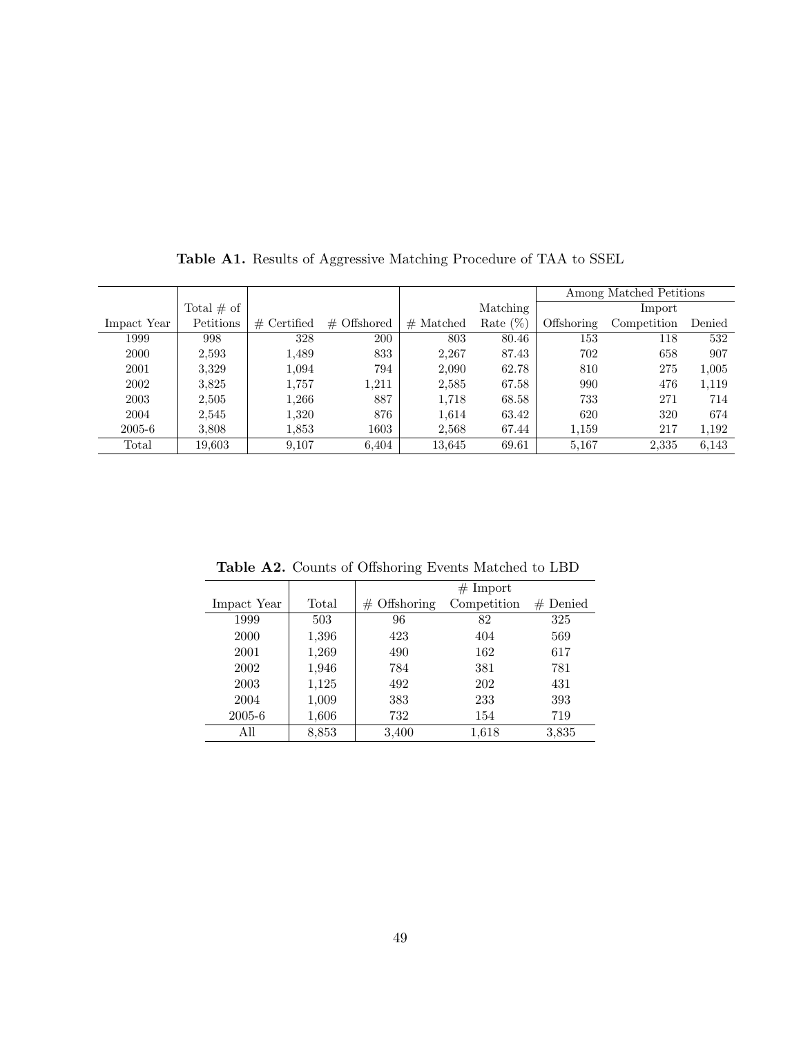**Table A1.** Results of Aggressive Matching Procedure of TAA to SSEL

| | | | | | | Among Matched Petitions | | |
|---|---|---|---|---|---|---|---|---|
| Impact Year | Total # of Petitions | # Certified | # Offshored | # Matched | Matching Rate (%) | Offshoring | Import Competition | Denied |
| 1999 | 998 | 328 | 200 | 803 | 80.46 | 153 | 118 | 532 |
| 2000 | 2,593 | 1,489 | 833 | 2,267 | 87.43 | 702 | 658 | 907 |
| 2001 | 3,329 | 1,094 | 794 | 2,090 | 62.78 | 810 | 275 | 1,005 |
| 2002 | 3,825 | 1,757 | 1,211 | 2,585 | 67.58 | 990 | 476 | 1,119 |
| 2003 | 2,505 | 1,266 | 887 | 1,718 | 68.58 | 733 | 271 | 714 |
| 2004 | 2,545 | 1,320 | 876 | 1,614 | 63.42 | 620 | 320 | 674 |
| 2005-6 | 3,808 | 1,853 | 1603 | 2,568 | 67.44 | 1,159 | 217 | 1,192 |
| Total | 19,603 | 9,107 | 6,404 | 13,645 | 69.61 | 5,167 | 2,335 | 6,143 |

**Table A2.** Counts of Offshoring Events Matched to LBD

| Impact Year | Total | # Offshoring | # Import Competition | # Denied |
|---|---|---|---|---|
| 1999 | 503 | 96 | 82 | 325 |
| 2000 | 1,396 | 423 | 404 | 569 |
| 2001 | 1,269 | 490 | 162 | 617 |
| 2002 | 1,946 | 784 | 381 | 781 |
| 2003 | 1,125 | 492 | 202 | 431 |
| 2004 | 1,009 | 383 | 233 | 393 |
| 2005-6 | 1,606 | 732 | 154 | 719 |
| All | 8,853 | 3,400 | 1,618 | 3,835 |